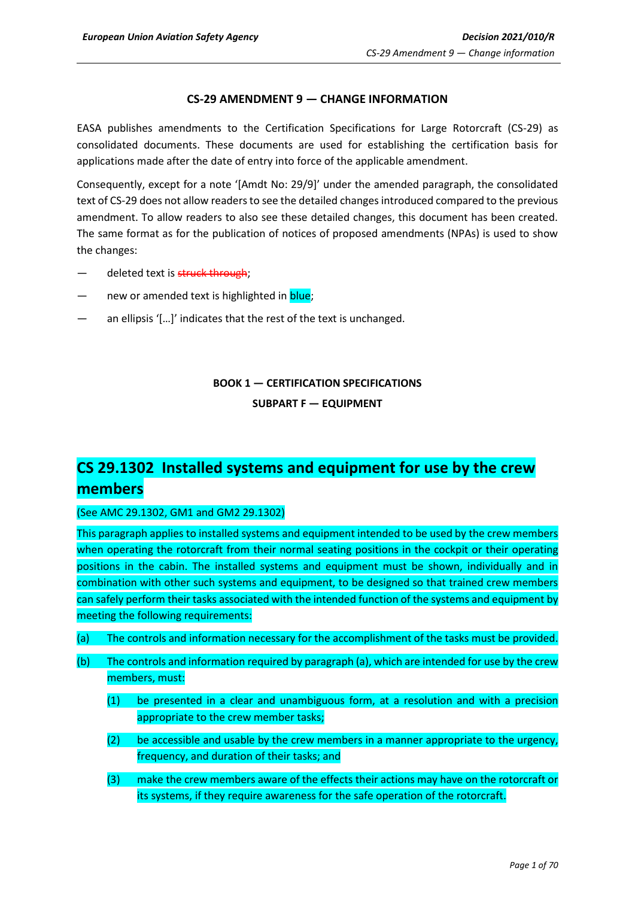## CS-29 AMENDMENT 9 — CHANGE INFORMATION

EASA publishes amendments to the Certification Specifications for Large Rotorcraft (CS-29) as consolidated documents. These documents are used for establishing the certification basis for applications made after the date of entry into force of the applicable amendment.

Consequently, except for a note '[Amdt No: 29/9]' under the amended paragraph, the consolidated text of CS-29 does not allow readers to see the detailed changes introduced compared to the previous amendment. To allow readers to also see these detailed changes, this document has been created. The same format as for the publication of notices of proposed amendments (NPAs) is used to show the changes:

— deleted text is ~~struck through~~;

— new or amended text is highlighted in blue;

— an ellipsis '[…]' indicates that the rest of the text is unchanged.

### BOOK 1 — CERTIFICATION SPECIFICATIONS

### SUBPART F — EQUIPMENT

# CS 29.1302 Installed systems and equipment for use by the crew members

(See AMC 29.1302, GM1 and GM2 29.1302)

This paragraph applies to installed systems and equipment intended to be used by the crew members when operating the rotorcraft from their normal seating positions in the cockpit or their operating positions in the cabin. The installed systems and equipment must be shown, individually and in combination with other such systems and equipment, to be designed so that trained crew members can safely perform their tasks associated with the intended function of the systems and equipment by meeting the following requirements:

(a) The controls and information necessary for the accomplishment of the tasks must be provided.

(b) The controls and information required by paragraph (a), which are intended for use by the crew members, must:

(1) be presented in a clear and unambiguous form, at a resolution and with a precision appropriate to the crew member tasks;

(2) be accessible and usable by the crew members in a manner appropriate to the urgency, frequency, and duration of their tasks; and

(3) make the crew members aware of the effects their actions may have on the rotorcraft or its systems, if they require awareness for the safe operation of the rotorcraft.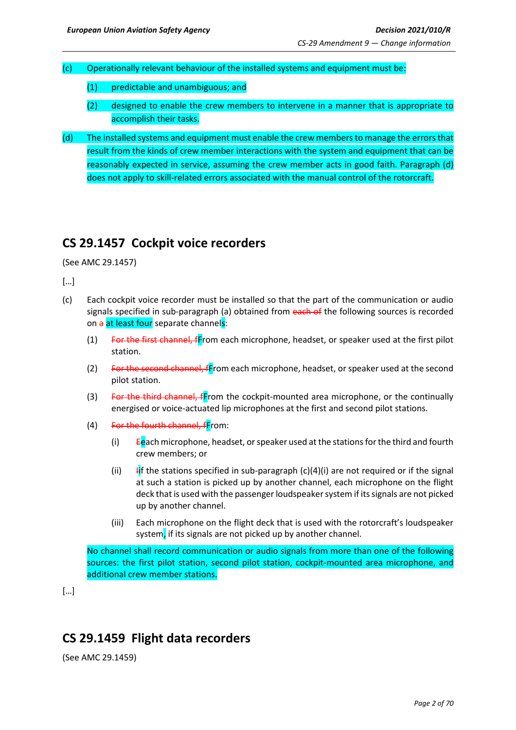(c) Operationally relevant behaviour of the installed systems and equipment must be:

(1) predictable and unambiguous; and

(2) designed to enable the crew members to intervene in a manner that is appropriate to accomplish their tasks.

(d) The installed systems and equipment must enable the crew members to manage the errors that result from the kinds of crew member interactions with the system and equipment that can be reasonably expected in service, assuming the crew member acts in good faith. Paragraph (d) does not apply to skill-related errors associated with the manual control of the rotorcraft.

## CS 29.1457 Cockpit voice recorders

(See AMC 29.1457)

[…]

(c) Each cockpit voice recorder must be installed so that the part of the communication or audio signals specified in sub-paragraph (a) obtained from ~~each of~~ the following sources is recorded on ~~a~~ at least four separate channels:

(1) ~~For the first channel, f~~From each microphone, headset, or speaker used at the first pilot station.

(2) ~~For the second channel, f~~From each microphone, headset, or speaker used at the second pilot station.

(3) ~~For the third channel, f~~From the cockpit-mounted area microphone, or the continually energised or voice-actuated lip microphones at the first and second pilot stations.

(4) ~~For the fourth channel, f~~From:

(i) ~~E~~each microphone, headset, or speaker used at the stations for the third and fourth crew members; or

(ii) ~~I~~If the stations specified in sub-paragraph (c)(4)(i) are not required or if the signal at such a station is picked up by another channel, each microphone on the flight deck that is used with the passenger loudspeaker system if its signals are not picked up by another channel.

(iii) Each microphone on the flight deck that is used with the rotorcraft's loudspeaker system, if its signals are not picked up by another channel.

No channel shall record communication or audio signals from more than one of the following sources: the first pilot station, second pilot station, cockpit-mounted area microphone, and additional crew member stations.

[…]

## CS 29.1459 Flight data recorders

(See AMC 29.1459)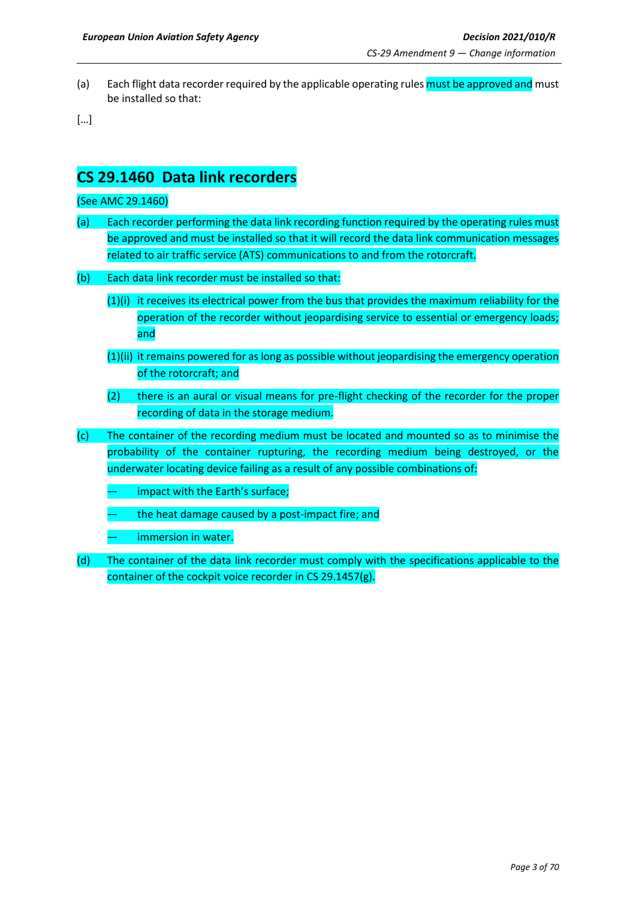(a) Each flight data recorder required by the applicable operating rules must be approved and must be installed so that:

[…]

## CS 29.1460 Data link recorders

(See AMC 29.1460)

(a) Each recorder performing the data link recording function required by the operating rules must be approved and must be installed so that it will record the data link communication messages related to air traffic service (ATS) communications to and from the rotorcraft.

(b) Each data link recorder must be installed so that:

(1)(i) it receives its electrical power from the bus that provides the maximum reliability for the operation of the recorder without jeopardising service to essential or emergency loads; and

(1)(ii) it remains powered for as long as possible without jeopardising the emergency operation of the rotorcraft; and

(2) there is an aural or visual means for pre-flight checking of the recorder for the proper recording of data in the storage medium.

(c) The container of the recording medium must be located and mounted so as to minimise the probability of the container rupturing, the recording medium being destroyed, or the underwater locating device failing as a result of any possible combinations of:

— impact with the Earth's surface;

— the heat damage caused by a post-impact fire; and

— immersion in water.

(d) The container of the data link recorder must comply with the specifications applicable to the container of the cockpit voice recorder in CS 29.1457(g).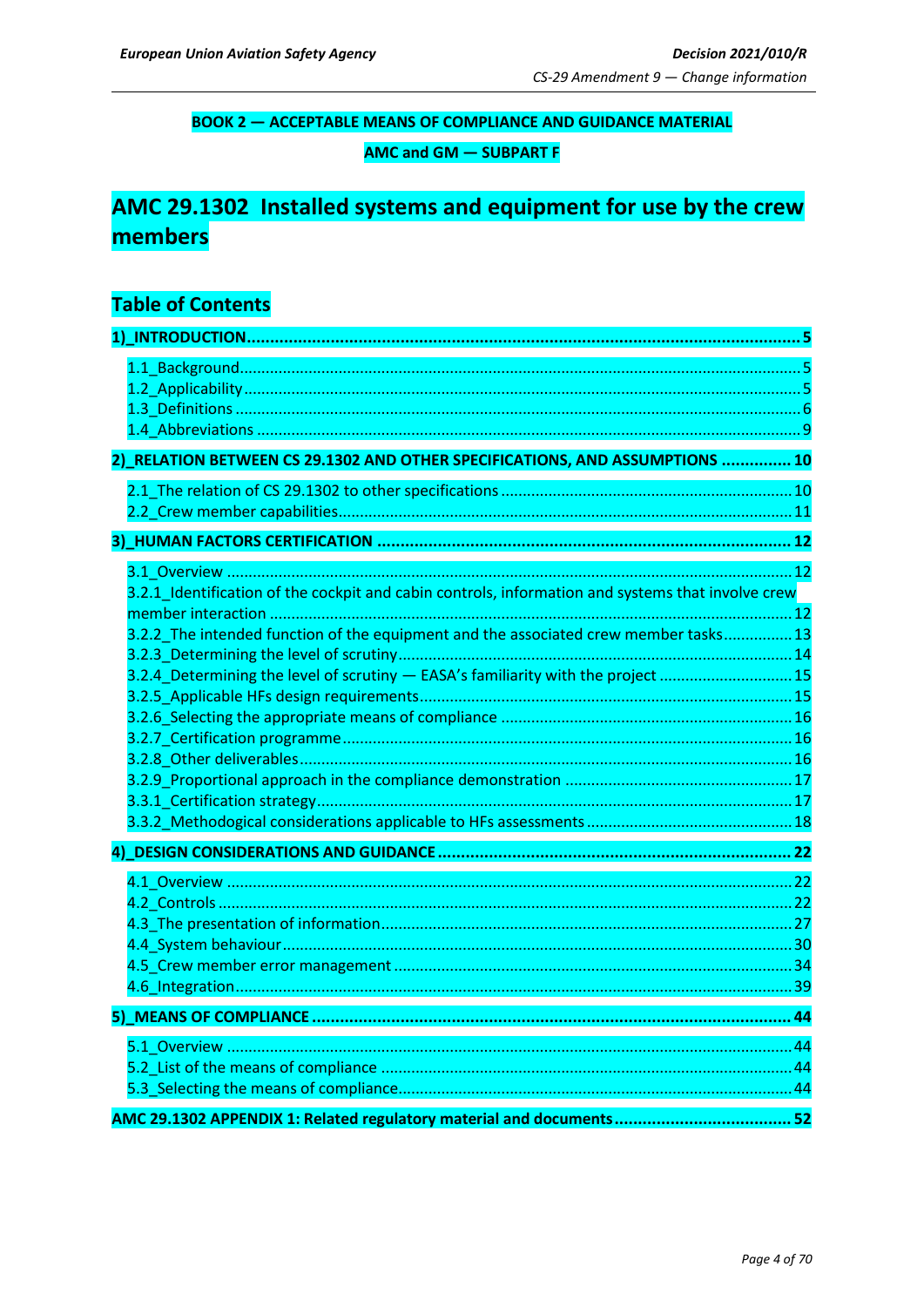**BOOK 2 — ACCEPTABLE MEANS OF COMPLIANCE AND GUIDANCE MATERIAL**

**AMC and GM — SUBPART F**

# AMC 29.1302 Installed systems and equipment for use by the crew members

## Table of Contents

**1)_INTRODUCTION ... 5**

1.1_Background ... 5
1.2_Applicability ... 5
1.3_Definitions ... 6
1.4_Abbreviations ... 9

**2)_RELATION BETWEEN CS 29.1302 AND OTHER SPECIFICATIONS, AND ASSUMPTIONS ... 10**

2.1_The relation of CS 29.1302 to other specifications ... 10
2.2_Crew member capabilities ... 11

**3)_HUMAN FACTORS CERTIFICATION ... 12**

3.1_Overview ... 12
3.2.1_Identification of the cockpit and cabin controls, information and systems that involve crew member interaction ... 12
3.2.2_The intended function of the equipment and the associated crew member tasks ... 13
3.2.3_Determining the level of scrutiny ... 14
3.2.4_Determining the level of scrutiny — EASA's familiarity with the project ... 15
3.2.5_Applicable HFs design requirements ... 15
3.2.6_Selecting the appropriate means of compliance ... 16
3.2.7_Certification programme ... 16
3.2.8_Other deliverables ... 16
3.2.9_Proportional approach in the compliance demonstration ... 17
3.3.1_Certification strategy ... 17
3.3.2_Methodological considerations applicable to HFs assessments ... 18

**4)_DESIGN CONSIDERATIONS AND GUIDANCE ... 22**

4.1_Overview ... 22
4.2_Controls ... 22
4.3_The presentation of information ... 27
4.4_System behaviour ... 30
4.5_Crew member error management ... 34
4.6_Integration ... 39

**5)_MEANS OF COMPLIANCE ... 44**

5.1_Overview ... 44
5.2_List of the means of compliance ... 44
5.3_Selecting the means of compliance ... 44

**AMC 29.1302 APPENDIX 1: Related regulatory material and documents ... 52**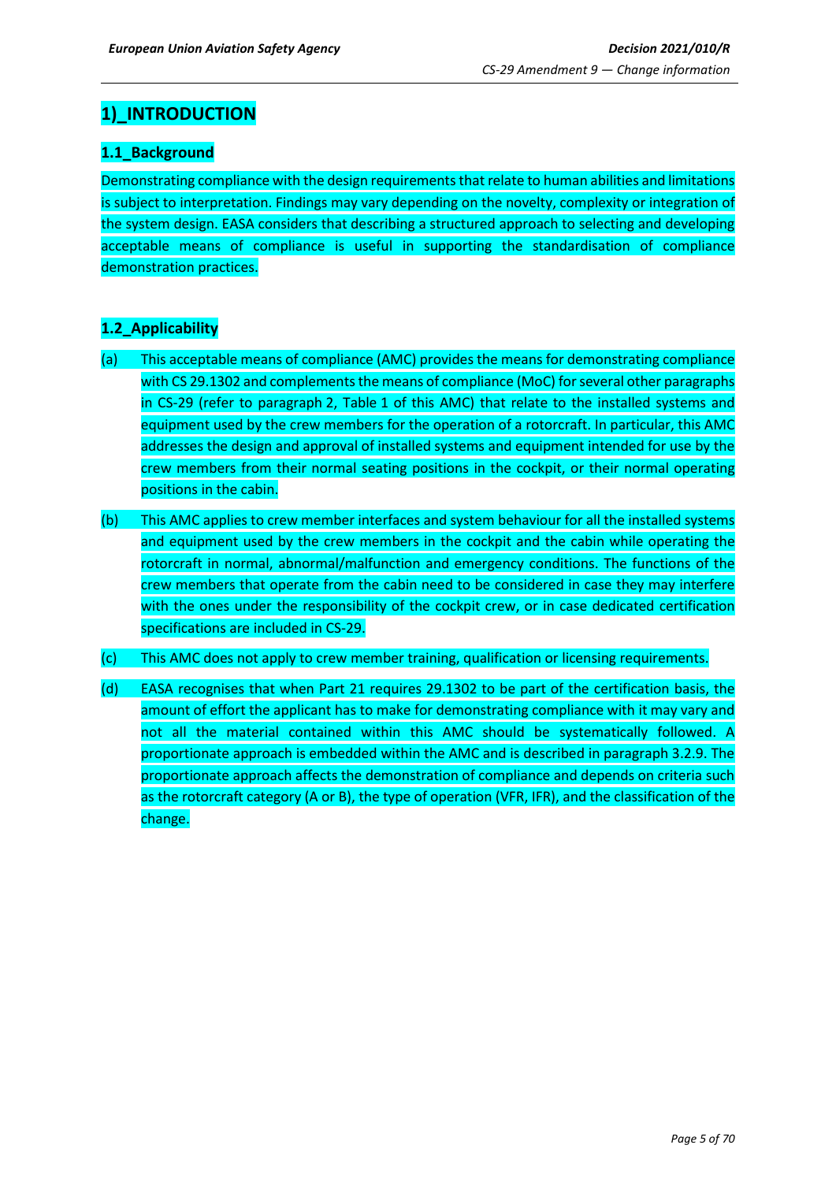# 1)_INTRODUCTION

## 1.1_Background

Demonstrating compliance with the design requirements that relate to human abilities and limitations is subject to interpretation. Findings may vary depending on the novelty, complexity or integration of the system design. EASA considers that describing a structured approach to selecting and developing acceptable means of compliance is useful in supporting the standardisation of compliance demonstration practices.

## 1.2_Applicability

(a) This acceptable means of compliance (AMC) provides the means for demonstrating compliance with CS 29.1302 and complements the means of compliance (MoC) for several other paragraphs in CS-29 (refer to paragraph 2, Table 1 of this AMC) that relate to the installed systems and equipment used by the crew members for the operation of a rotorcraft. In particular, this AMC addresses the design and approval of installed systems and equipment intended for use by the crew members from their normal seating positions in the cockpit, or their normal operating positions in the cabin.

(b) This AMC applies to crew member interfaces and system behaviour for all the installed systems and equipment used by the crew members in the cockpit and the cabin while operating the rotorcraft in normal, abnormal/malfunction and emergency conditions. The functions of the crew members that operate from the cabin need to be considered in case they may interfere with the ones under the responsibility of the cockpit crew, or in case dedicated certification specifications are included in CS-29.

(c) This AMC does not apply to crew member training, qualification or licensing requirements.

(d) EASA recognises that when Part 21 requires 29.1302 to be part of the certification basis, the amount of effort the applicant has to make for demonstrating compliance with it may vary and not all the material contained within this AMC should be systematically followed. A proportionate approach is embedded within the AMC and is described in paragraph 3.2.9. The proportionate approach affects the demonstration of compliance and depends on criteria such as the rotorcraft category (A or B), the type of operation (VFR, IFR), and the classification of the change.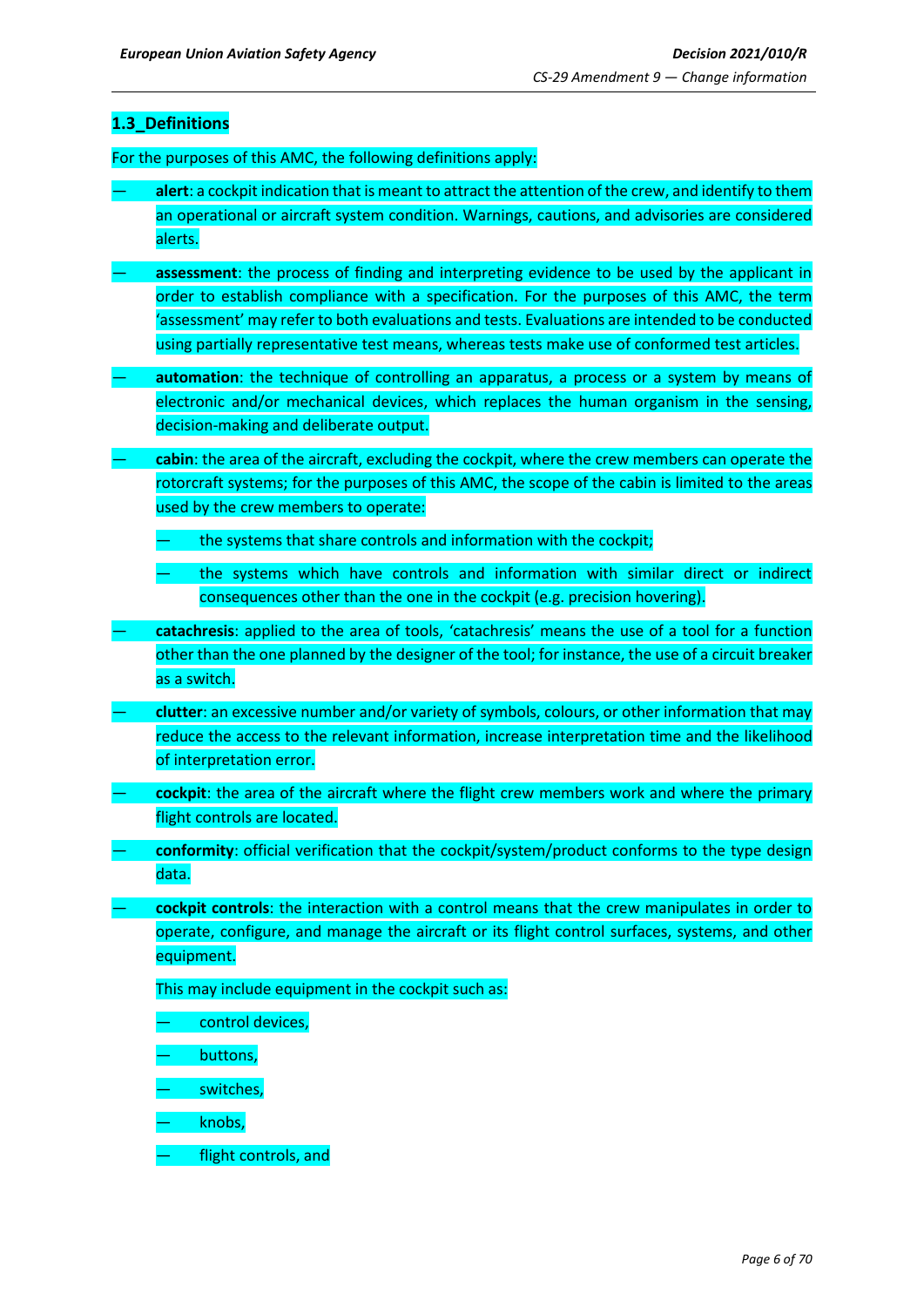## 1.3_Definitions

For the purposes of this AMC, the following definitions apply:

- **alert**: a cockpit indication that is meant to attract the attention of the crew, and identify to them an operational or aircraft system condition. Warnings, cautions, and advisories are considered alerts.
- **assessment**: the process of finding and interpreting evidence to be used by the applicant in order to establish compliance with a specification. For the purposes of this AMC, the term 'assessment' may refer to both evaluations and tests. Evaluations are intended to be conducted using partially representative test means, whereas tests make use of conformed test articles.
- **automation**: the technique of controlling an apparatus, a process or a system by means of electronic and/or mechanical devices, which replaces the human organism in the sensing, decision-making and deliberate output.
- **cabin**: the area of the aircraft, excluding the cockpit, where the crew members can operate the rotorcraft systems; for the purposes of this AMC, the scope of the cabin is limited to the areas used by the crew members to operate:
  - the systems that share controls and information with the cockpit;
  - the systems which have controls and information with similar direct or indirect consequences other than the one in the cockpit (e.g. precision hovering).
- **catachresis**: applied to the area of tools, 'catachresis' means the use of a tool for a function other than the one planned by the designer of the tool; for instance, the use of a circuit breaker as a switch.
- **clutter**: an excessive number and/or variety of symbols, colours, or other information that may reduce the access to the relevant information, increase interpretation time and the likelihood of interpretation error.
- **cockpit**: the area of the aircraft where the flight crew members work and where the primary flight controls are located.
- **conformity**: official verification that the cockpit/system/product conforms to the type design data.
- **cockpit controls**: the interaction with a control means that the crew manipulates in order to operate, configure, and manage the aircraft or its flight control surfaces, systems, and other equipment.

  This may include equipment in the cockpit such as:
  - control devices,
  - buttons,
  - switches,
  - knobs,
  - flight controls, and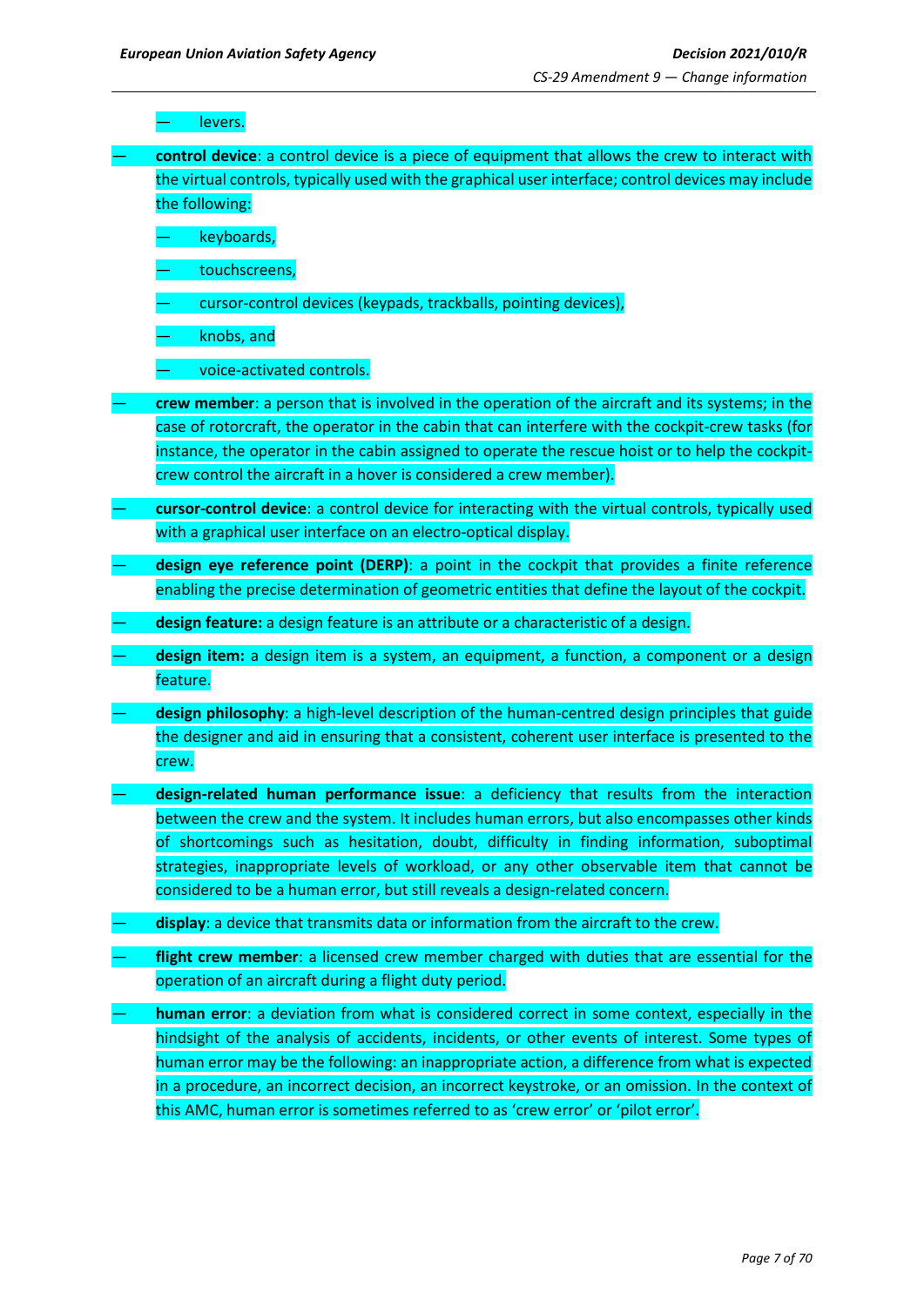- levers.

- **control device**: a control device is a piece of equipment that allows the crew to interact with the virtual controls, typically used with the graphical user interface; control devices may include the following:
  - keyboards,
  - touchscreens,
  - cursor-control devices (keypads, trackballs, pointing devices),
  - knobs, and
  - voice-activated controls.
- **crew member**: a person that is involved in the operation of the aircraft and its systems; in the case of rotorcraft, the operator in the cabin that can interfere with the cockpit-crew tasks (for instance, the operator in the cabin assigned to operate the rescue hoist or to help the cockpit-crew control the aircraft in a hover is considered a crew member).
- **cursor-control device**: a control device for interacting with the virtual controls, typically used with a graphical user interface on an electro-optical display.
- **design eye reference point (DERP)**: a point in the cockpit that provides a finite reference enabling the precise determination of geometric entities that define the layout of the cockpit.
- **design feature:** a design feature is an attribute or a characteristic of a design.
- **design item:** a design item is a system, an equipment, a function, a component or a design feature.
- **design philosophy**: a high-level description of the human-centred design principles that guide the designer and aid in ensuring that a consistent, coherent user interface is presented to the crew.
- **design-related human performance issue**: a deficiency that results from the interaction between the crew and the system. It includes human errors, but also encompasses other kinds of shortcomings such as hesitation, doubt, difficulty in finding information, suboptimal strategies, inappropriate levels of workload, or any other observable item that cannot be considered to be a human error, but still reveals a design-related concern.
- **display**: a device that transmits data or information from the aircraft to the crew.
- **flight crew member**: a licensed crew member charged with duties that are essential for the operation of an aircraft during a flight duty period.
- **human error**: a deviation from what is considered correct in some context, especially in the hindsight of the analysis of accidents, incidents, or other events of interest. Some types of human error may be the following: an inappropriate action, a difference from what is expected in a procedure, an incorrect decision, an incorrect keystroke, or an omission. In the context of this AMC, human error is sometimes referred to as 'crew error' or 'pilot error'.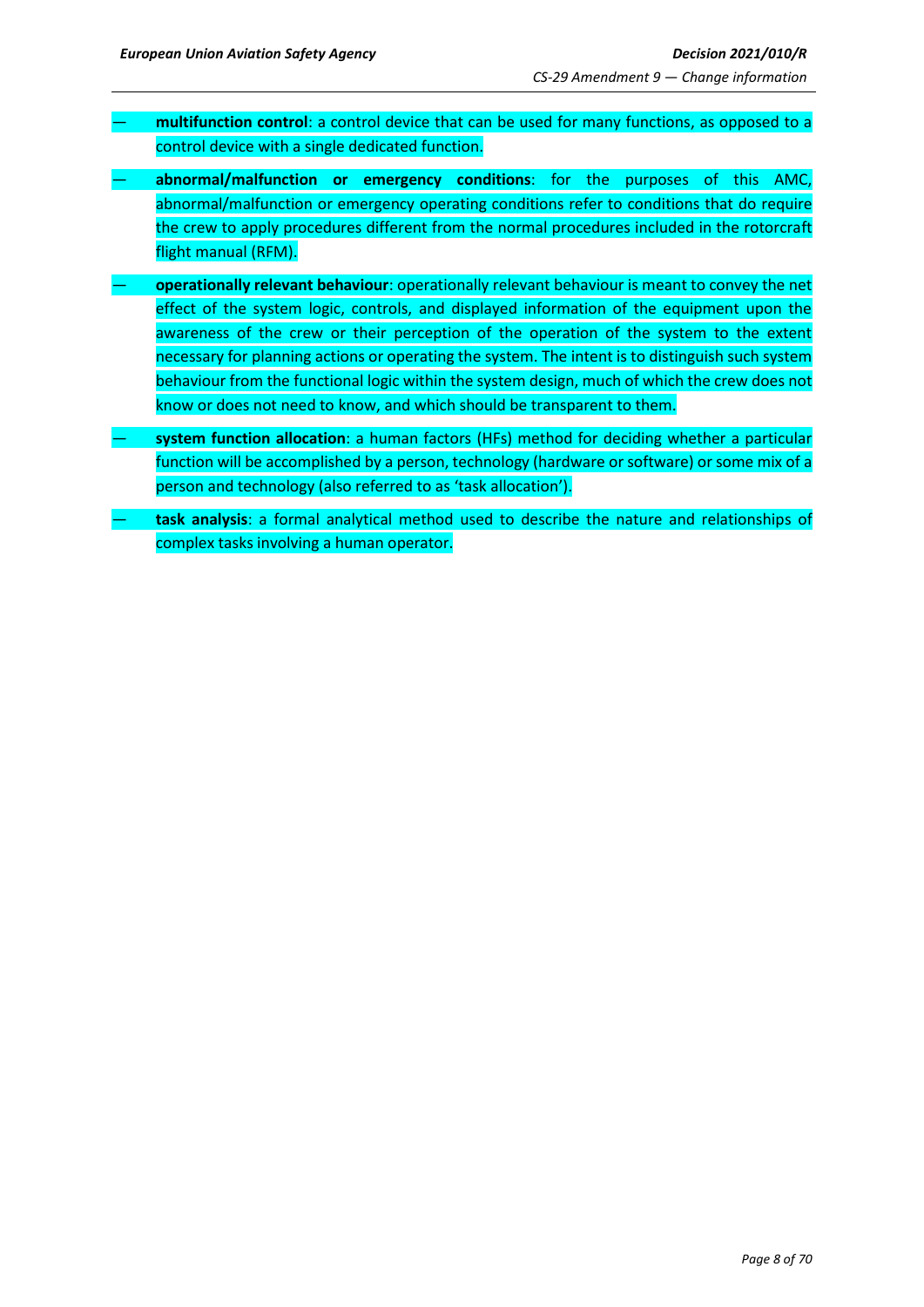- **multifunction control**: a control device that can be used for many functions, as opposed to a control device with a single dedicated function.
- **abnormal/malfunction or emergency conditions**: for the purposes of this AMC, abnormal/malfunction or emergency operating conditions refer to conditions that do require the crew to apply procedures different from the normal procedures included in the rotorcraft flight manual (RFM).
- **operationally relevant behaviour**: operationally relevant behaviour is meant to convey the net effect of the system logic, controls, and displayed information of the equipment upon the awareness of the crew or their perception of the operation of the system to the extent necessary for planning actions or operating the system. The intent is to distinguish such system behaviour from the functional logic within the system design, much of which the crew does not know or does not need to know, and which should be transparent to them.
- **system function allocation**: a human factors (HFs) method for deciding whether a particular function will be accomplished by a person, technology (hardware or software) or some mix of a person and technology (also referred to as 'task allocation').
- **task analysis**: a formal analytical method used to describe the nature and relationships of complex tasks involving a human operator.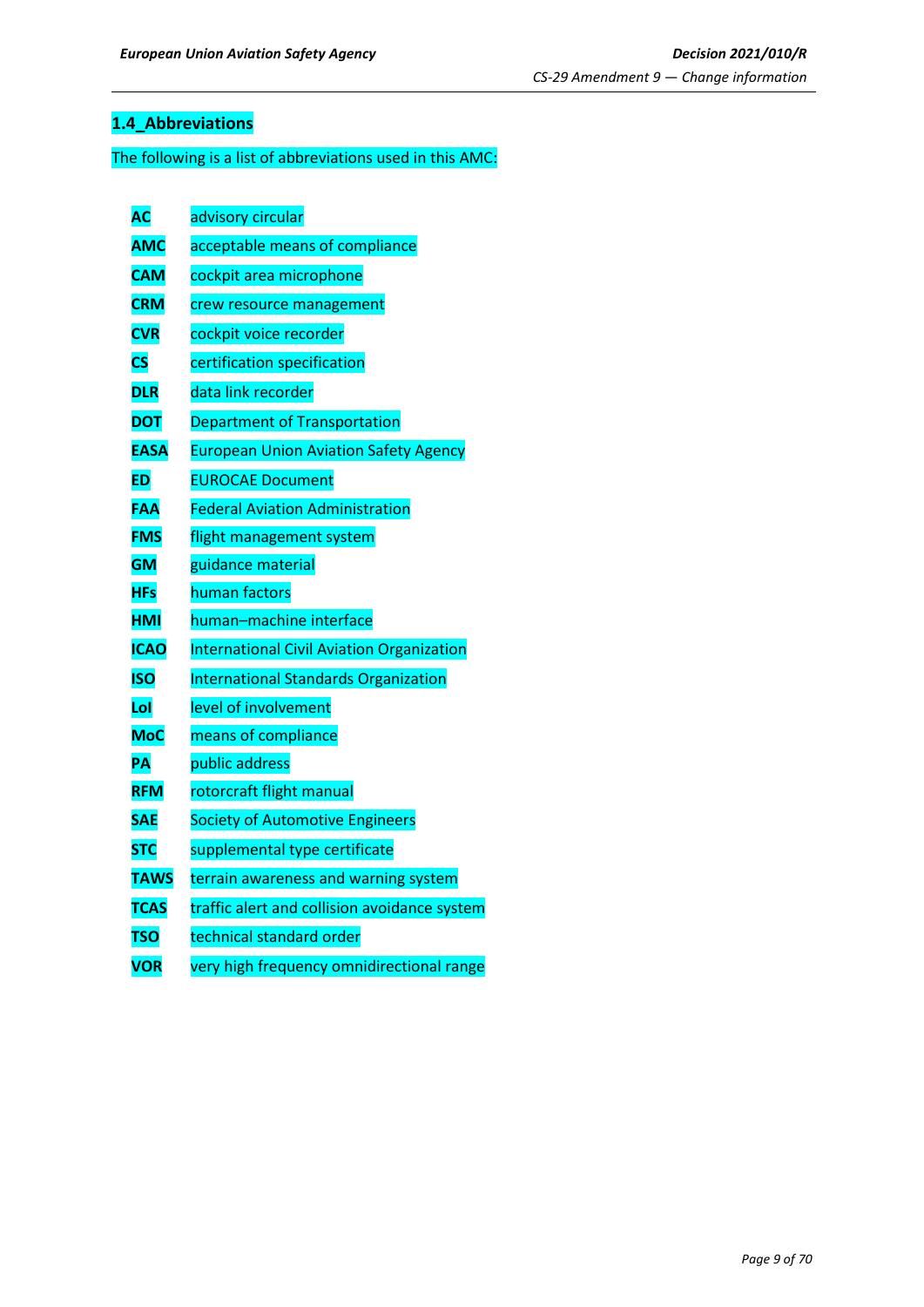### 1.4_Abbreviations

The following is a list of abbreviations used in this AMC:

| | |
|---|---|
| **AC** | advisory circular |
| **AMC** | acceptable means of compliance |
| **CAM** | cockpit area microphone |
| **CRM** | crew resource management |
| **CVR** | cockpit voice recorder |
| **CS** | certification specification |
| **DLR** | data link recorder |
| **DOT** | Department of Transportation |
| **EASA** | European Union Aviation Safety Agency |
| **ED** | EUROCAE Document |
| **FAA** | Federal Aviation Administration |
| **FMS** | flight management system |
| **GM** | guidance material |
| **HFs** | human factors |
| **HMI** | human–machine interface |
| **ICAO** | International Civil Aviation Organization |
| **ISO** | International Standards Organization |
| **LoI** | level of involvement |
| **MoC** | means of compliance |
| **PA** | public address |
| **RFM** | rotorcraft flight manual |
| **SAE** | Society of Automotive Engineers |
| **STC** | supplemental type certificate |
| **TAWS** | terrain awareness and warning system |
| **TCAS** | traffic alert and collision avoidance system |
| **TSO** | technical standard order |
| **VOR** | very high frequency omnidirectional range |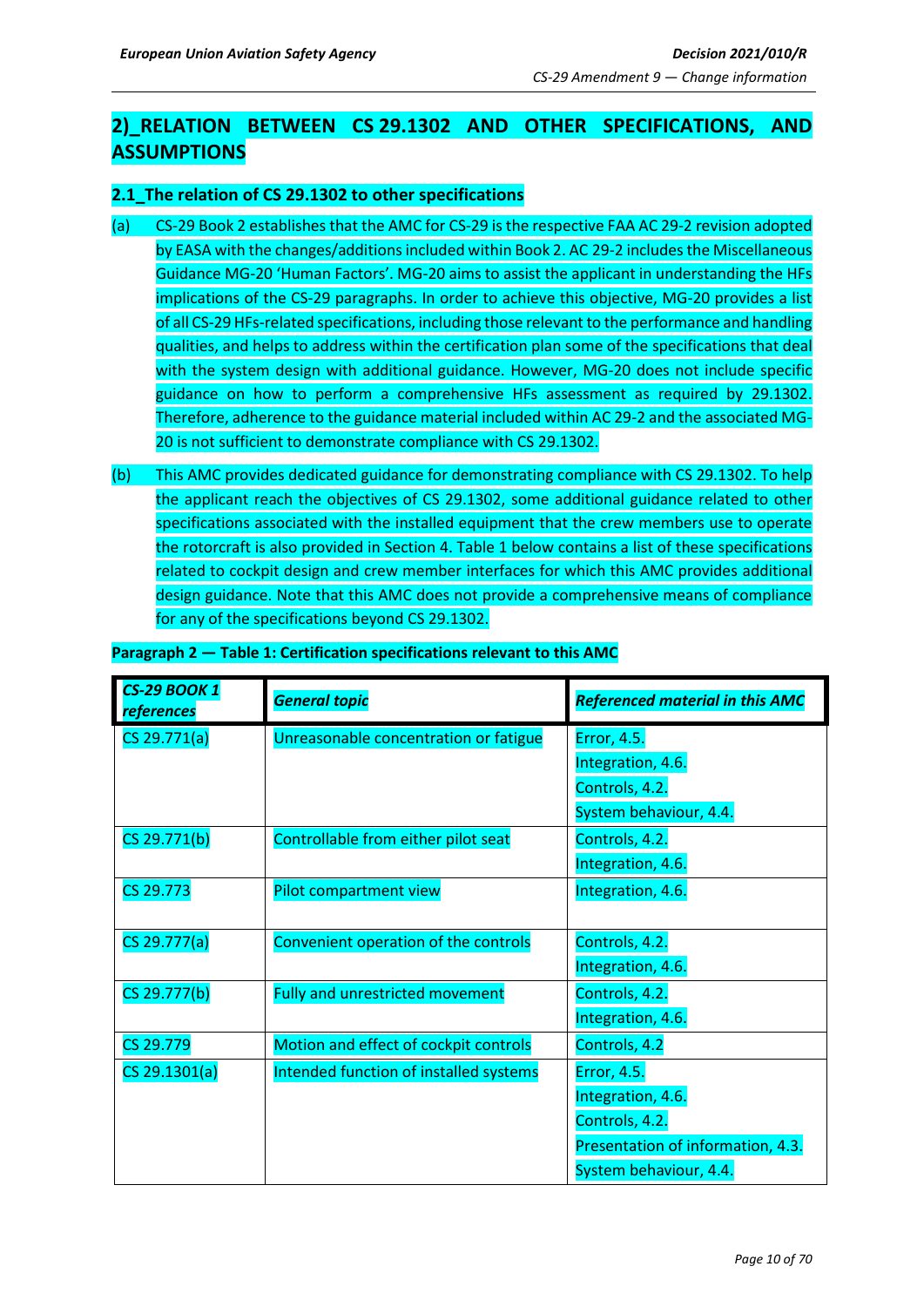## 2)_RELATION BETWEEN CS 29.1302 AND OTHER SPECIFICATIONS, AND ASSUMPTIONS

### 2.1_The relation of CS 29.1302 to other specifications

(a) CS-29 Book 2 establishes that the AMC for CS-29 is the respective FAA AC 29-2 revision adopted by EASA with the changes/additions included within Book 2. AC 29-2 includes the Miscellaneous Guidance MG-20 'Human Factors'. MG-20 aims to assist the applicant in understanding the HFs implications of the CS-29 paragraphs. In order to achieve this objective, MG-20 provides a list of all CS-29 HFs-related specifications, including those relevant to the performance and handling qualities, and helps to address within the certification plan some of the specifications that deal with the system design with additional guidance. However, MG-20 does not include specific guidance on how to perform a comprehensive HFs assessment as required by 29.1302. Therefore, adherence to the guidance material included within AC 29-2 and the associated MG-20 is not sufficient to demonstrate compliance with CS 29.1302.

(b) This AMC provides dedicated guidance for demonstrating compliance with CS 29.1302. To help the applicant reach the objectives of CS 29.1302, some additional guidance related to other specifications associated with the installed equipment that the crew members use to operate the rotorcraft is also provided in Section 4. Table 1 below contains a list of these specifications related to cockpit design and crew member interfaces for which this AMC provides additional design guidance. Note that this AMC does not provide a comprehensive means of compliance for any of the specifications beyond CS 29.1302.

**Paragraph 2 — Table 1: Certification specifications relevant to this AMC**

| *CS-29 BOOK 1 references* | *General topic* | *Referenced material in this AMC* |
|---|---|---|
| CS 29.771(a) | Unreasonable concentration or fatigue | Error, 4.5.<br>Integration, 4.6.<br>Controls, 4.2.<br>System behaviour, 4.4. |
| CS 29.771(b) | Controllable from either pilot seat | Controls, 4.2.<br>Integration, 4.6. |
| CS 29.773 | Pilot compartment view | Integration, 4.6. |
| CS 29.777(a) | Convenient operation of the controls | Controls, 4.2.<br>Integration, 4.6. |
| CS 29.777(b) | Fully and unrestricted movement | Controls, 4.2.<br>Integration, 4.6. |
| CS 29.779 | Motion and effect of cockpit controls | Controls, 4.2 |
| CS 29.1301(a) | Intended function of installed systems | Error, 4.5.<br>Integration, 4.6.<br>Controls, 4.2.<br>Presentation of information, 4.3.<br>System behaviour, 4.4. |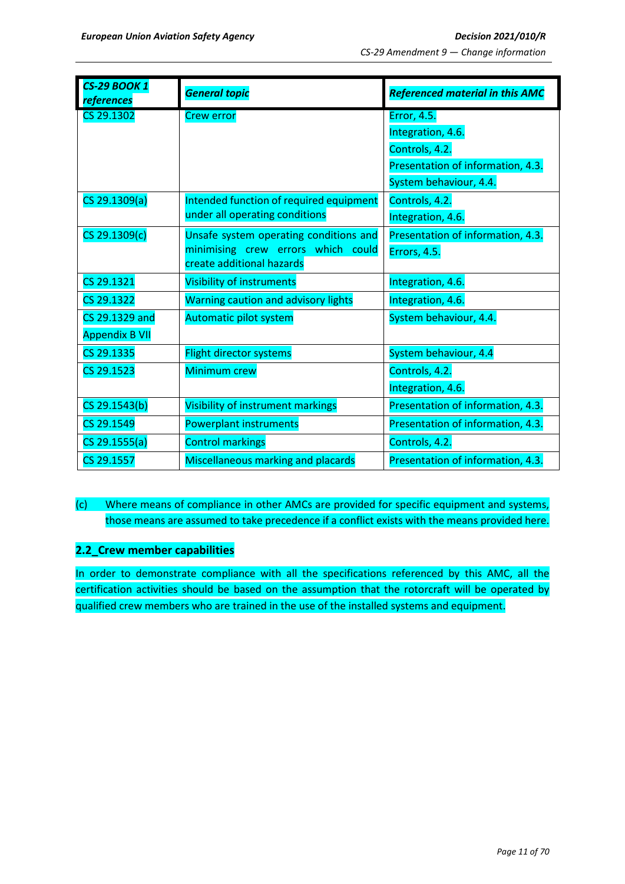| *CS-29 BOOK 1 references* | *General topic* | *Referenced material in this AMC* |
|---|---|---|
| CS 29.1302 | Crew error | Error, 4.5.<br>Integration, 4.6.<br>Controls, 4.2.<br>Presentation of information, 4.3.<br>System behaviour, 4.4. |
| CS 29.1309(a) | Intended function of required equipment under all operating conditions | Controls, 4.2.<br>Integration, 4.6. |
| CS 29.1309(c) | Unsafe system operating conditions and minimising crew errors which could create additional hazards | Presentation of information, 4.3.<br>Errors, 4.5. |
| CS 29.1321 | Visibility of instruments | Integration, 4.6. |
| CS 29.1322 | Warning caution and advisory lights | Integration, 4.6. |
| CS 29.1329 and Appendix B VII | Automatic pilot system | System behaviour, 4.4. |
| CS 29.1335 | Flight director systems | System behaviour, 4.4 |
| CS 29.1523 | Minimum crew | Controls, 4.2.<br>Integration, 4.6. |
| CS 29.1543(b) | Visibility of instrument markings | Presentation of information, 4.3. |
| CS 29.1549 | Powerplant instruments | Presentation of information, 4.3. |
| CS 29.1555(a) | Control markings | Controls, 4.2. |
| CS 29.1557 | Miscellaneous marking and placards | Presentation of information, 4.3. |

(c) Where means of compliance in other AMCs are provided for specific equipment and systems, those means are assumed to take precedence if a conflict exists with the means provided here.

**2.2_Crew member capabilities**

In order to demonstrate compliance with all the specifications referenced by this AMC, all the certification activities should be based on the assumption that the rotorcraft will be operated by qualified crew members who are trained in the use of the installed systems and equipment.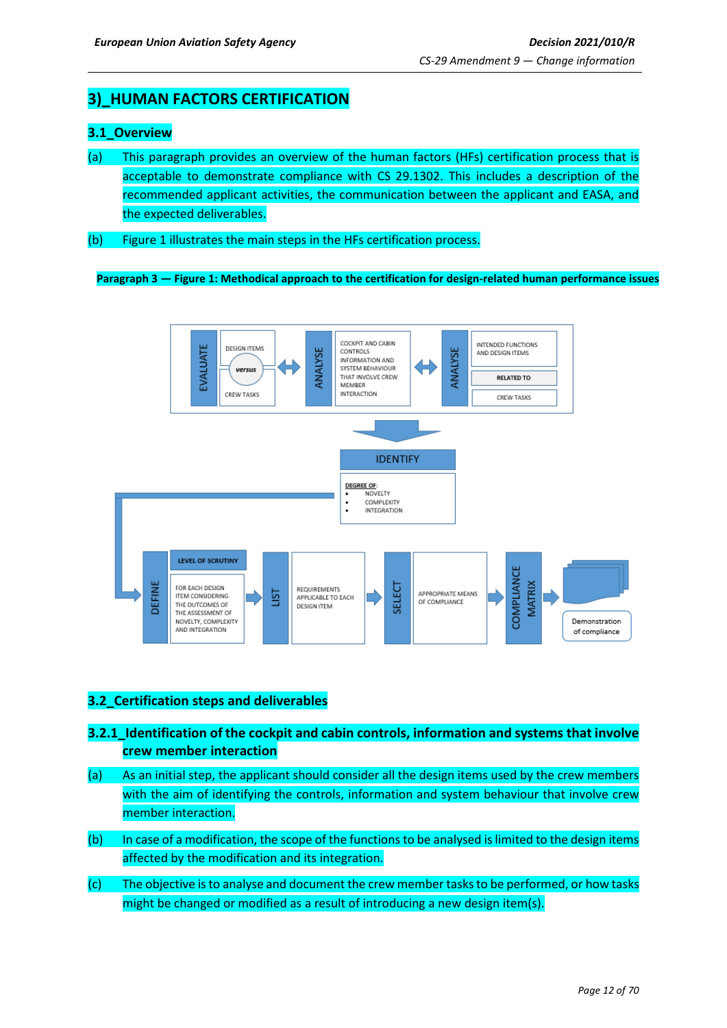# 3)_HUMAN FACTORS CERTIFICATION

## 3.1_Overview

(a) This paragraph provides an overview of the human factors (HFs) certification process that is acceptable to demonstrate compliance with CS 29.1302. This includes a description of the recommended applicant activities, the communication between the applicant and EASA, and the expected deliverables.

(b) Figure 1 illustrates the main steps in the HFs certification process.

**Paragraph 3 — Figure 1: Methodical approach to the certification for design-related human performance issues**

EVALUATE: DESIGN ITEMS *versus* CREW TASKS ↔ ANALYSE: COCKPIT AND CABIN CONTROLS INFORMATION AND SYSTEM BEHAVIOUR THAT INVOLVE CREW MEMBER INTERACTION ↔ ANALYSE: INTENDED FUNCTIONS AND DESIGN ITEMS RELATED TO CREW TASKS

IDENTIFY: DEGREE OF:
- NOVELTY
- COMPLEXITY
- INTEGRATION

DEFINE: LEVEL OF SCRUTINY — FOR EACH DESIGN ITEM CONSIDERING THE OUTCOMES OF THE ASSESSMENT OF NOVELTY, COMPLEXITY AND INTEGRATION → LIST: REQUIREMENTS APPLICABLE TO EACH DESIGN ITEM → SELECT: APPROPRIATE MEANS OF COMPLIANCE → COMPLIANCE MATRIX → Demonstration of compliance

## 3.2_Certification steps and deliverables

### 3.2.1_Identification of the cockpit and cabin controls, information and systems that involve crew member interaction

(a) As an initial step, the applicant should consider all the design items used by the crew members with the aim of identifying the controls, information and system behaviour that involve crew member interaction.

(b) In case of a modification, the scope of the functions to be analysed is limited to the design items affected by the modification and its integration.

(c) The objective is to analyse and document the crew member tasks to be performed, or how tasks might be changed or modified as a result of introducing a new design item(s).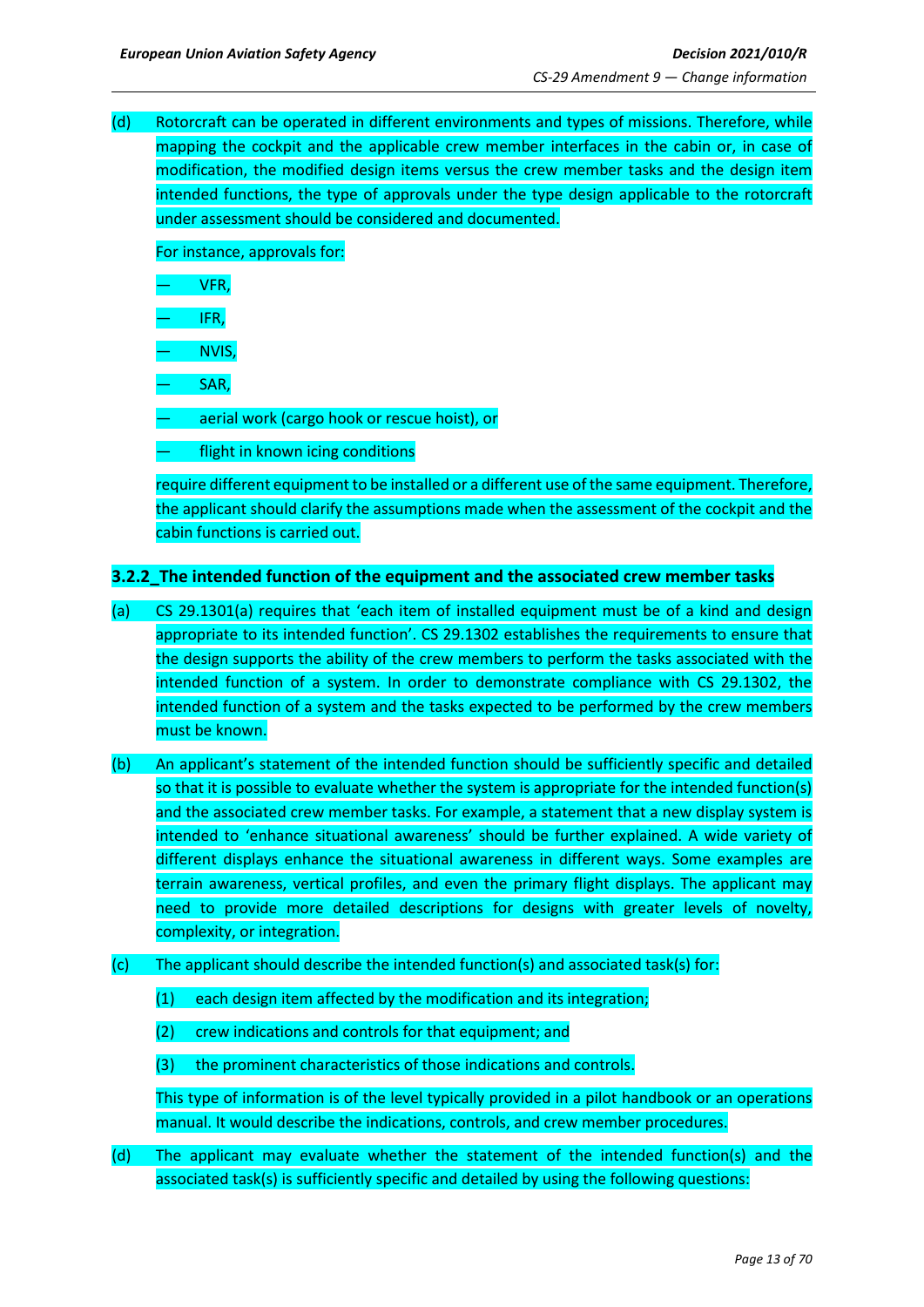(d) Rotorcraft can be operated in different environments and types of missions. Therefore, while mapping the cockpit and the applicable crew member interfaces in the cabin or, in case of modification, the modified design items versus the crew member tasks and the design item intended functions, the type of approvals under the type design applicable to the rotorcraft under assessment should be considered and documented.

For instance, approvals for:

— VFR,

— IFR,

— NVIS,

— SAR,

— aerial work (cargo hook or rescue hoist), or

— flight in known icing conditions

require different equipment to be installed or a different use of the same equipment. Therefore, the applicant should clarify the assumptions made when the assessment of the cockpit and the cabin functions is carried out.

### 3.2.2_The intended function of the equipment and the associated crew member tasks

(a) CS 29.1301(a) requires that 'each item of installed equipment must be of a kind and design appropriate to its intended function'. CS 29.1302 establishes the requirements to ensure that the design supports the ability of the crew members to perform the tasks associated with the intended function of a system. In order to demonstrate compliance with CS 29.1302, the intended function of a system and the tasks expected to be performed by the crew members must be known.

(b) An applicant's statement of the intended function should be sufficiently specific and detailed so that it is possible to evaluate whether the system is appropriate for the intended function(s) and the associated crew member tasks. For example, a statement that a new display system is intended to 'enhance situational awareness' should be further explained. A wide variety of different displays enhance the situational awareness in different ways. Some examples are terrain awareness, vertical profiles, and even the primary flight displays. The applicant may need to provide more detailed descriptions for designs with greater levels of novelty, complexity, or integration.

(c) The applicant should describe the intended function(s) and associated task(s) for:

(1) each design item affected by the modification and its integration;

(2) crew indications and controls for that equipment; and

(3) the prominent characteristics of those indications and controls.

This type of information is of the level typically provided in a pilot handbook or an operations manual. It would describe the indications, controls, and crew member procedures.

(d) The applicant may evaluate whether the statement of the intended function(s) and the associated task(s) is sufficiently specific and detailed by using the following questions: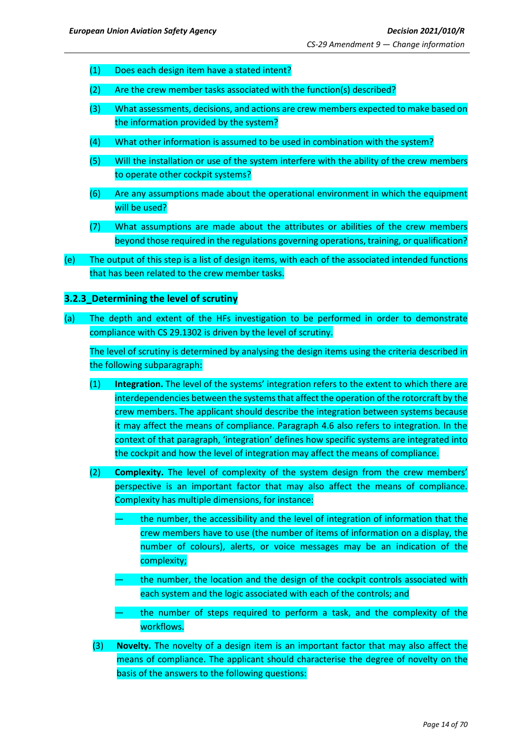(1) Does each design item have a stated intent?

(2) Are the crew member tasks associated with the function(s) described?

(3) What assessments, decisions, and actions are crew members expected to make based on the information provided by the system?

(4) What other information is assumed to be used in combination with the system?

(5) Will the installation or use of the system interfere with the ability of the crew members to operate other cockpit systems?

(6) Are any assumptions made about the operational environment in which the equipment will be used?

(7) What assumptions are made about the attributes or abilities of the crew members beyond those required in the regulations governing operations, training, or qualification?

(e) The output of this step is a list of design items, with each of the associated intended functions that has been related to the crew member tasks.

### 3.2.3_Determining the level of scrutiny

(a) The depth and extent of the HFs investigation to be performed in order to demonstrate compliance with CS 29.1302 is driven by the level of scrutiny.

The level of scrutiny is determined by analysing the design items using the criteria described in the following subparagraph:

(1) **Integration.** The level of the systems' integration refers to the extent to which there are interdependencies between the systems that affect the operation of the rotorcraft by the crew members. The applicant should describe the integration between systems because it may affect the means of compliance. Paragraph 4.6 also refers to integration. In the context of that paragraph, 'integration' defines how specific systems are integrated into the cockpit and how the level of integration may affect the means of compliance.

(2) **Complexity.** The level of complexity of the system design from the crew members' perspective is an important factor that may also affect the means of compliance. Complexity has multiple dimensions, for instance:

— the number, the accessibility and the level of integration of information that the crew members have to use (the number of items of information on a display, the number of colours), alerts, or voice messages may be an indication of the complexity;

— the number, the location and the design of the cockpit controls associated with each system and the logic associated with each of the controls; and

— the number of steps required to perform a task, and the complexity of the workflows.

(3) **Novelty.** The novelty of a design item is an important factor that may also affect the means of compliance. The applicant should characterise the degree of novelty on the basis of the answers to the following questions: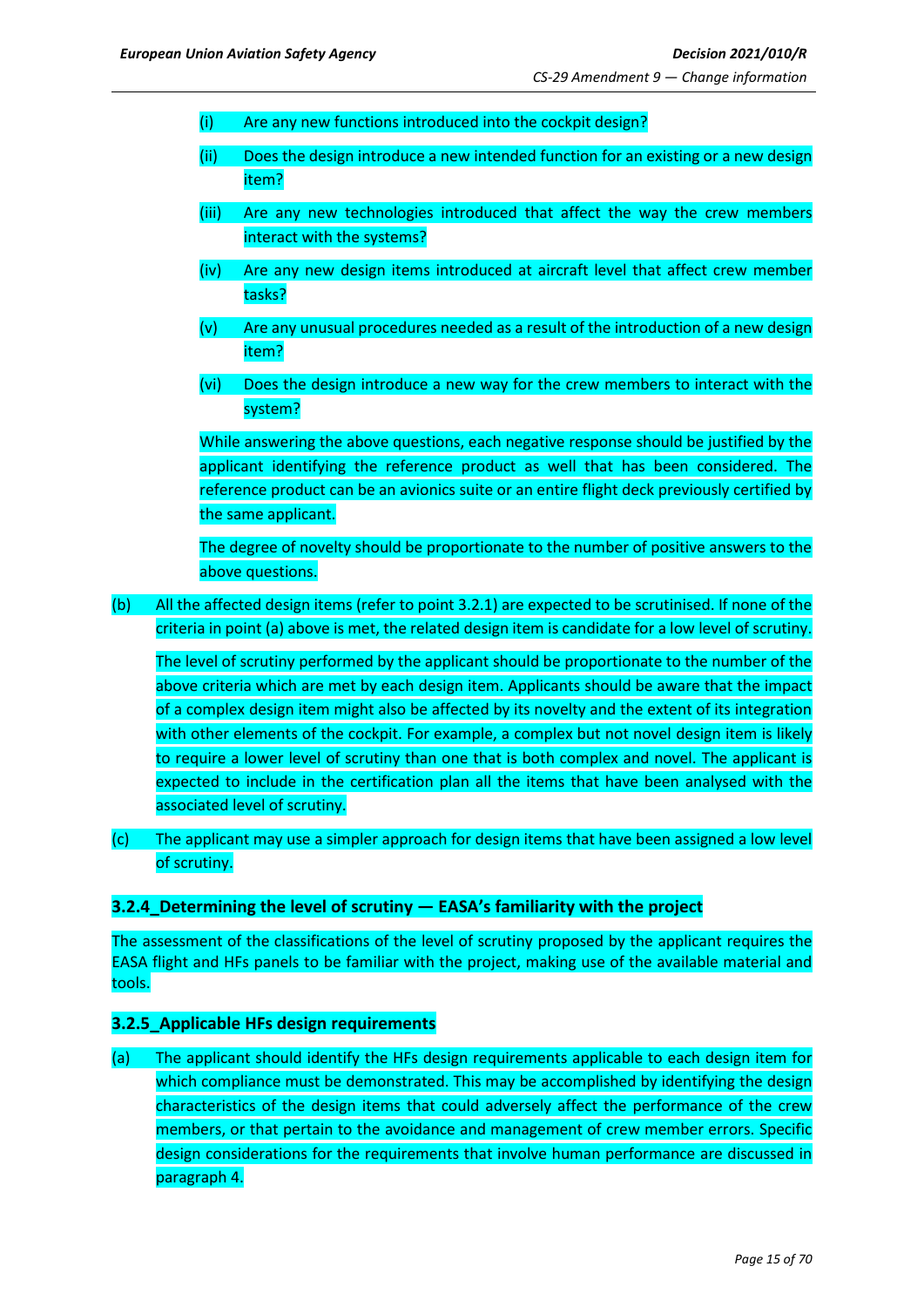(i) Are any new functions introduced into the cockpit design?

(ii) Does the design introduce a new intended function for an existing or a new design item?

(iii) Are any new technologies introduced that affect the way the crew members interact with the systems?

(iv) Are any new design items introduced at aircraft level that affect crew member tasks?

(v) Are any unusual procedures needed as a result of the introduction of a new design item?

(vi) Does the design introduce a new way for the crew members to interact with the system?

While answering the above questions, each negative response should be justified by the applicant identifying the reference product as well that has been considered. The reference product can be an avionics suite or an entire flight deck previously certified by the same applicant.

The degree of novelty should be proportionate to the number of positive answers to the above questions.

(b) All the affected design items (refer to point 3.2.1) are expected to be scrutinised. If none of the criteria in point (a) above is met, the related design item is candidate for a low level of scrutiny.

The level of scrutiny performed by the applicant should be proportionate to the number of the above criteria which are met by each design item. Applicants should be aware that the impact of a complex design item might also be affected by its novelty and the extent of its integration with other elements of the cockpit. For example, a complex but not novel design item is likely to require a lower level of scrutiny than one that is both complex and novel. The applicant is expected to include in the certification plan all the items that have been analysed with the associated level of scrutiny.

(c) The applicant may use a simpler approach for design items that have been assigned a low level of scrutiny.

### 3.2.4_Determining the level of scrutiny — EASA's familiarity with the project

The assessment of the classifications of the level of scrutiny proposed by the applicant requires the EASA flight and HFs panels to be familiar with the project, making use of the available material and tools.

### 3.2.5_Applicable HFs design requirements

(a) The applicant should identify the HFs design requirements applicable to each design item for which compliance must be demonstrated. This may be accomplished by identifying the design characteristics of the design items that could adversely affect the performance of the crew members, or that pertain to the avoidance and management of crew member errors. Specific design considerations for the requirements that involve human performance are discussed in paragraph 4.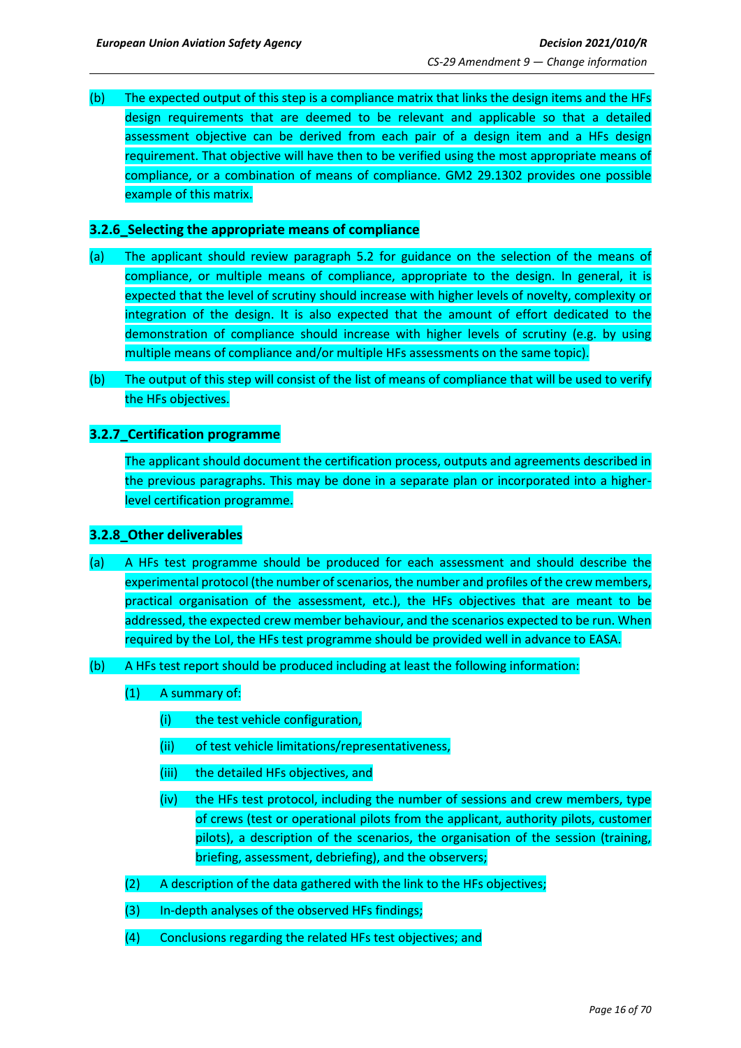(b) The expected output of this step is a compliance matrix that links the design items and the HFs design requirements that are deemed to be relevant and applicable so that a detailed assessment objective can be derived from each pair of a design item and a HFs design requirement. That objective will have then to be verified using the most appropriate means of compliance, or a combination of means of compliance. GM2 29.1302 provides one possible example of this matrix.

### 3.2.6_Selecting the appropriate means of compliance

(a) The applicant should review paragraph 5.2 for guidance on the selection of the means of compliance, or multiple means of compliance, appropriate to the design. In general, it is expected that the level of scrutiny should increase with higher levels of novelty, complexity or integration of the design. It is also expected that the amount of effort dedicated to the demonstration of compliance should increase with higher levels of scrutiny (e.g. by using multiple means of compliance and/or multiple HFs assessments on the same topic).

(b) The output of this step will consist of the list of means of compliance that will be used to verify the HFs objectives.

### 3.2.7_Certification programme

The applicant should document the certification process, outputs and agreements described in the previous paragraphs. This may be done in a separate plan or incorporated into a higher-level certification programme.

### 3.2.8_Other deliverables

(a) A HFs test programme should be produced for each assessment and should describe the experimental protocol (the number of scenarios, the number and profiles of the crew members, practical organisation of the assessment, etc.), the HFs objectives that are meant to be addressed, the expected crew member behaviour, and the scenarios expected to be run. When required by the LoI, the HFs test programme should be provided well in advance to EASA.

(b) A HFs test report should be produced including at least the following information:

   (1) A summary of:

      (i) the test vehicle configuration,

      (ii) of test vehicle limitations/representativeness,

      (iii) the detailed HFs objectives, and

      (iv) the HFs test protocol, including the number of sessions and crew members, type of crews (test or operational pilots from the applicant, authority pilots, customer pilots), a description of the scenarios, the organisation of the session (training, briefing, assessment, debriefing), and the observers;

   (2) A description of the data gathered with the link to the HFs objectives;

   (3) In-depth analyses of the observed HFs findings;

   (4) Conclusions regarding the related HFs test objectives; and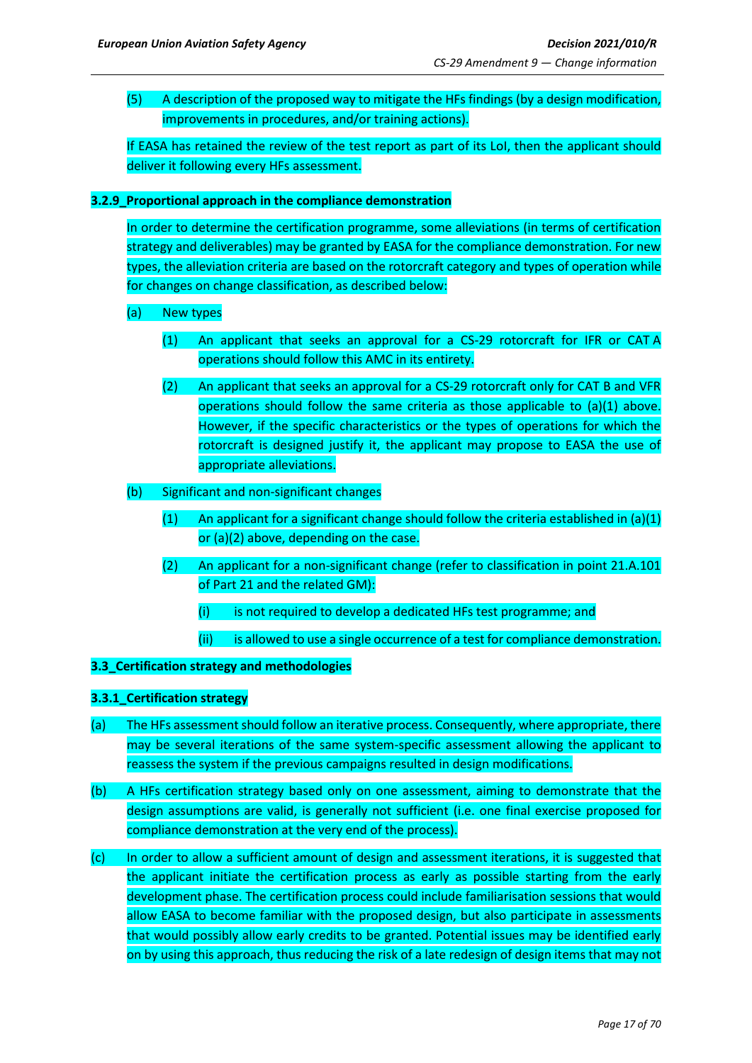(5) A description of the proposed way to mitigate the HFs findings (by a design modification, improvements in procedures, and/or training actions).

If EASA has retained the review of the test report as part of its LoI, then the applicant should deliver it following every HFs assessment.

**3.2.9_Proportional approach in the compliance demonstration**

In order to determine the certification programme, some alleviations (in terms of certification strategy and deliverables) may be granted by EASA for the compliance demonstration. For new types, the alleviation criteria are based on the rotorcraft category and types of operation while for changes on change classification, as described below:

(a) New types

(1) An applicant that seeks an approval for a CS-29 rotorcraft for IFR or CAT A operations should follow this AMC in its entirety.

(2) An applicant that seeks an approval for a CS-29 rotorcraft only for CAT B and VFR operations should follow the same criteria as those applicable to (a)(1) above. However, if the specific characteristics or the types of operations for which the rotorcraft is designed justify it, the applicant may propose to EASA the use of appropriate alleviations.

(b) Significant and non-significant changes

(1) An applicant for a significant change should follow the criteria established in (a)(1) or (a)(2) above, depending on the case.

(2) An applicant for a non-significant change (refer to classification in point 21.A.101 of Part 21 and the related GM):

(i) is not required to develop a dedicated HFs test programme; and

(ii) is allowed to use a single occurrence of a test for compliance demonstration.

**3.3_Certification strategy and methodologies**

**3.3.1_Certification strategy**

(a) The HFs assessment should follow an iterative process. Consequently, where appropriate, there may be several iterations of the same system-specific assessment allowing the applicant to reassess the system if the previous campaigns resulted in design modifications.

(b) A HFs certification strategy based only on one assessment, aiming to demonstrate that the design assumptions are valid, is generally not sufficient (i.e. one final exercise proposed for compliance demonstration at the very end of the process).

(c) In order to allow a sufficient amount of design and assessment iterations, it is suggested that the applicant initiate the certification process as early as possible starting from the early development phase. The certification process could include familiarisation sessions that would allow EASA to become familiar with the proposed design, but also participate in assessments that would possibly allow early credits to be granted. Potential issues may be identified early on by using this approach, thus reducing the risk of a late redesign of design items that may not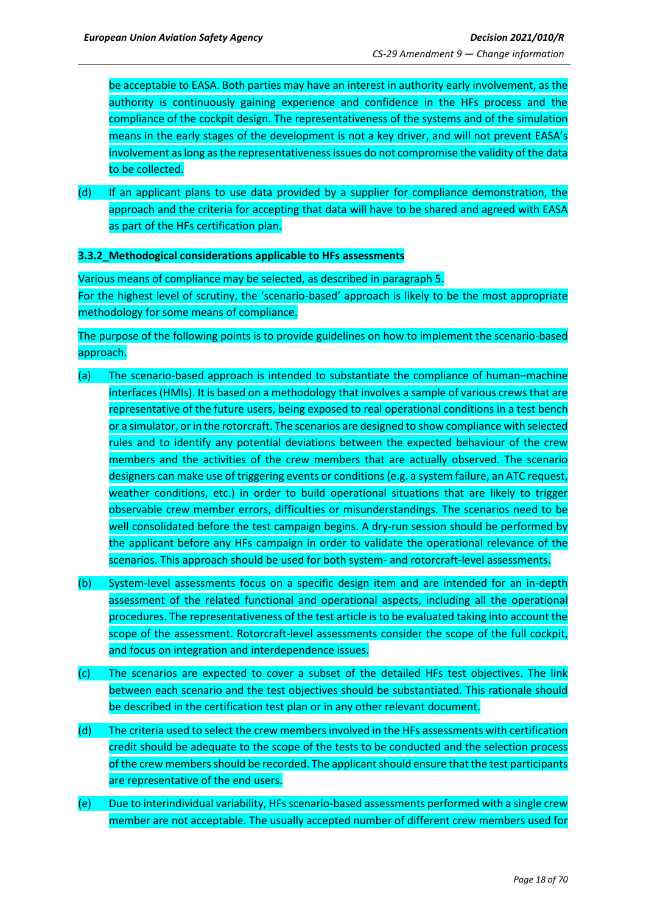be acceptable to EASA. Both parties may have an interest in authority early involvement, as the authority is continuously gaining experience and confidence in the HFs process and the compliance of the cockpit design. The representativeness of the systems and of the simulation means in the early stages of the development is not a key driver, and will not prevent EASA's involvement as long as the representativeness issues do not compromise the validity of the data to be collected.

(d) If an applicant plans to use data provided by a supplier for compliance demonstration, the approach and the criteria for accepting that data will have to be shared and agreed with EASA as part of the HFs certification plan.

**3.3.2_Methodological considerations applicable to HFs assessments**

Various means of compliance may be selected, as described in paragraph 5.
For the highest level of scrutiny, the 'scenario-based' approach is likely to be the most appropriate methodology for some means of compliance.

The purpose of the following points is to provide guidelines on how to implement the scenario-based approach.

(a) The scenario-based approach is intended to substantiate the compliance of human–machine interfaces (HMIs). It is based on a methodology that involves a sample of various crews that are representative of the future users, being exposed to real operational conditions in a test bench or a simulator, or in the rotorcraft. The scenarios are designed to show compliance with selected rules and to identify any potential deviations between the expected behaviour of the crew members and the activities of the crew members that are actually observed. The scenario designers can make use of triggering events or conditions (e.g. a system failure, an ATC request, weather conditions, etc.) in order to build operational situations that are likely to trigger observable crew member errors, difficulties or misunderstandings. The scenarios need to be well consolidated before the test campaign begins. A dry-run session should be performed by the applicant before any HFs campaign in order to validate the operational relevance of the scenarios. This approach should be used for both system- and rotorcraft-level assessments.

(b) System-level assessments focus on a specific design item and are intended for an in-depth assessment of the related functional and operational aspects, including all the operational procedures. The representativeness of the test article is to be evaluated taking into account the scope of the assessment. Rotorcraft-level assessments consider the scope of the full cockpit, and focus on integration and interdependence issues.

(c) The scenarios are expected to cover a subset of the detailed HFs test objectives. The link between each scenario and the test objectives should be substantiated. This rationale should be described in the certification test plan or in any other relevant document.

(d) The criteria used to select the crew members involved in the HFs assessments with certification credit should be adequate to the scope of the tests to be conducted and the selection process of the crew members should be recorded. The applicant should ensure that the test participants are representative of the end users.

(e) Due to interindividual variability, HFs scenario-based assessments performed with a single crew member are not acceptable. The usually accepted number of different crew members used for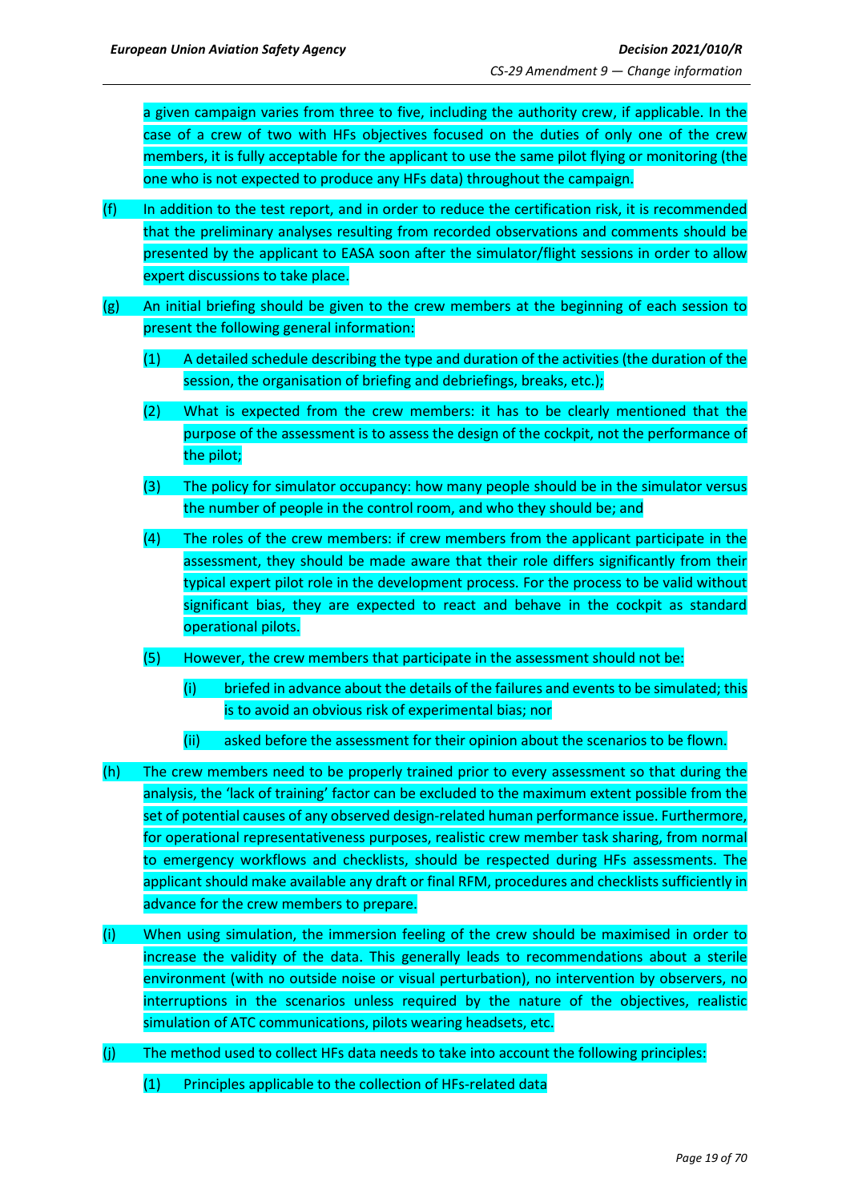a given campaign varies from three to five, including the authority crew, if applicable. In the case of a crew of two with HFs objectives focused on the duties of only one of the crew members, it is fully acceptable for the applicant to use the same pilot flying or monitoring (the one who is not expected to produce any HFs data) throughout the campaign.

(f) In addition to the test report, and in order to reduce the certification risk, it is recommended that the preliminary analyses resulting from recorded observations and comments should be presented by the applicant to EASA soon after the simulator/flight sessions in order to allow expert discussions to take place.

(g) An initial briefing should be given to the crew members at the beginning of each session to present the following general information:

   (1) A detailed schedule describing the type and duration of the activities (the duration of the session, the organisation of briefing and debriefings, breaks, etc.);

   (2) What is expected from the crew members: it has to be clearly mentioned that the purpose of the assessment is to assess the design of the cockpit, not the performance of the pilot;

   (3) The policy for simulator occupancy: how many people should be in the simulator versus the number of people in the control room, and who they should be; and

   (4) The roles of the crew members: if crew members from the applicant participate in the assessment, they should be made aware that their role differs significantly from their typical expert pilot role in the development process. For the process to be valid without significant bias, they are expected to react and behave in the cockpit as standard operational pilots.

   (5) However, the crew members that participate in the assessment should not be:

      (i) briefed in advance about the details of the failures and events to be simulated; this is to avoid an obvious risk of experimental bias; nor

      (ii) asked before the assessment for their opinion about the scenarios to be flown.

(h) The crew members need to be properly trained prior to every assessment so that during the analysis, the 'lack of training' factor can be excluded to the maximum extent possible from the set of potential causes of any observed design-related human performance issue. Furthermore, for operational representativeness purposes, realistic crew member task sharing, from normal to emergency workflows and checklists, should be respected during HFs assessments. The applicant should make available any draft or final RFM, procedures and checklists sufficiently in advance for the crew members to prepare.

(i) When using simulation, the immersion feeling of the crew should be maximised in order to increase the validity of the data. This generally leads to recommendations about a sterile environment (with no outside noise or visual perturbation), no intervention by observers, no interruptions in the scenarios unless required by the nature of the objectives, realistic simulation of ATC communications, pilots wearing headsets, etc.

(j) The method used to collect HFs data needs to take into account the following principles:

   (1) Principles applicable to the collection of HFs-related data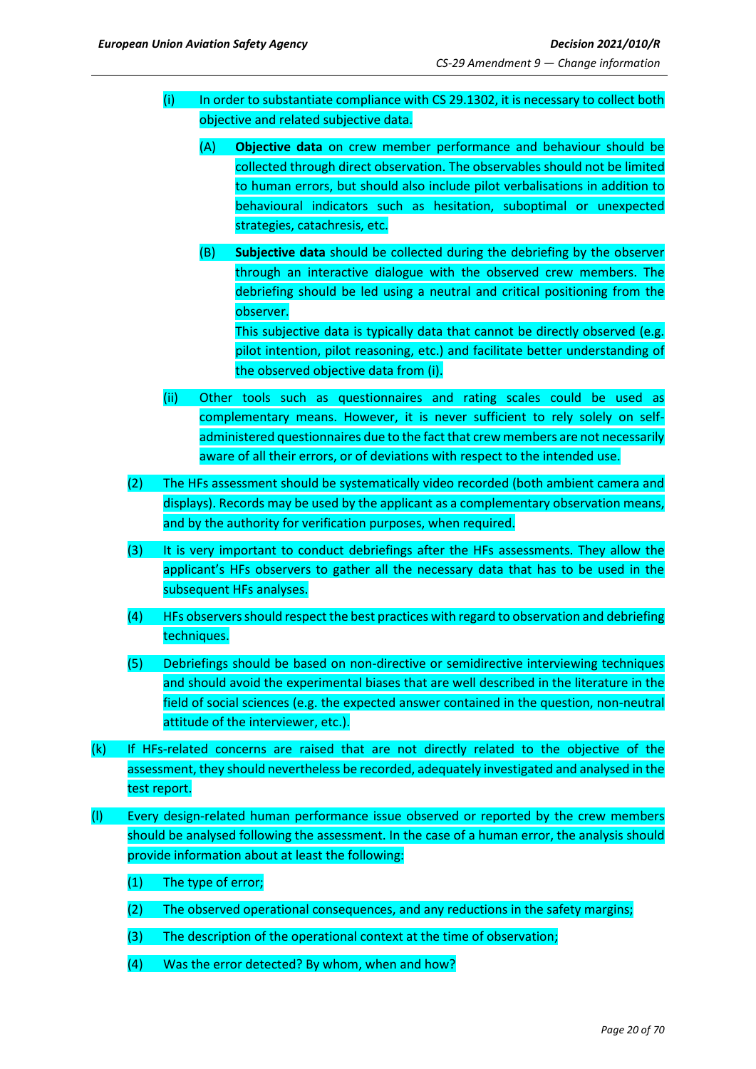(i) In order to substantiate compliance with CS 29.1302, it is necessary to collect both objective and related subjective data.

(A) **Objective data** on crew member performance and behaviour should be collected through direct observation. The observables should not be limited to human errors, but should also include pilot verbalisations in addition to behavioural indicators such as hesitation, suboptimal or unexpected strategies, catachresis, etc.

(B) **Subjective data** should be collected during the debriefing by the observer through an interactive dialogue with the observed crew members. The debriefing should be led using a neutral and critical positioning from the observer.
This subjective data is typically data that cannot be directly observed (e.g. pilot intention, pilot reasoning, etc.) and facilitate better understanding of the observed objective data from (i).

(ii) Other tools such as questionnaires and rating scales could be used as complementary means. However, it is never sufficient to rely solely on self-administered questionnaires due to the fact that crew members are not necessarily aware of all their errors, or of deviations with respect to the intended use.

(2) The HFs assessment should be systematically video recorded (both ambient camera and displays). Records may be used by the applicant as a complementary observation means, and by the authority for verification purposes, when required.

(3) It is very important to conduct debriefings after the HFs assessments. They allow the applicant's HFs observers to gather all the necessary data that has to be used in the subsequent HFs analyses.

(4) HFs observers should respect the best practices with regard to observation and debriefing techniques.

(5) Debriefings should be based on non-directive or semidirective interviewing techniques and should avoid the experimental biases that are well described in the literature in the field of social sciences (e.g. the expected answer contained in the question, non-neutral attitude of the interviewer, etc.).

(k) If HFs-related concerns are raised that are not directly related to the objective of the assessment, they should nevertheless be recorded, adequately investigated and analysed in the test report.

(l) Every design-related human performance issue observed or reported by the crew members should be analysed following the assessment. In the case of a human error, the analysis should provide information about at least the following:

(1) The type of error;

(2) The observed operational consequences, and any reductions in the safety margins;

(3) The description of the operational context at the time of observation;

(4) Was the error detected? By whom, when and how?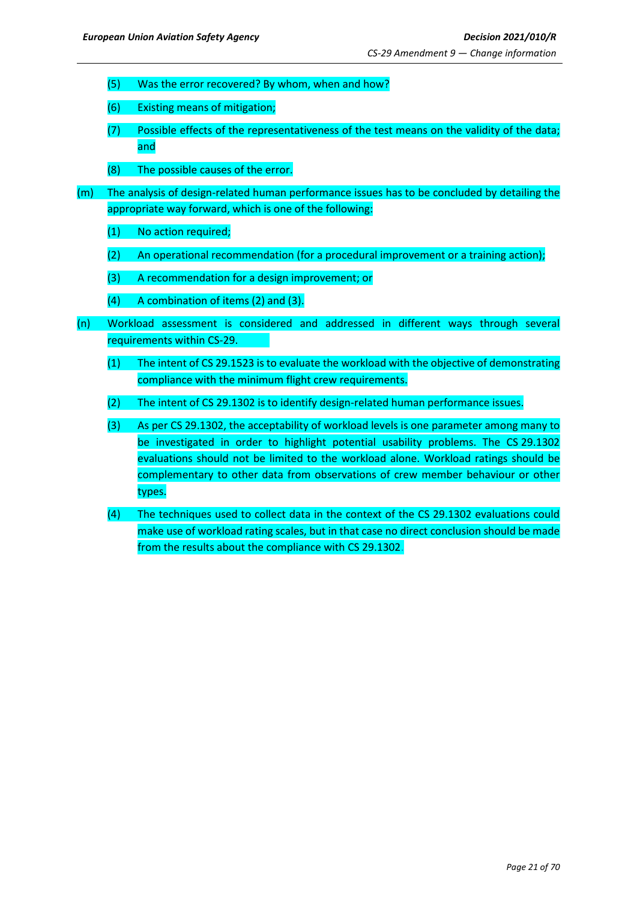(5) Was the error recovered? By whom, when and how?

(6) Existing means of mitigation;

(7) Possible effects of the representativeness of the test means on the validity of the data; and

(8) The possible causes of the error.

(m) The analysis of design-related human performance issues has to be concluded by detailing the appropriate way forward, which is one of the following:

(1) No action required;

(2) An operational recommendation (for a procedural improvement or a training action);

(3) A recommendation for a design improvement; or

(4) A combination of items (2) and (3).

(n) Workload assessment is considered and addressed in different ways through several requirements within CS-29.

(1) The intent of CS 29.1523 is to evaluate the workload with the objective of demonstrating compliance with the minimum flight crew requirements.

(2) The intent of CS 29.1302 is to identify design-related human performance issues.

(3) As per CS 29.1302, the acceptability of workload levels is one parameter among many to be investigated in order to highlight potential usability problems. The CS 29.1302 evaluations should not be limited to the workload alone. Workload ratings should be complementary to other data from observations of crew member behaviour or other types.

(4) The techniques used to collect data in the context of the CS 29.1302 evaluations could make use of workload rating scales, but in that case no direct conclusion should be made from the results about the compliance with CS 29.1302.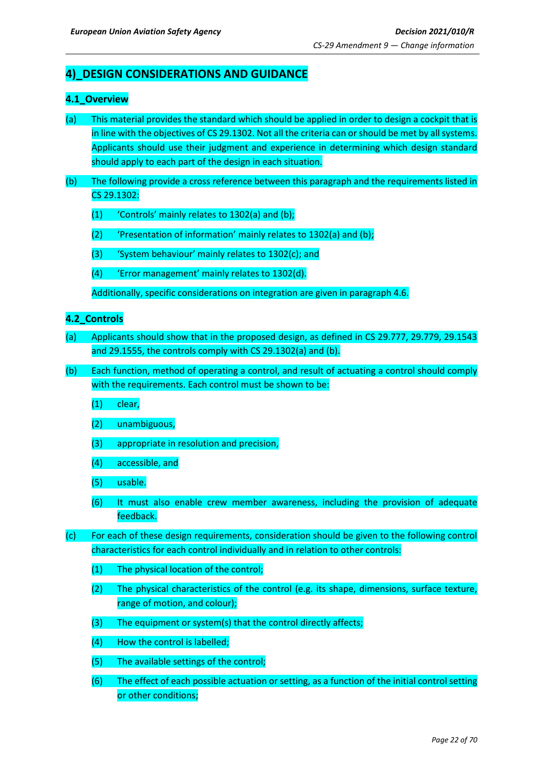## 4)_DESIGN CONSIDERATIONS AND GUIDANCE

### 4.1_Overview

(a) This material provides the standard which should be applied in order to design a cockpit that is in line with the objectives of CS 29.1302. Not all the criteria can or should be met by all systems. Applicants should use their judgment and experience in determining which design standard should apply to each part of the design in each situation.

(b) The following provide a cross reference between this paragraph and the requirements listed in CS 29.1302:

(1) 'Controls' mainly relates to 1302(a) and (b);

(2) 'Presentation of information' mainly relates to 1302(a) and (b);

(3) 'System behaviour' mainly relates to 1302(c); and

(4) 'Error management' mainly relates to 1302(d).

Additionally, specific considerations on integration are given in paragraph 4.6.

### 4.2_Controls

(a) Applicants should show that in the proposed design, as defined in CS 29.777, 29.779, 29.1543 and 29.1555, the controls comply with CS 29.1302(a) and (b).

(b) Each function, method of operating a control, and result of actuating a control should comply with the requirements. Each control must be shown to be:

(1) clear,

(2) unambiguous,

(3) appropriate in resolution and precision,

(4) accessible, and

(5) usable.

(6) It must also enable crew member awareness, including the provision of adequate feedback.

(c) For each of these design requirements, consideration should be given to the following control characteristics for each control individually and in relation to other controls:

(1) The physical location of the control;

(2) The physical characteristics of the control (e.g. its shape, dimensions, surface texture, range of motion, and colour);

(3) The equipment or system(s) that the control directly affects;

(4) How the control is labelled;

(5) The available settings of the control;

(6) The effect of each possible actuation or setting, as a function of the initial control setting or other conditions;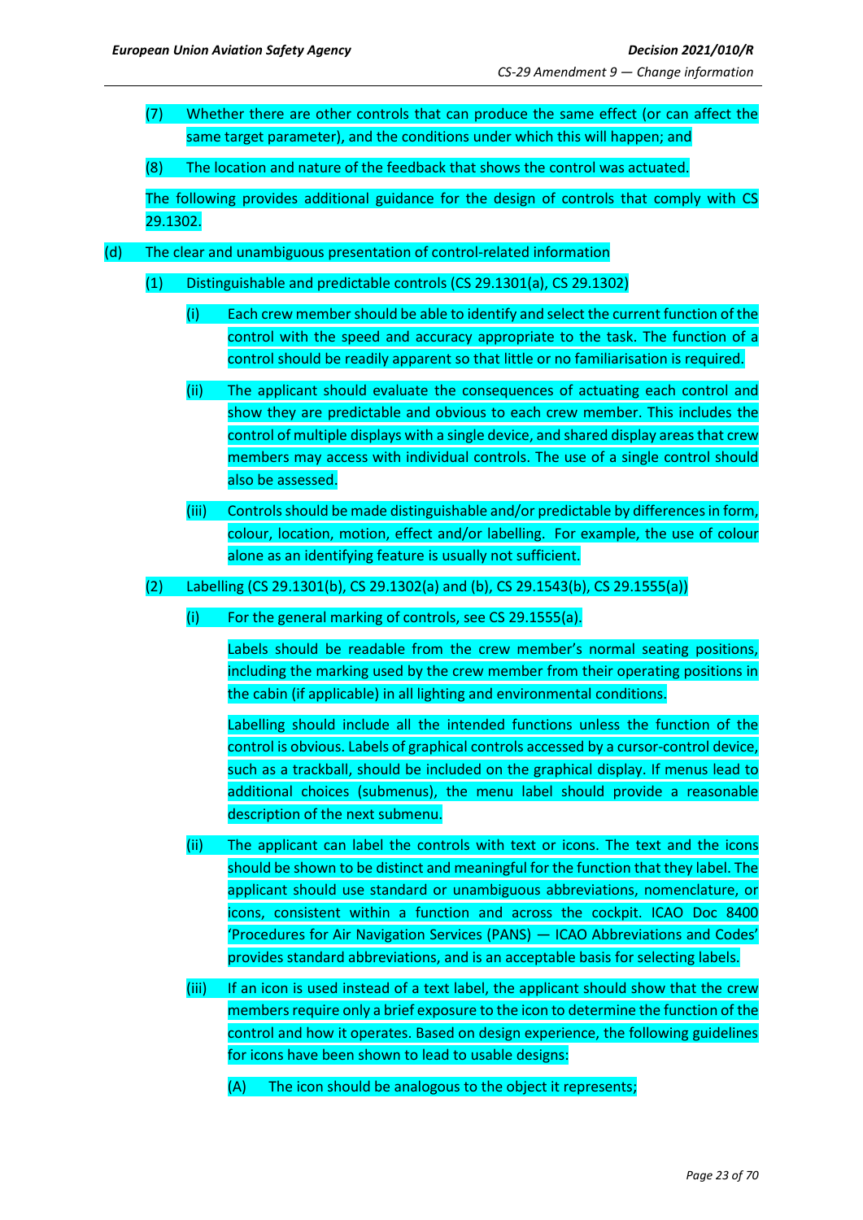(7) Whether there are other controls that can produce the same effect (or can affect the same target parameter), and the conditions under which this will happen; and

(8) The location and nature of the feedback that shows the control was actuated.

The following provides additional guidance for the design of controls that comply with CS 29.1302.

(d) The clear and unambiguous presentation of control-related information

(1) Distinguishable and predictable controls (CS 29.1301(a), CS 29.1302)

(i) Each crew member should be able to identify and select the current function of the control with the speed and accuracy appropriate to the task. The function of a control should be readily apparent so that little or no familiarisation is required.

(ii) The applicant should evaluate the consequences of actuating each control and show they are predictable and obvious to each crew member. This includes the control of multiple displays with a single device, and shared display areas that crew members may access with individual controls. The use of a single control should also be assessed.

(iii) Controls should be made distinguishable and/or predictable by differences in form, colour, location, motion, effect and/or labelling. For example, the use of colour alone as an identifying feature is usually not sufficient.

(2) Labelling (CS 29.1301(b), CS 29.1302(a) and (b), CS 29.1543(b), CS 29.1555(a))

(i) For the general marking of controls, see CS 29.1555(a).

Labels should be readable from the crew member's normal seating positions, including the marking used by the crew member from their operating positions in the cabin (if applicable) in all lighting and environmental conditions.

Labelling should include all the intended functions unless the function of the control is obvious. Labels of graphical controls accessed by a cursor-control device, such as a trackball, should be included on the graphical display. If menus lead to additional choices (submenus), the menu label should provide a reasonable description of the next submenu.

(ii) The applicant can label the controls with text or icons. The text and the icons should be shown to be distinct and meaningful for the function that they label. The applicant should use standard or unambiguous abbreviations, nomenclature, or icons, consistent within a function and across the cockpit. ICAO Doc 8400 'Procedures for Air Navigation Services (PANS) — ICAO Abbreviations and Codes' provides standard abbreviations, and is an acceptable basis for selecting labels.

(iii) If an icon is used instead of a text label, the applicant should show that the crew members require only a brief exposure to the icon to determine the function of the control and how it operates. Based on design experience, the following guidelines for icons have been shown to lead to usable designs:

(A) The icon should be analogous to the object it represents;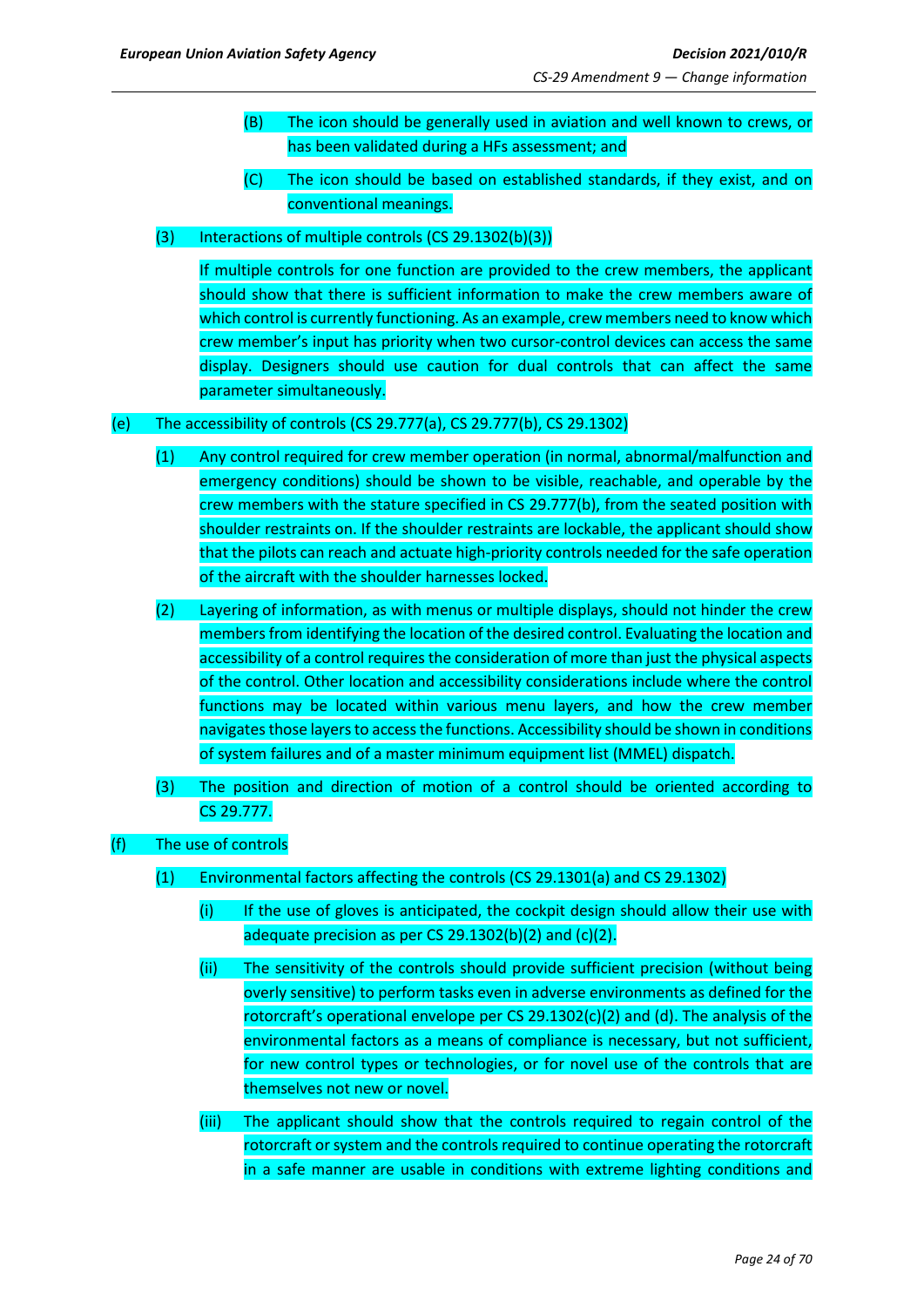(B) The icon should be generally used in aviation and well known to crews, or has been validated during a HFs assessment; and

(C) The icon should be based on established standards, if they exist, and on conventional meanings.

(3) Interactions of multiple controls (CS 29.1302(b)(3))

If multiple controls for one function are provided to the crew members, the applicant should show that there is sufficient information to make the crew members aware of which control is currently functioning. As an example, crew members need to know which crew member's input has priority when two cursor-control devices can access the same display. Designers should use caution for dual controls that can affect the same parameter simultaneously.

(e) The accessibility of controls (CS 29.777(a), CS 29.777(b), CS 29.1302)

(1) Any control required for crew member operation (in normal, abnormal/malfunction and emergency conditions) should be shown to be visible, reachable, and operable by the crew members with the stature specified in CS 29.777(b), from the seated position with shoulder restraints on. If the shoulder restraints are lockable, the applicant should show that the pilots can reach and actuate high-priority controls needed for the safe operation of the aircraft with the shoulder harnesses locked.

(2) Layering of information, as with menus or multiple displays, should not hinder the crew members from identifying the location of the desired control. Evaluating the location and accessibility of a control requires the consideration of more than just the physical aspects of the control. Other location and accessibility considerations include where the control functions may be located within various menu layers, and how the crew member navigates those layers to access the functions. Accessibility should be shown in conditions of system failures and of a master minimum equipment list (MMEL) dispatch.

(3) The position and direction of motion of a control should be oriented according to CS 29.777.

(f) The use of controls

(1) Environmental factors affecting the controls (CS 29.1301(a) and CS 29.1302)

(i) If the use of gloves is anticipated, the cockpit design should allow their use with adequate precision as per CS 29.1302(b)(2) and (c)(2).

(ii) The sensitivity of the controls should provide sufficient precision (without being overly sensitive) to perform tasks even in adverse environments as defined for the rotorcraft's operational envelope per CS 29.1302(c)(2) and (d). The analysis of the environmental factors as a means of compliance is necessary, but not sufficient, for new control types or technologies, or for novel use of the controls that are themselves not new or novel.

(iii) The applicant should show that the controls required to regain control of the rotorcraft or system and the controls required to continue operating the rotorcraft in a safe manner are usable in conditions with extreme lighting conditions and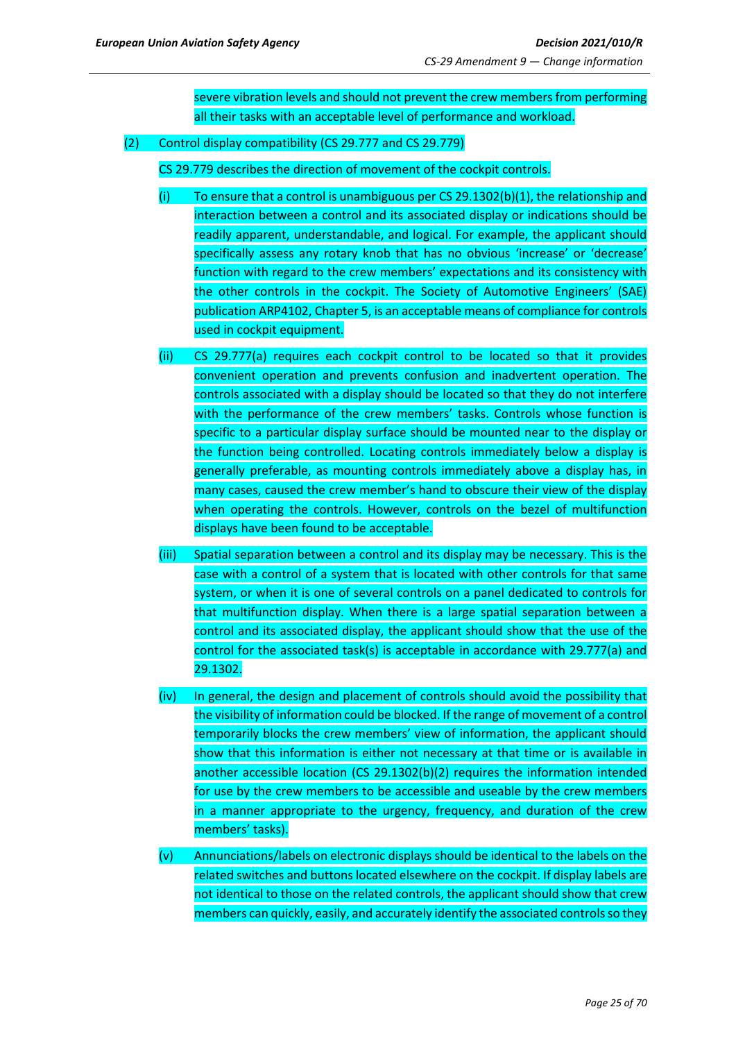severe vibration levels and should not prevent the crew members from performing all their tasks with an acceptable level of performance and workload.

(2) Control display compatibility (CS 29.777 and CS 29.779)

CS 29.779 describes the direction of movement of the cockpit controls.

(i) To ensure that a control is unambiguous per CS 29.1302(b)(1), the relationship and interaction between a control and its associated display or indications should be readily apparent, understandable, and logical. For example, the applicant should specifically assess any rotary knob that has no obvious 'increase' or 'decrease' function with regard to the crew members' expectations and its consistency with the other controls in the cockpit. The Society of Automotive Engineers' (SAE) publication ARP4102, Chapter 5, is an acceptable means of compliance for controls used in cockpit equipment.

(ii) CS 29.777(a) requires each cockpit control to be located so that it provides convenient operation and prevents confusion and inadvertent operation. The controls associated with a display should be located so that they do not interfere with the performance of the crew members' tasks. Controls whose function is specific to a particular display surface should be mounted near to the display or the function being controlled. Locating controls immediately below a display is generally preferable, as mounting controls immediately above a display has, in many cases, caused the crew member's hand to obscure their view of the display when operating the controls. However, controls on the bezel of multifunction displays have been found to be acceptable.

(iii) Spatial separation between a control and its display may be necessary. This is the case with a control of a system that is located with other controls for that same system, or when it is one of several controls on a panel dedicated to controls for that multifunction display. When there is a large spatial separation between a control and its associated display, the applicant should show that the use of the control for the associated task(s) is acceptable in accordance with 29.777(a) and 29.1302.

(iv) In general, the design and placement of controls should avoid the possibility that the visibility of information could be blocked. If the range of movement of a control temporarily blocks the crew members' view of information, the applicant should show that this information is either not necessary at that time or is available in another accessible location (CS 29.1302(b)(2) requires the information intended for use by the crew members to be accessible and useable by the crew members in a manner appropriate to the urgency, frequency, and duration of the crew members' tasks).

(v) Annunciations/labels on electronic displays should be identical to the labels on the related switches and buttons located elsewhere on the cockpit. If display labels are not identical to those on the related controls, the applicant should show that crew members can quickly, easily, and accurately identify the associated controls so they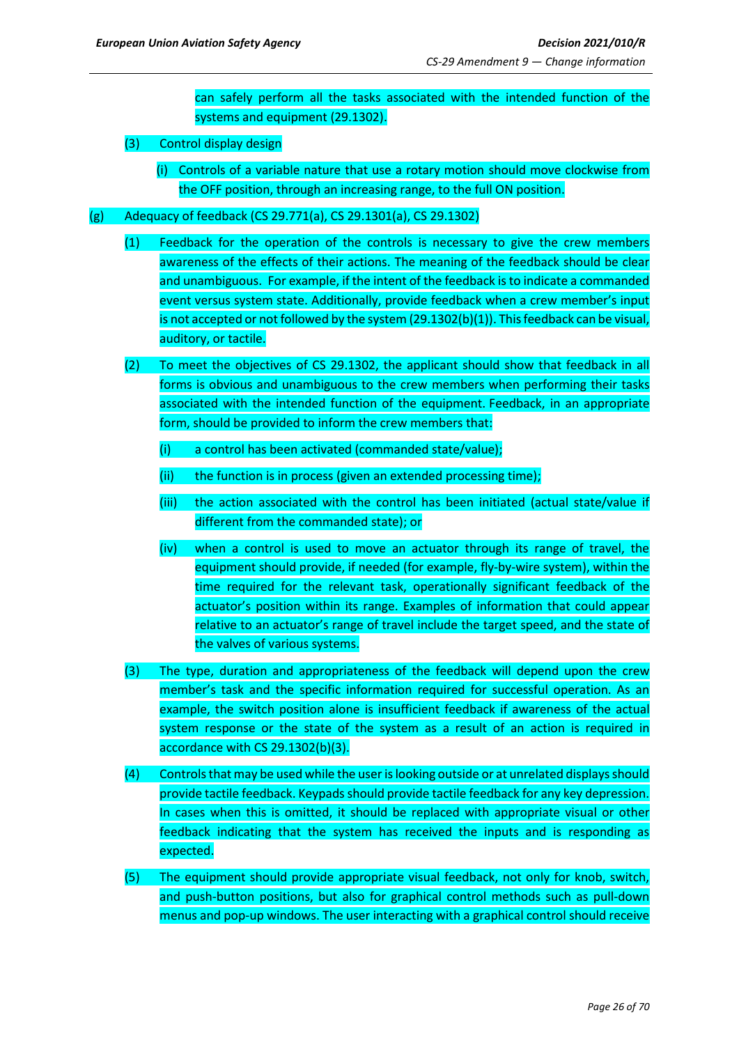can safely perform all the tasks associated with the intended function of the systems and equipment (29.1302).

(3) Control display design

(i) Controls of a variable nature that use a rotary motion should move clockwise from the OFF position, through an increasing range, to the full ON position.

(g) Adequacy of feedback (CS 29.771(a), CS 29.1301(a), CS 29.1302)

(1) Feedback for the operation of the controls is necessary to give the crew members awareness of the effects of their actions. The meaning of the feedback should be clear and unambiguous. For example, if the intent of the feedback is to indicate a commanded event versus system state. Additionally, provide feedback when a crew member's input is not accepted or not followed by the system (29.1302(b)(1)). This feedback can be visual, auditory, or tactile.

(2) To meet the objectives of CS 29.1302, the applicant should show that feedback in all forms is obvious and unambiguous to the crew members when performing their tasks associated with the intended function of the equipment. Feedback, in an appropriate form, should be provided to inform the crew members that:

(i) a control has been activated (commanded state/value);

(ii) the function is in process (given an extended processing time);

(iii) the action associated with the control has been initiated (actual state/value if different from the commanded state); or

(iv) when a control is used to move an actuator through its range of travel, the equipment should provide, if needed (for example, fly-by-wire system), within the time required for the relevant task, operationally significant feedback of the actuator's position within its range. Examples of information that could appear relative to an actuator's range of travel include the target speed, and the state of the valves of various systems.

(3) The type, duration and appropriateness of the feedback will depend upon the crew member's task and the specific information required for successful operation. As an example, the switch position alone is insufficient feedback if awareness of the actual system response or the state of the system as a result of an action is required in accordance with CS 29.1302(b)(3).

(4) Controls that may be used while the user is looking outside or at unrelated displays should provide tactile feedback. Keypads should provide tactile feedback for any key depression. In cases when this is omitted, it should be replaced with appropriate visual or other feedback indicating that the system has received the inputs and is responding as expected.

(5) The equipment should provide appropriate visual feedback, not only for knob, switch, and push-button positions, but also for graphical control methods such as pull-down menus and pop-up windows. The user interacting with a graphical control should receive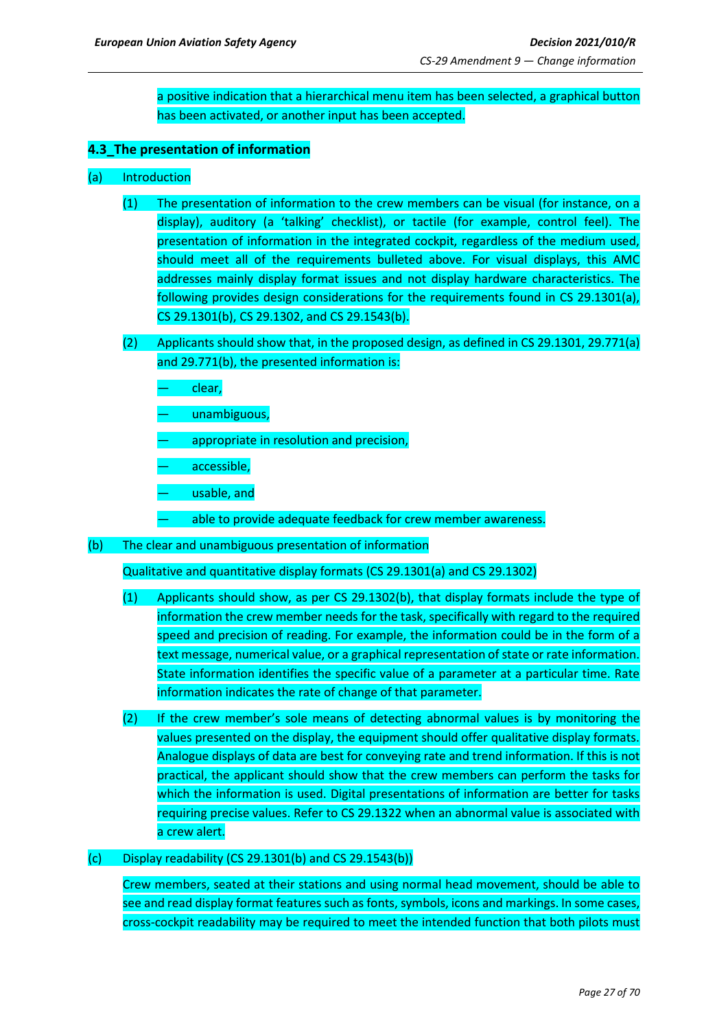a positive indication that a hierarchical menu item has been selected, a graphical button has been activated, or another input has been accepted.

**4.3_The presentation of information**

(a) Introduction

(1) The presentation of information to the crew members can be visual (for instance, on a display), auditory (a 'talking' checklist), or tactile (for example, control feel). The presentation of information in the integrated cockpit, regardless of the medium used, should meet all of the requirements bulleted above. For visual displays, this AMC addresses mainly display format issues and not display hardware characteristics. The following provides design considerations for the requirements found in CS 29.1301(a), CS 29.1301(b), CS 29.1302, and CS 29.1543(b).

(2) Applicants should show that, in the proposed design, as defined in CS 29.1301, 29.771(a) and 29.771(b), the presented information is:

— clear,

— unambiguous,

— appropriate in resolution and precision,

— accessible,

— usable, and

— able to provide adequate feedback for crew member awareness.

(b) The clear and unambiguous presentation of information

Qualitative and quantitative display formats (CS 29.1301(a) and CS 29.1302)

(1) Applicants should show, as per CS 29.1302(b), that display formats include the type of information the crew member needs for the task, specifically with regard to the required speed and precision of reading. For example, the information could be in the form of a text message, numerical value, or a graphical representation of state or rate information. State information identifies the specific value of a parameter at a particular time. Rate information indicates the rate of change of that parameter.

(2) If the crew member's sole means of detecting abnormal values is by monitoring the values presented on the display, the equipment should offer qualitative display formats. Analogue displays of data are best for conveying rate and trend information. If this is not practical, the applicant should show that the crew members can perform the tasks for which the information is used. Digital presentations of information are better for tasks requiring precise values. Refer to CS 29.1322 when an abnormal value is associated with a crew alert.

(c) Display readability (CS 29.1301(b) and CS 29.1543(b))

Crew members, seated at their stations and using normal head movement, should be able to see and read display format features such as fonts, symbols, icons and markings. In some cases, cross-cockpit readability may be required to meet the intended function that both pilots must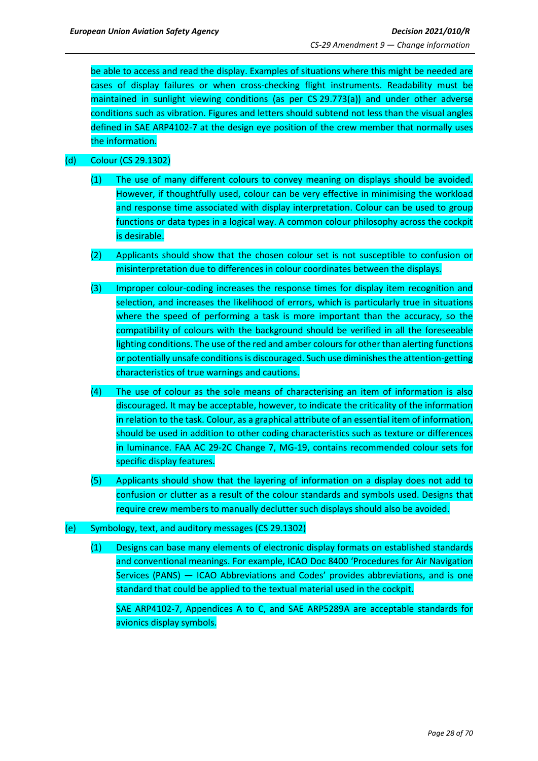be able to access and read the display. Examples of situations where this might be needed are cases of display failures or when cross-checking flight instruments. Readability must be maintained in sunlight viewing conditions (as per CS 29.773(a)) and under other adverse conditions such as vibration. Figures and letters should subtend not less than the visual angles defined in SAE ARP4102-7 at the design eye position of the crew member that normally uses the information.

(d) Colour (CS 29.1302)

(1) The use of many different colours to convey meaning on displays should be avoided. However, if thoughtfully used, colour can be very effective in minimising the workload and response time associated with display interpretation. Colour can be used to group functions or data types in a logical way. A common colour philosophy across the cockpit is desirable.

(2) Applicants should show that the chosen colour set is not susceptible to confusion or misinterpretation due to differences in colour coordinates between the displays.

(3) Improper colour-coding increases the response times for display item recognition and selection, and increases the likelihood of errors, which is particularly true in situations where the speed of performing a task is more important than the accuracy, so the compatibility of colours with the background should be verified in all the foreseeable lighting conditions. The use of the red and amber colours for other than alerting functions or potentially unsafe conditions is discouraged. Such use diminishes the attention-getting characteristics of true warnings and cautions.

(4) The use of colour as the sole means of characterising an item of information is also discouraged. It may be acceptable, however, to indicate the criticality of the information in relation to the task. Colour, as a graphical attribute of an essential item of information, should be used in addition to other coding characteristics such as texture or differences in luminance. FAA AC 29-2C Change 7, MG-19, contains recommended colour sets for specific display features.

(5) Applicants should show that the layering of information on a display does not add to confusion or clutter as a result of the colour standards and symbols used. Designs that require crew members to manually declutter such displays should also be avoided.

(e) Symbology, text, and auditory messages (CS 29.1302)

(1) Designs can base many elements of electronic display formats on established standards and conventional meanings. For example, ICAO Doc 8400 'Procedures for Air Navigation Services (PANS) — ICAO Abbreviations and Codes' provides abbreviations, and is one standard that could be applied to the textual material used in the cockpit.

SAE ARP4102-7, Appendices A to C, and SAE ARP5289A are acceptable standards for avionics display symbols.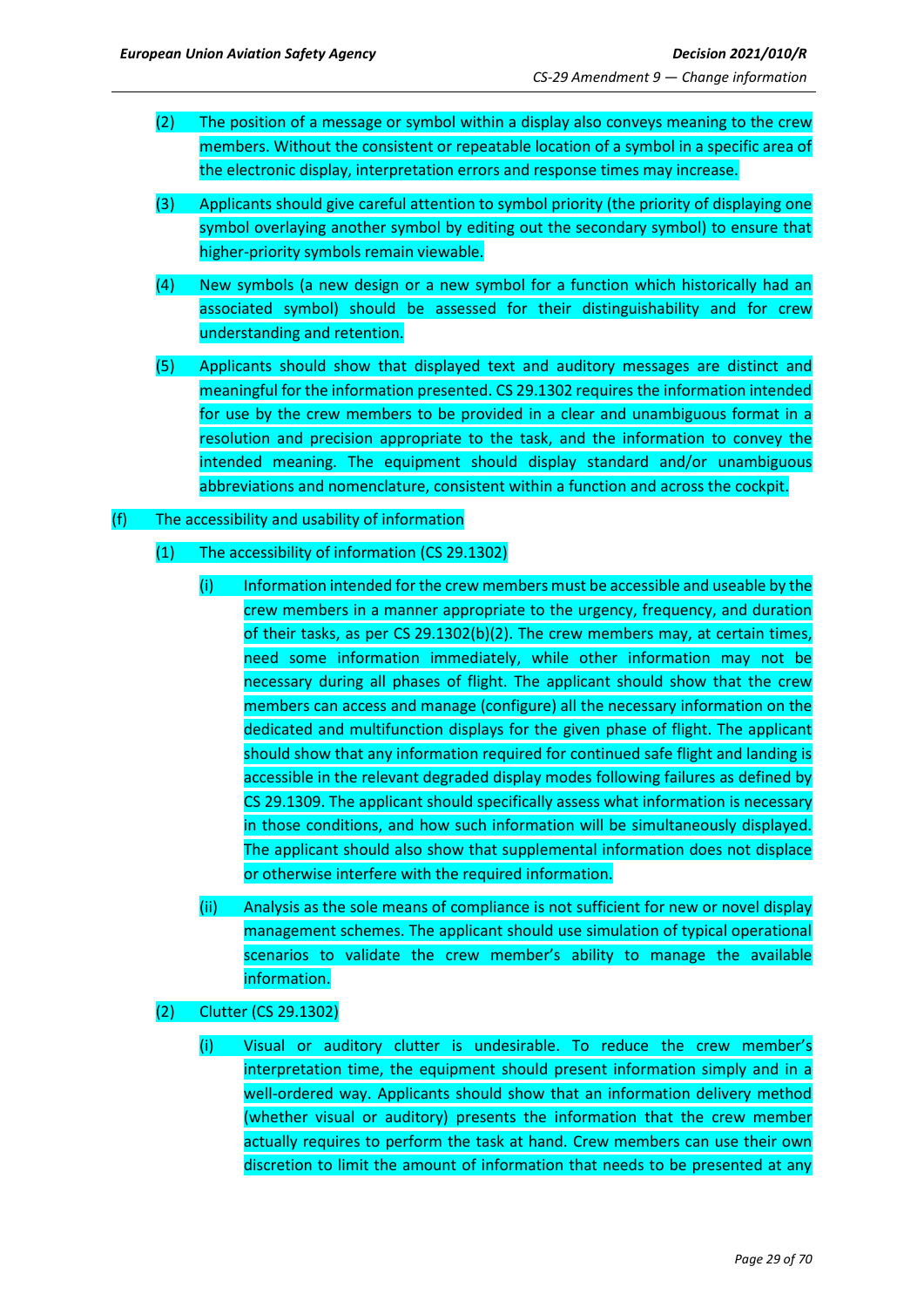(2) The position of a message or symbol within a display also conveys meaning to the crew members. Without the consistent or repeatable location of a symbol in a specific area of the electronic display, interpretation errors and response times may increase.

(3) Applicants should give careful attention to symbol priority (the priority of displaying one symbol overlaying another symbol by editing out the secondary symbol) to ensure that higher-priority symbols remain viewable.

(4) New symbols (a new design or a new symbol for a function which historically had an associated symbol) should be assessed for their distinguishability and for crew understanding and retention.

(5) Applicants should show that displayed text and auditory messages are distinct and meaningful for the information presented. CS 29.1302 requires the information intended for use by the crew members to be provided in a clear and unambiguous format in a resolution and precision appropriate to the task, and the information to convey the intended meaning. The equipment should display standard and/or unambiguous abbreviations and nomenclature, consistent within a function and across the cockpit.

(f) The accessibility and usability of information

(1) The accessibility of information (CS 29.1302)

(i) Information intended for the crew members must be accessible and useable by the crew members in a manner appropriate to the urgency, frequency, and duration of their tasks, as per CS 29.1302(b)(2). The crew members may, at certain times, need some information immediately, while other information may not be necessary during all phases of flight. The applicant should show that the crew members can access and manage (configure) all the necessary information on the dedicated and multifunction displays for the given phase of flight. The applicant should show that any information required for continued safe flight and landing is accessible in the relevant degraded display modes following failures as defined by CS 29.1309. The applicant should specifically assess what information is necessary in those conditions, and how such information will be simultaneously displayed. The applicant should also show that supplemental information does not displace or otherwise interfere with the required information.

(ii) Analysis as the sole means of compliance is not sufficient for new or novel display management schemes. The applicant should use simulation of typical operational scenarios to validate the crew member's ability to manage the available information.

(2) Clutter (CS 29.1302)

(i) Visual or auditory clutter is undesirable. To reduce the crew member's interpretation time, the equipment should present information simply and in a well-ordered way. Applicants should show that an information delivery method (whether visual or auditory) presents the information that the crew member actually requires to perform the task at hand. Crew members can use their own discretion to limit the amount of information that needs to be presented at any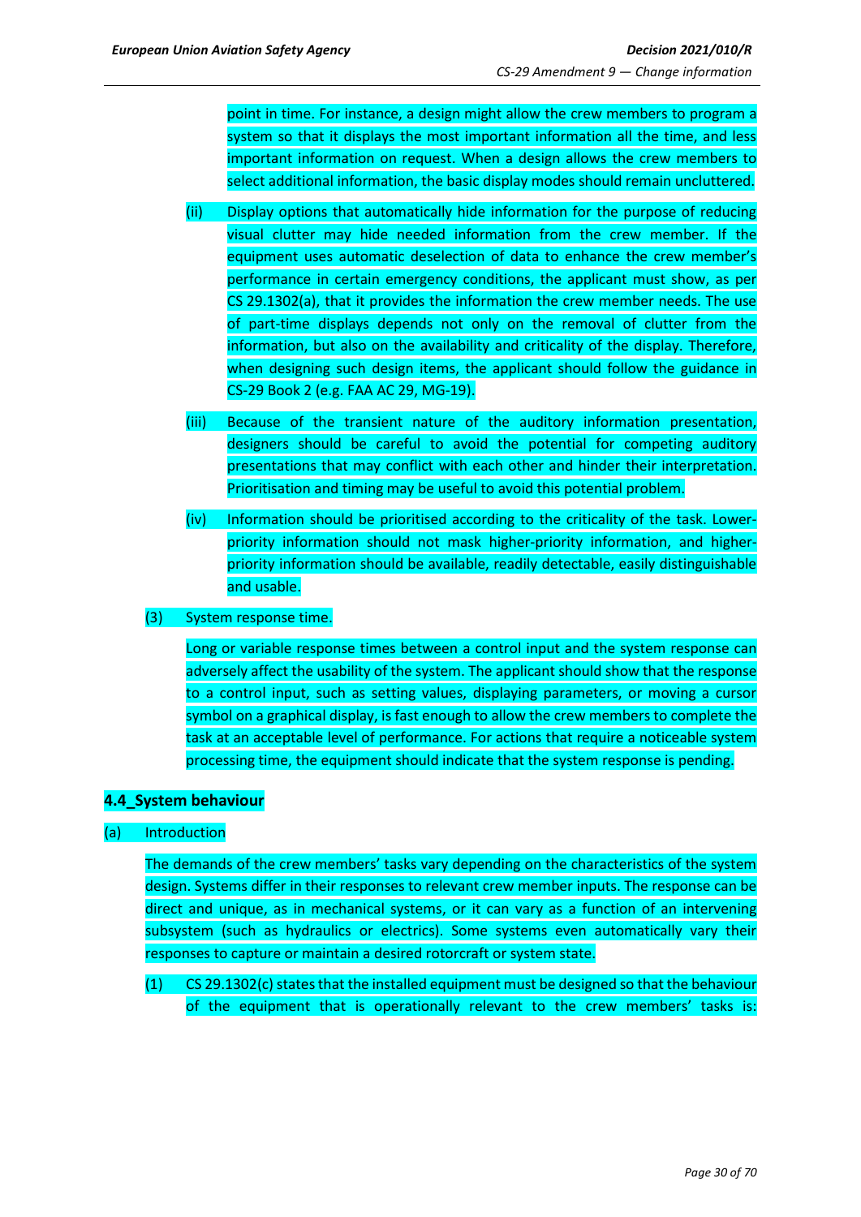point in time. For instance, a design might allow the crew members to program a system so that it displays the most important information all the time, and less important information on request. When a design allows the crew members to select additional information, the basic display modes should remain uncluttered.

(ii) Display options that automatically hide information for the purpose of reducing visual clutter may hide needed information from the crew member. If the equipment uses automatic deselection of data to enhance the crew member's performance in certain emergency conditions, the applicant must show, as per CS 29.1302(a), that it provides the information the crew member needs. The use of part-time displays depends not only on the removal of clutter from the information, but also on the availability and criticality of the display. Therefore, when designing such design items, the applicant should follow the guidance in CS-29 Book 2 (e.g. FAA AC 29, MG-19).

(iii) Because of the transient nature of the auditory information presentation, designers should be careful to avoid the potential for competing auditory presentations that may conflict with each other and hinder their interpretation. Prioritisation and timing may be useful to avoid this potential problem.

(iv) Information should be prioritised according to the criticality of the task. Lower-priority information should not mask higher-priority information, and higher-priority information should be available, readily detectable, easily distinguishable and usable.

(3) System response time.

Long or variable response times between a control input and the system response can adversely affect the usability of the system. The applicant should show that the response to a control input, such as setting values, displaying parameters, or moving a cursor symbol on a graphical display, is fast enough to allow the crew members to complete the task at an acceptable level of performance. For actions that require a noticeable system processing time, the equipment should indicate that the system response is pending.

**4.4_System behaviour**

(a) Introduction

The demands of the crew members' tasks vary depending on the characteristics of the system design. Systems differ in their responses to relevant crew member inputs. The response can be direct and unique, as in mechanical systems, or it can vary as a function of an intervening subsystem (such as hydraulics or electrics). Some systems even automatically vary their responses to capture or maintain a desired rotorcraft or system state.

(1) CS 29.1302(c) states that the installed equipment must be designed so that the behaviour of the equipment that is operationally relevant to the crew members' tasks is: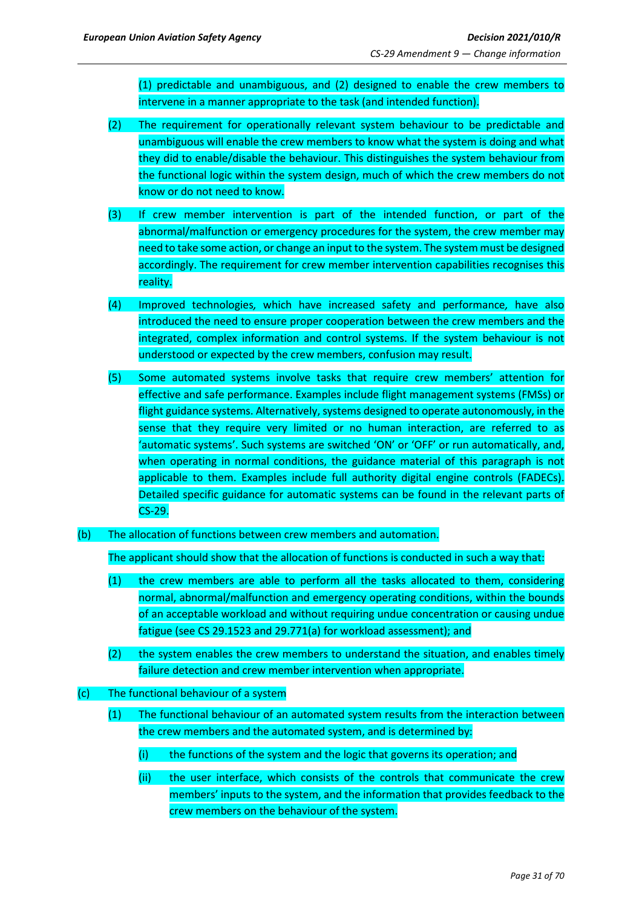(1) predictable and unambiguous, and (2) designed to enable the crew members to intervene in a manner appropriate to the task (and intended function).

(2) The requirement for operationally relevant system behaviour to be predictable and unambiguous will enable the crew members to know what the system is doing and what they did to enable/disable the behaviour. This distinguishes the system behaviour from the functional logic within the system design, much of which the crew members do not know or do not need to know.

(3) If crew member intervention is part of the intended function, or part of the abnormal/malfunction or emergency procedures for the system, the crew member may need to take some action, or change an input to the system. The system must be designed accordingly. The requirement for crew member intervention capabilities recognises this reality.

(4) Improved technologies, which have increased safety and performance, have also introduced the need to ensure proper cooperation between the crew members and the integrated, complex information and control systems. If the system behaviour is not understood or expected by the crew members, confusion may result.

(5) Some automated systems involve tasks that require crew members' attention for effective and safe performance. Examples include flight management systems (FMSs) or flight guidance systems. Alternatively, systems designed to operate autonomously, in the sense that they require very limited or no human interaction, are referred to as 'automatic systems'. Such systems are switched 'ON' or 'OFF' or run automatically, and, when operating in normal conditions, the guidance material of this paragraph is not applicable to them. Examples include full authority digital engine controls (FADECs). Detailed specific guidance for automatic systems can be found in the relevant parts of CS-29.

(b) The allocation of functions between crew members and automation.

The applicant should show that the allocation of functions is conducted in such a way that:

(1) the crew members are able to perform all the tasks allocated to them, considering normal, abnormal/malfunction and emergency operating conditions, within the bounds of an acceptable workload and without requiring undue concentration or causing undue fatigue (see CS 29.1523 and 29.771(a) for workload assessment); and

(2) the system enables the crew members to understand the situation, and enables timely failure detection and crew member intervention when appropriate.

(c) The functional behaviour of a system

(1) The functional behaviour of an automated system results from the interaction between the crew members and the automated system, and is determined by:

(i) the functions of the system and the logic that governs its operation; and

(ii) the user interface, which consists of the controls that communicate the crew members' inputs to the system, and the information that provides feedback to the crew members on the behaviour of the system.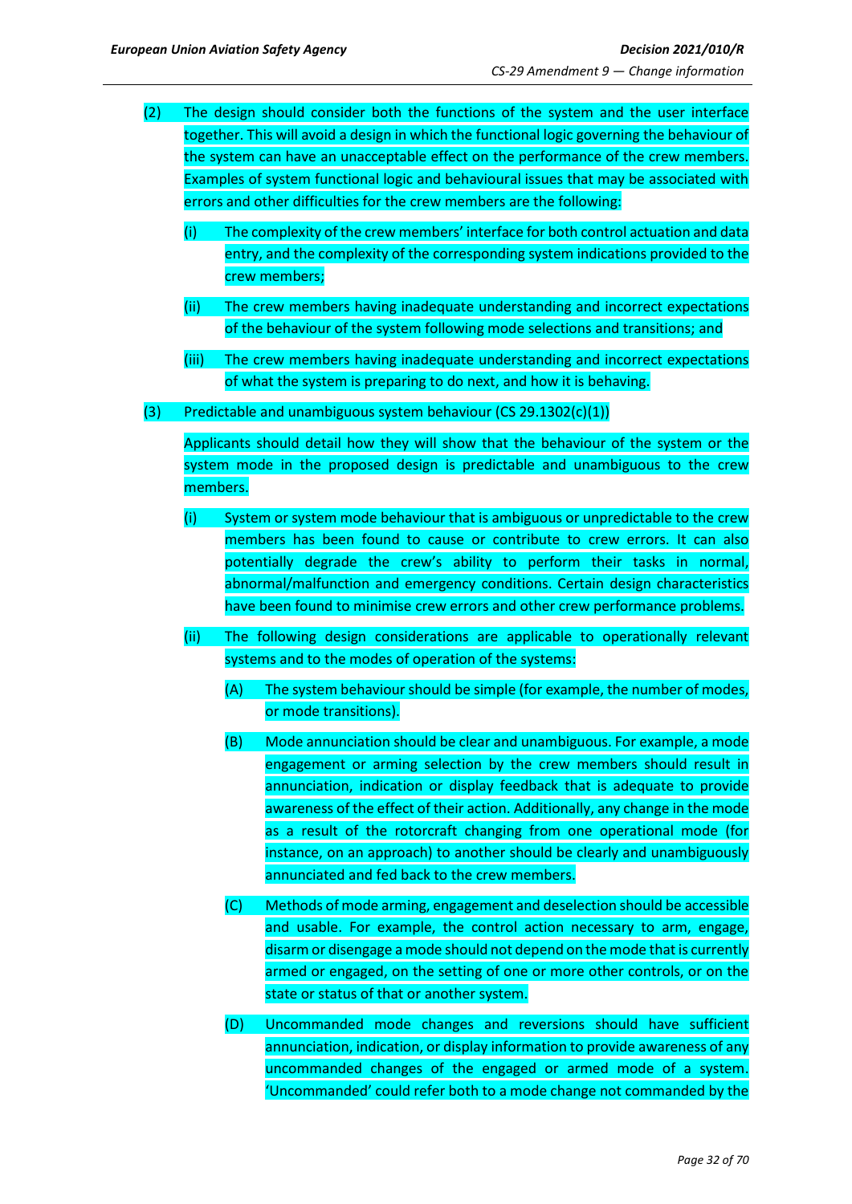(2) The design should consider both the functions of the system and the user interface together. This will avoid a design in which the functional logic governing the behaviour of the system can have an unacceptable effect on the performance of the crew members. Examples of system functional logic and behavioural issues that may be associated with errors and other difficulties for the crew members are the following:

   (i) The complexity of the crew members' interface for both control actuation and data entry, and the complexity of the corresponding system indications provided to the crew members;

   (ii) The crew members having inadequate understanding and incorrect expectations of the behaviour of the system following mode selections and transitions; and

   (iii) The crew members having inadequate understanding and incorrect expectations of what the system is preparing to do next, and how it is behaving.

(3) Predictable and unambiguous system behaviour (CS 29.1302(c)(1))

Applicants should detail how they will show that the behaviour of the system or the system mode in the proposed design is predictable and unambiguous to the crew members.

   (i) System or system mode behaviour that is ambiguous or unpredictable to the crew members has been found to cause or contribute to crew errors. It can also potentially degrade the crew's ability to perform their tasks in normal, abnormal/malfunction and emergency conditions. Certain design characteristics have been found to minimise crew errors and other crew performance problems.

   (ii) The following design considerations are applicable to operationally relevant systems and to the modes of operation of the systems:

      (A) The system behaviour should be simple (for example, the number of modes, or mode transitions).

      (B) Mode annunciation should be clear and unambiguous. For example, a mode engagement or arming selection by the crew members should result in annunciation, indication or display feedback that is adequate to provide awareness of the effect of their action. Additionally, any change in the mode as a result of the rotorcraft changing from one operational mode (for instance, on an approach) to another should be clearly and unambiguously annunciated and fed back to the crew members.

      (C) Methods of mode arming, engagement and deselection should be accessible and usable. For example, the control action necessary to arm, engage, disarm or disengage a mode should not depend on the mode that is currently armed or engaged, on the setting of one or more other controls, or on the state or status of that or another system.

      (D) Uncommanded mode changes and reversions should have sufficient annunciation, indication, or display information to provide awareness of any uncommanded changes of the engaged or armed mode of a system. 'Uncommanded' could refer both to a mode change not commanded by the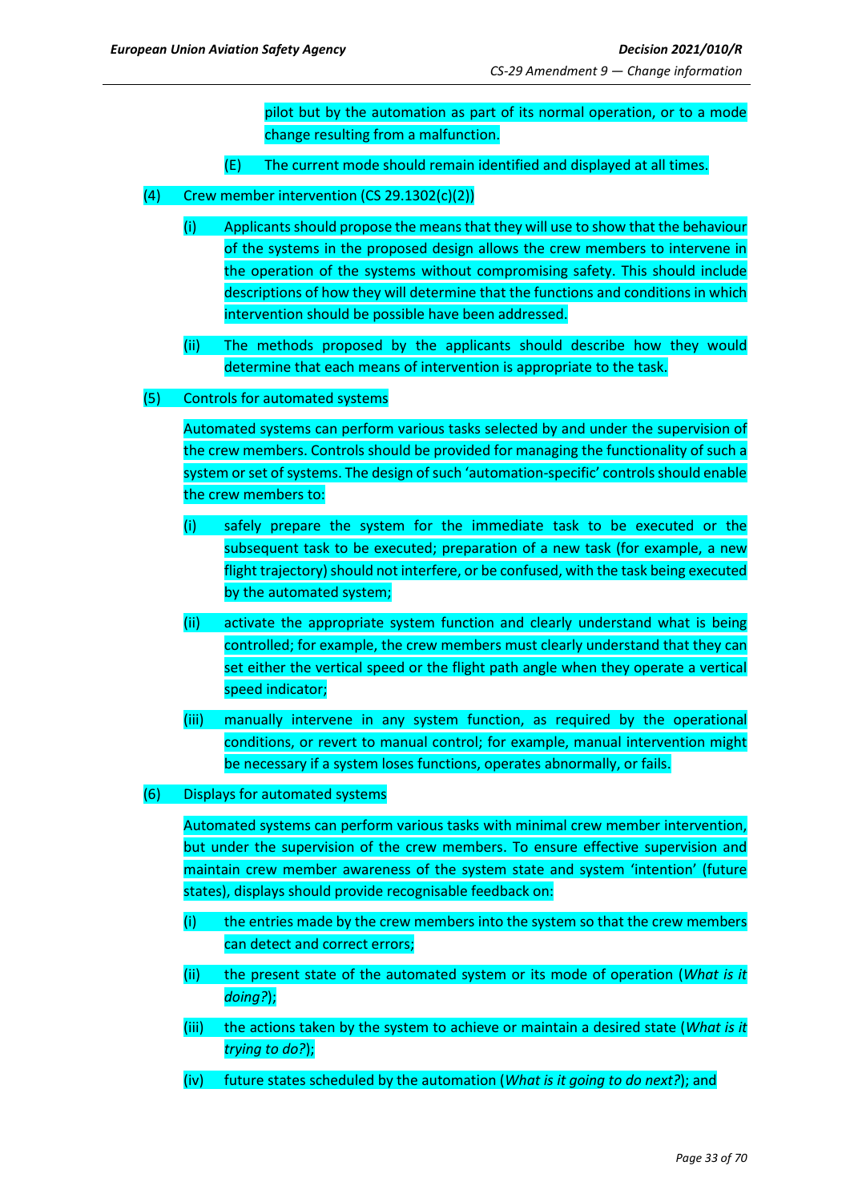pilot but by the automation as part of its normal operation, or to a mode change resulting from a malfunction.

(E) The current mode should remain identified and displayed at all times.

(4) Crew member intervention (CS 29.1302(c)(2))

(i) Applicants should propose the means that they will use to show that the behaviour of the systems in the proposed design allows the crew members to intervene in the operation of the systems without compromising safety. This should include descriptions of how they will determine that the functions and conditions in which intervention should be possible have been addressed.

(ii) The methods proposed by the applicants should describe how they would determine that each means of intervention is appropriate to the task.

(5) Controls for automated systems

Automated systems can perform various tasks selected by and under the supervision of the crew members. Controls should be provided for managing the functionality of such a system or set of systems. The design of such 'automation-specific' controls should enable the crew members to:

(i) safely prepare the system for the immediate task to be executed or the subsequent task to be executed; preparation of a new task (for example, a new flight trajectory) should not interfere, or be confused, with the task being executed by the automated system;

(ii) activate the appropriate system function and clearly understand what is being controlled; for example, the crew members must clearly understand that they can set either the vertical speed or the flight path angle when they operate a vertical speed indicator;

(iii) manually intervene in any system function, as required by the operational conditions, or revert to manual control; for example, manual intervention might be necessary if a system loses functions, operates abnormally, or fails.

(6) Displays for automated systems

Automated systems can perform various tasks with minimal crew member intervention, but under the supervision of the crew members. To ensure effective supervision and maintain crew member awareness of the system state and system 'intention' (future states), displays should provide recognisable feedback on:

(i) the entries made by the crew members into the system so that the crew members can detect and correct errors;

(ii) the present state of the automated system or its mode of operation (*What is it doing?*);

(iii) the actions taken by the system to achieve or maintain a desired state (*What is it trying to do?*);

(iv) future states scheduled by the automation (*What is it going to do next?*); and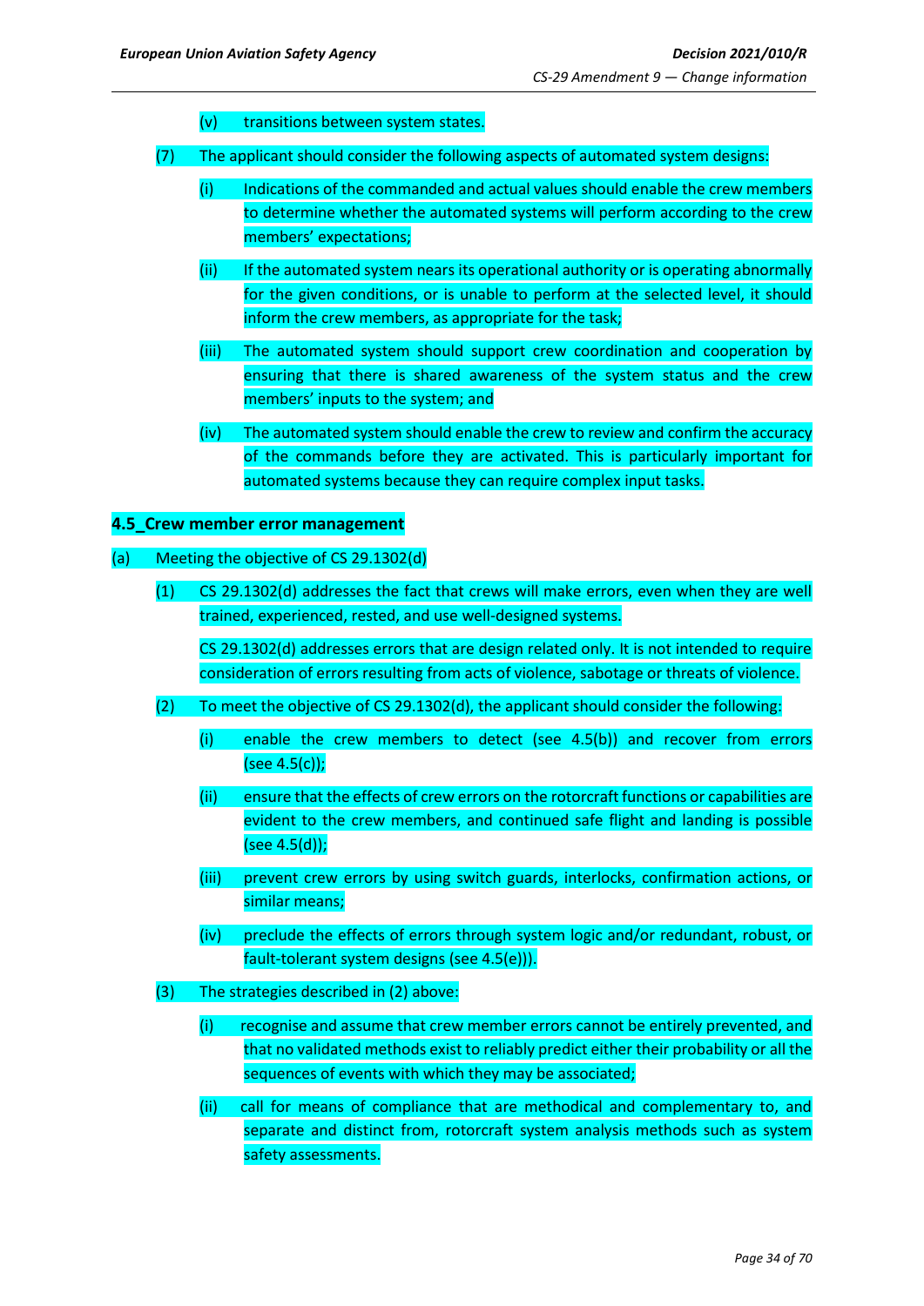(v) transitions between system states.

(7) The applicant should consider the following aspects of automated system designs:

(i) Indications of the commanded and actual values should enable the crew members to determine whether the automated systems will perform according to the crew members' expectations;

(ii) If the automated system nears its operational authority or is operating abnormally for the given conditions, or is unable to perform at the selected level, it should inform the crew members, as appropriate for the task;

(iii) The automated system should support crew coordination and cooperation by ensuring that there is shared awareness of the system status and the crew members' inputs to the system; and

(iv) The automated system should enable the crew to review and confirm the accuracy of the commands before they are activated. This is particularly important for automated systems because they can require complex input tasks.

**4.5_Crew member error management**

(a) Meeting the objective of CS 29.1302(d)

(1) CS 29.1302(d) addresses the fact that crews will make errors, even when they are well trained, experienced, rested, and use well-designed systems.

CS 29.1302(d) addresses errors that are design related only. It is not intended to require consideration of errors resulting from acts of violence, sabotage or threats of violence.

(2) To meet the objective of CS 29.1302(d), the applicant should consider the following:

(i) enable the crew members to detect (see 4.5(b)) and recover from errors (see 4.5(c));

(ii) ensure that the effects of crew errors on the rotorcraft functions or capabilities are evident to the crew members, and continued safe flight and landing is possible (see 4.5(d));

(iii) prevent crew errors by using switch guards, interlocks, confirmation actions, or similar means;

(iv) preclude the effects of errors through system logic and/or redundant, robust, or fault-tolerant system designs (see 4.5(e)).

(3) The strategies described in (2) above:

(i) recognise and assume that crew member errors cannot be entirely prevented, and that no validated methods exist to reliably predict either their probability or all the sequences of events with which they may be associated;

(ii) call for means of compliance that are methodical and complementary to, and separate and distinct from, rotorcraft system analysis methods such as system safety assessments.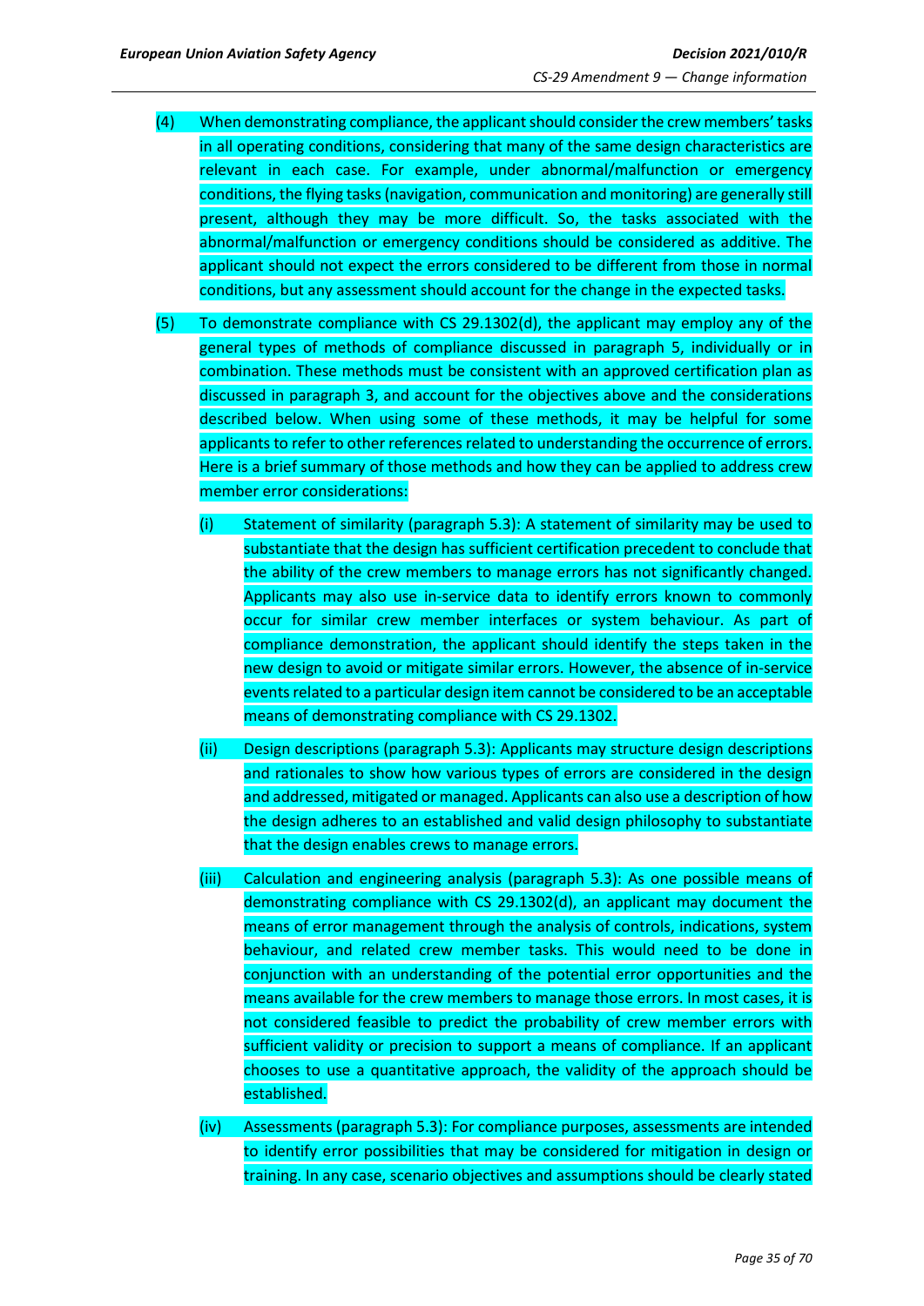(4) When demonstrating compliance, the applicant should consider the crew members' tasks in all operating conditions, considering that many of the same design characteristics are relevant in each case. For example, under abnormal/malfunction or emergency conditions, the flying tasks (navigation, communication and monitoring) are generally still present, although they may be more difficult. So, the tasks associated with the abnormal/malfunction or emergency conditions should be considered as additive. The applicant should not expect the errors considered to be different from those in normal conditions, but any assessment should account for the change in the expected tasks.

(5) To demonstrate compliance with CS 29.1302(d), the applicant may employ any of the general types of methods of compliance discussed in paragraph 5, individually or in combination. These methods must be consistent with an approved certification plan as discussed in paragraph 3, and account for the objectives above and the considerations described below. When using some of these methods, it may be helpful for some applicants to refer to other references related to understanding the occurrence of errors. Here is a brief summary of those methods and how they can be applied to address crew member error considerations:

(i) Statement of similarity (paragraph 5.3): A statement of similarity may be used to substantiate that the design has sufficient certification precedent to conclude that the ability of the crew members to manage errors has not significantly changed. Applicants may also use in-service data to identify errors known to commonly occur for similar crew member interfaces or system behaviour. As part of compliance demonstration, the applicant should identify the steps taken in the new design to avoid or mitigate similar errors. However, the absence of in-service events related to a particular design item cannot be considered to be an acceptable means of demonstrating compliance with CS 29.1302.

(ii) Design descriptions (paragraph 5.3): Applicants may structure design descriptions and rationales to show how various types of errors are considered in the design and addressed, mitigated or managed. Applicants can also use a description of how the design adheres to an established and valid design philosophy to substantiate that the design enables crews to manage errors.

(iii) Calculation and engineering analysis (paragraph 5.3): As one possible means of demonstrating compliance with CS 29.1302(d), an applicant may document the means of error management through the analysis of controls, indications, system behaviour, and related crew member tasks. This would need to be done in conjunction with an understanding of the potential error opportunities and the means available for the crew members to manage those errors. In most cases, it is not considered feasible to predict the probability of crew member errors with sufficient validity or precision to support a means of compliance. If an applicant chooses to use a quantitative approach, the validity of the approach should be established.

(iv) Assessments (paragraph 5.3): For compliance purposes, assessments are intended to identify error possibilities that may be considered for mitigation in design or training. In any case, scenario objectives and assumptions should be clearly stated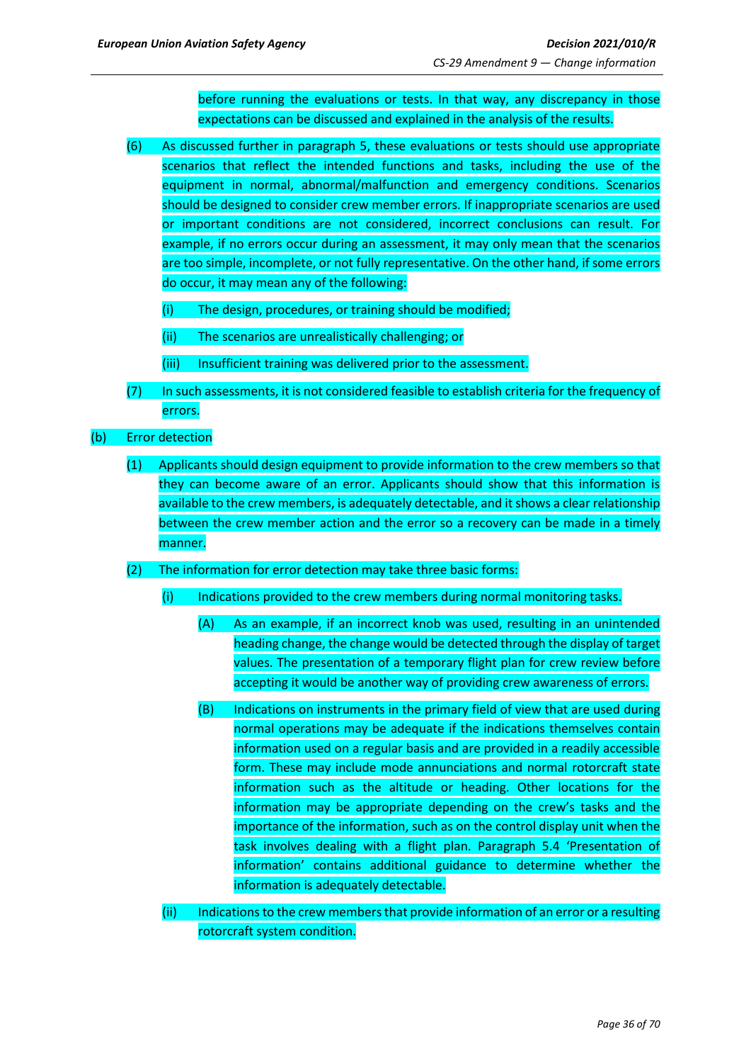before running the evaluations or tests. In that way, any discrepancy in those expectations can be discussed and explained in the analysis of the results.

(6) As discussed further in paragraph 5, these evaluations or tests should use appropriate scenarios that reflect the intended functions and tasks, including the use of the equipment in normal, abnormal/malfunction and emergency conditions. Scenarios should be designed to consider crew member errors. If inappropriate scenarios are used or important conditions are not considered, incorrect conclusions can result. For example, if no errors occur during an assessment, it may only mean that the scenarios are too simple, incomplete, or not fully representative. On the other hand, if some errors do occur, it may mean any of the following:

(i) The design, procedures, or training should be modified;

(ii) The scenarios are unrealistically challenging; or

(iii) Insufficient training was delivered prior to the assessment.

(7) In such assessments, it is not considered feasible to establish criteria for the frequency of errors.

(b) Error detection

(1) Applicants should design equipment to provide information to the crew members so that they can become aware of an error. Applicants should show that this information is available to the crew members, is adequately detectable, and it shows a clear relationship between the crew member action and the error so a recovery can be made in a timely manner.

(2) The information for error detection may take three basic forms:

(i) Indications provided to the crew members during normal monitoring tasks.

(A) As an example, if an incorrect knob was used, resulting in an unintended heading change, the change would be detected through the display of target values. The presentation of a temporary flight plan for crew review before accepting it would be another way of providing crew awareness of errors.

(B) Indications on instruments in the primary field of view that are used during normal operations may be adequate if the indications themselves contain information used on a regular basis and are provided in a readily accessible form. These may include mode annunciations and normal rotorcraft state information such as the altitude or heading. Other locations for the information may be appropriate depending on the crew's tasks and the importance of the information, such as on the control display unit when the task involves dealing with a flight plan. Paragraph 5.4 'Presentation of information' contains additional guidance to determine whether the information is adequately detectable.

(ii) Indications to the crew members that provide information of an error or a resulting rotorcraft system condition.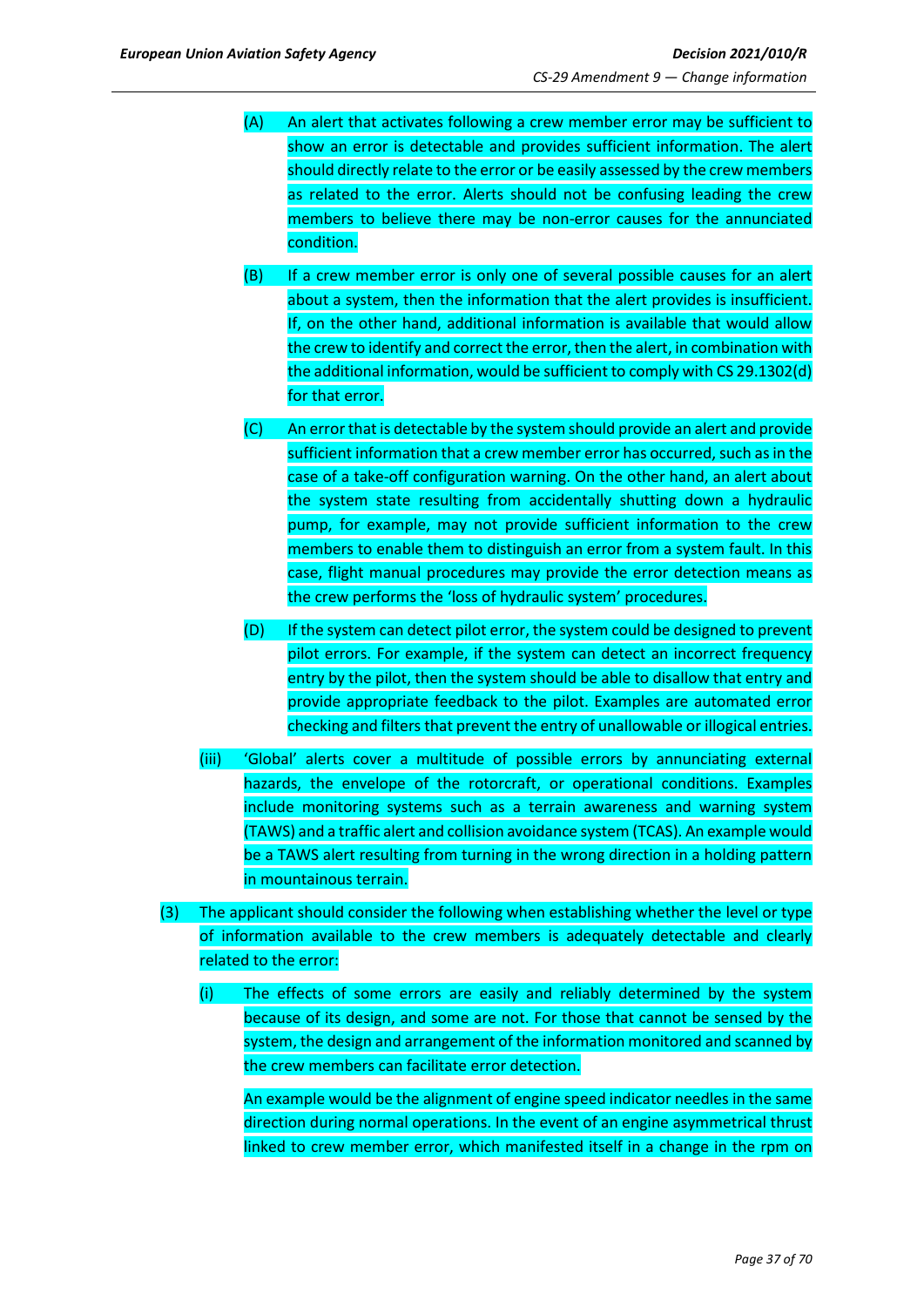(A) An alert that activates following a crew member error may be sufficient to show an error is detectable and provides sufficient information. The alert should directly relate to the error or be easily assessed by the crew members as related to the error. Alerts should not be confusing leading the crew members to believe there may be non-error causes for the annunciated condition.

(B) If a crew member error is only one of several possible causes for an alert about a system, then the information that the alert provides is insufficient. If, on the other hand, additional information is available that would allow the crew to identify and correct the error, then the alert, in combination with the additional information, would be sufficient to comply with CS 29.1302(d) for that error.

(C) An error that is detectable by the system should provide an alert and provide sufficient information that a crew member error has occurred, such as in the case of a take-off configuration warning. On the other hand, an alert about the system state resulting from accidentally shutting down a hydraulic pump, for example, may not provide sufficient information to the crew members to enable them to distinguish an error from a system fault. In this case, flight manual procedures may provide the error detection means as the crew performs the 'loss of hydraulic system' procedures.

(D) If the system can detect pilot error, the system could be designed to prevent pilot errors. For example, if the system can detect an incorrect frequency entry by the pilot, then the system should be able to disallow that entry and provide appropriate feedback to the pilot. Examples are automated error checking and filters that prevent the entry of unallowable or illogical entries.

(iii) 'Global' alerts cover a multitude of possible errors by annunciating external hazards, the envelope of the rotorcraft, or operational conditions. Examples include monitoring systems such as a terrain awareness and warning system (TAWS) and a traffic alert and collision avoidance system (TCAS). An example would be a TAWS alert resulting from turning in the wrong direction in a holding pattern in mountainous terrain.

(3) The applicant should consider the following when establishing whether the level or type of information available to the crew members is adequately detectable and clearly related to the error:

(i) The effects of some errors are easily and reliably determined by the system because of its design, and some are not. For those that cannot be sensed by the system, the design and arrangement of the information monitored and scanned by the crew members can facilitate error detection.

An example would be the alignment of engine speed indicator needles in the same direction during normal operations. In the event of an engine asymmetrical thrust linked to crew member error, which manifested itself in a change in the rpm on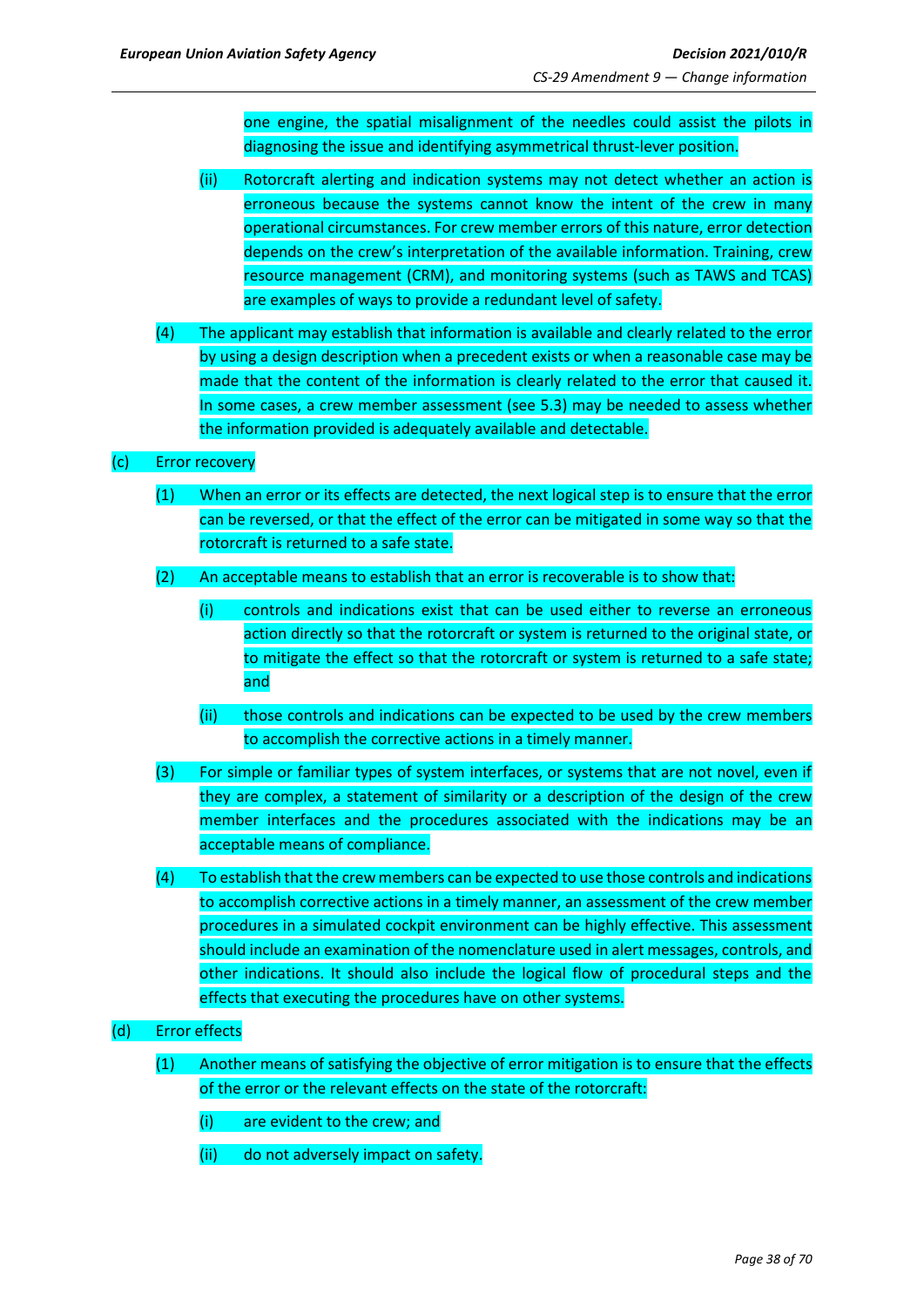one engine, the spatial misalignment of the needles could assist the pilots in diagnosing the issue and identifying asymmetrical thrust-lever position.

(ii) Rotorcraft alerting and indication systems may not detect whether an action is erroneous because the systems cannot know the intent of the crew in many operational circumstances. For crew member errors of this nature, error detection depends on the crew's interpretation of the available information. Training, crew resource management (CRM), and monitoring systems (such as TAWS and TCAS) are examples of ways to provide a redundant level of safety.

(4) The applicant may establish that information is available and clearly related to the error by using a design description when a precedent exists or when a reasonable case may be made that the content of the information is clearly related to the error that caused it. In some cases, a crew member assessment (see 5.3) may be needed to assess whether the information provided is adequately available and detectable.

(c) Error recovery

(1) When an error or its effects are detected, the next logical step is to ensure that the error can be reversed, or that the effect of the error can be mitigated in some way so that the rotorcraft is returned to a safe state.

(2) An acceptable means to establish that an error is recoverable is to show that:

(i) controls and indications exist that can be used either to reverse an erroneous action directly so that the rotorcraft or system is returned to the original state, or to mitigate the effect so that the rotorcraft or system is returned to a safe state; and

(ii) those controls and indications can be expected to be used by the crew members to accomplish the corrective actions in a timely manner.

(3) For simple or familiar types of system interfaces, or systems that are not novel, even if they are complex, a statement of similarity or a description of the design of the crew member interfaces and the procedures associated with the indications may be an acceptable means of compliance.

(4) To establish that the crew members can be expected to use those controls and indications to accomplish corrective actions in a timely manner, an assessment of the crew member procedures in a simulated cockpit environment can be highly effective. This assessment should include an examination of the nomenclature used in alert messages, controls, and other indications. It should also include the logical flow of procedural steps and the effects that executing the procedures have on other systems.

(d) Error effects

(1) Another means of satisfying the objective of error mitigation is to ensure that the effects of the error or the relevant effects on the state of the rotorcraft:

(i) are evident to the crew; and

(ii) do not adversely impact on safety.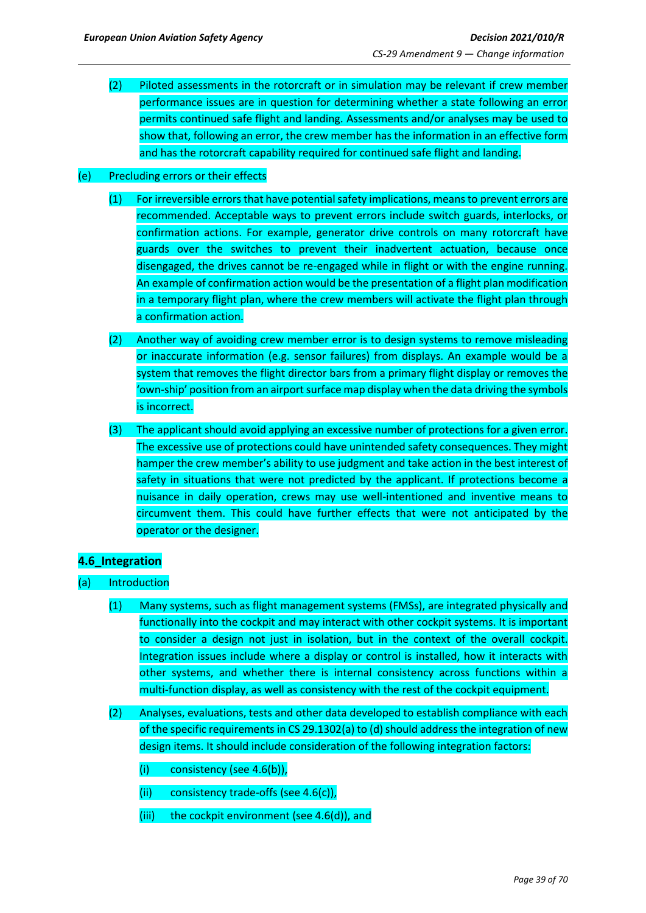(2) Piloted assessments in the rotorcraft or in simulation may be relevant if crew member performance issues are in question for determining whether a state following an error permits continued safe flight and landing. Assessments and/or analyses may be used to show that, following an error, the crew member has the information in an effective form and has the rotorcraft capability required for continued safe flight and landing.

(e) Precluding errors or their effects

(1) For irreversible errors that have potential safety implications, means to prevent errors are recommended. Acceptable ways to prevent errors include switch guards, interlocks, or confirmation actions. For example, generator drive controls on many rotorcraft have guards over the switches to prevent their inadvertent actuation, because once disengaged, the drives cannot be re-engaged while in flight or with the engine running. An example of confirmation action would be the presentation of a flight plan modification in a temporary flight plan, where the crew members will activate the flight plan through a confirmation action.

(2) Another way of avoiding crew member error is to design systems to remove misleading or inaccurate information (e.g. sensor failures) from displays. An example would be a system that removes the flight director bars from a primary flight display or removes the 'own-ship' position from an airport surface map display when the data driving the symbols is incorrect.

(3) The applicant should avoid applying an excessive number of protections for a given error. The excessive use of protections could have unintended safety consequences. They might hamper the crew member's ability to use judgment and take action in the best interest of safety in situations that were not predicted by the applicant. If protections become a nuisance in daily operation, crews may use well-intentioned and inventive means to circumvent them. This could have further effects that were not anticipated by the operator or the designer.

## 4.6_Integration

(a) Introduction

(1) Many systems, such as flight management systems (FMSs), are integrated physically and functionally into the cockpit and may interact with other cockpit systems. It is important to consider a design not just in isolation, but in the context of the overall cockpit. Integration issues include where a display or control is installed, how it interacts with other systems, and whether there is internal consistency across functions within a multi-function display, as well as consistency with the rest of the cockpit equipment.

(2) Analyses, evaluations, tests and other data developed to establish compliance with each of the specific requirements in CS 29.1302(a) to (d) should address the integration of new design items. It should include consideration of the following integration factors:

(i) consistency (see 4.6(b)),

(ii) consistency trade-offs (see 4.6(c)),

(iii) the cockpit environment (see 4.6(d)), and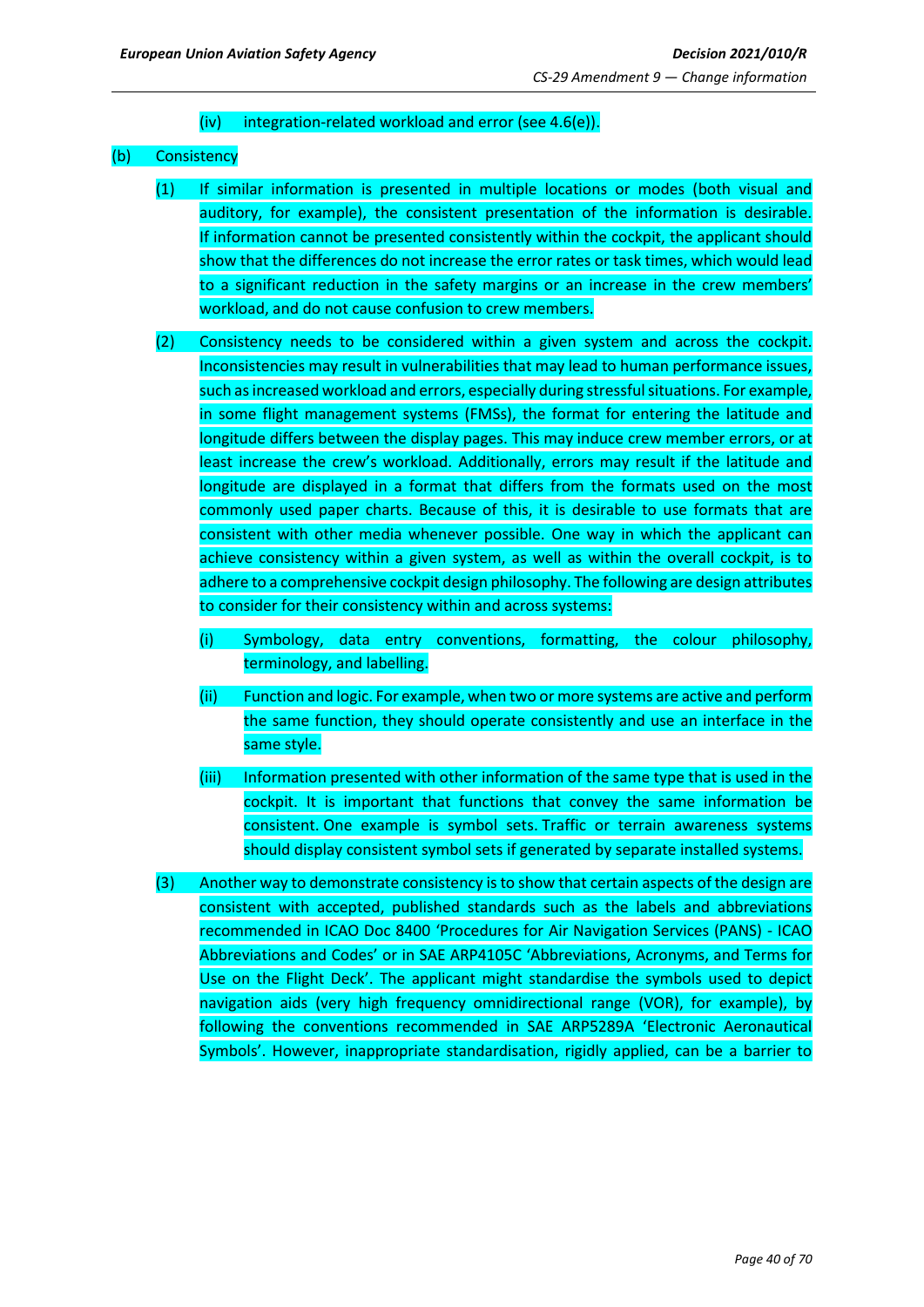(iv) integration-related workload and error (see 4.6(e)).

(b) Consistency

(1) If similar information is presented in multiple locations or modes (both visual and auditory, for example), the consistent presentation of the information is desirable. If information cannot be presented consistently within the cockpit, the applicant should show that the differences do not increase the error rates or task times, which would lead to a significant reduction in the safety margins or an increase in the crew members' workload, and do not cause confusion to crew members.

(2) Consistency needs to be considered within a given system and across the cockpit. Inconsistencies may result in vulnerabilities that may lead to human performance issues, such as increased workload and errors, especially during stressful situations. For example, in some flight management systems (FMSs), the format for entering the latitude and longitude differs between the display pages. This may induce crew member errors, or at least increase the crew's workload. Additionally, errors may result if the latitude and longitude are displayed in a format that differs from the formats used on the most commonly used paper charts. Because of this, it is desirable to use formats that are consistent with other media whenever possible. One way in which the applicant can achieve consistency within a given system, as well as within the overall cockpit, is to adhere to a comprehensive cockpit design philosophy. The following are design attributes to consider for their consistency within and across systems:

(i) Symbology, data entry conventions, formatting, the colour philosophy, terminology, and labelling.

(ii) Function and logic. For example, when two or more systems are active and perform the same function, they should operate consistently and use an interface in the same style.

(iii) Information presented with other information of the same type that is used in the cockpit. It is important that functions that convey the same information be consistent. One example is symbol sets. Traffic or terrain awareness systems should display consistent symbol sets if generated by separate installed systems.

(3) Another way to demonstrate consistency is to show that certain aspects of the design are consistent with accepted, published standards such as the labels and abbreviations recommended in ICAO Doc 8400 'Procedures for Air Navigation Services (PANS) - ICAO Abbreviations and Codes' or in SAE ARP4105C 'Abbreviations, Acronyms, and Terms for Use on the Flight Deck'. The applicant might standardise the symbols used to depict navigation aids (very high frequency omnidirectional range (VOR), for example), by following the conventions recommended in SAE ARP5289A 'Electronic Aeronautical Symbols'. However, inappropriate standardisation, rigidly applied, can be a barrier to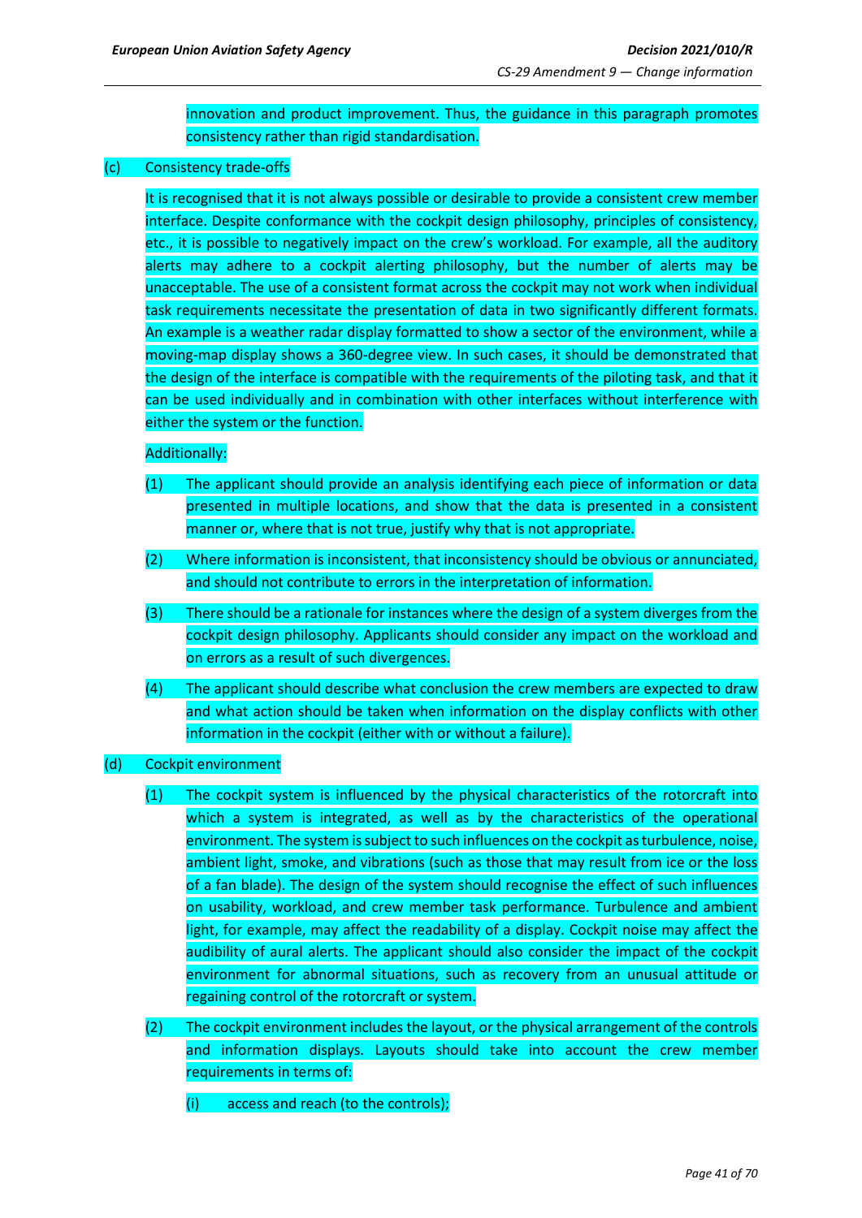innovation and product improvement. Thus, the guidance in this paragraph promotes consistency rather than rigid standardisation.

(c) Consistency trade-offs

It is recognised that it is not always possible or desirable to provide a consistent crew member interface. Despite conformance with the cockpit design philosophy, principles of consistency, etc., it is possible to negatively impact on the crew's workload. For example, all the auditory alerts may adhere to a cockpit alerting philosophy, but the number of alerts may be unacceptable. The use of a consistent format across the cockpit may not work when individual task requirements necessitate the presentation of data in two significantly different formats. An example is a weather radar display formatted to show a sector of the environment, while a moving-map display shows a 360-degree view. In such cases, it should be demonstrated that the design of the interface is compatible with the requirements of the piloting task, and that it can be used individually and in combination with other interfaces without interference with either the system or the function.

Additionally:

(1) The applicant should provide an analysis identifying each piece of information or data presented in multiple locations, and show that the data is presented in a consistent manner or, where that is not true, justify why that is not appropriate.

(2) Where information is inconsistent, that inconsistency should be obvious or annunciated, and should not contribute to errors in the interpretation of information.

(3) There should be a rationale for instances where the design of a system diverges from the cockpit design philosophy. Applicants should consider any impact on the workload and on errors as a result of such divergences.

(4) The applicant should describe what conclusion the crew members are expected to draw and what action should be taken when information on the display conflicts with other information in the cockpit (either with or without a failure).

(d) Cockpit environment

(1) The cockpit system is influenced by the physical characteristics of the rotorcraft into which a system is integrated, as well as by the characteristics of the operational environment. The system is subject to such influences on the cockpit as turbulence, noise, ambient light, smoke, and vibrations (such as those that may result from ice or the loss of a fan blade). The design of the system should recognise the effect of such influences on usability, workload, and crew member task performance. Turbulence and ambient light, for example, may affect the readability of a display. Cockpit noise may affect the audibility of aural alerts. The applicant should also consider the impact of the cockpit environment for abnormal situations, such as recovery from an unusual attitude or regaining control of the rotorcraft or system.

(2) The cockpit environment includes the layout, or the physical arrangement of the controls and information displays. Layouts should take into account the crew member requirements in terms of:

(i) access and reach (to the controls);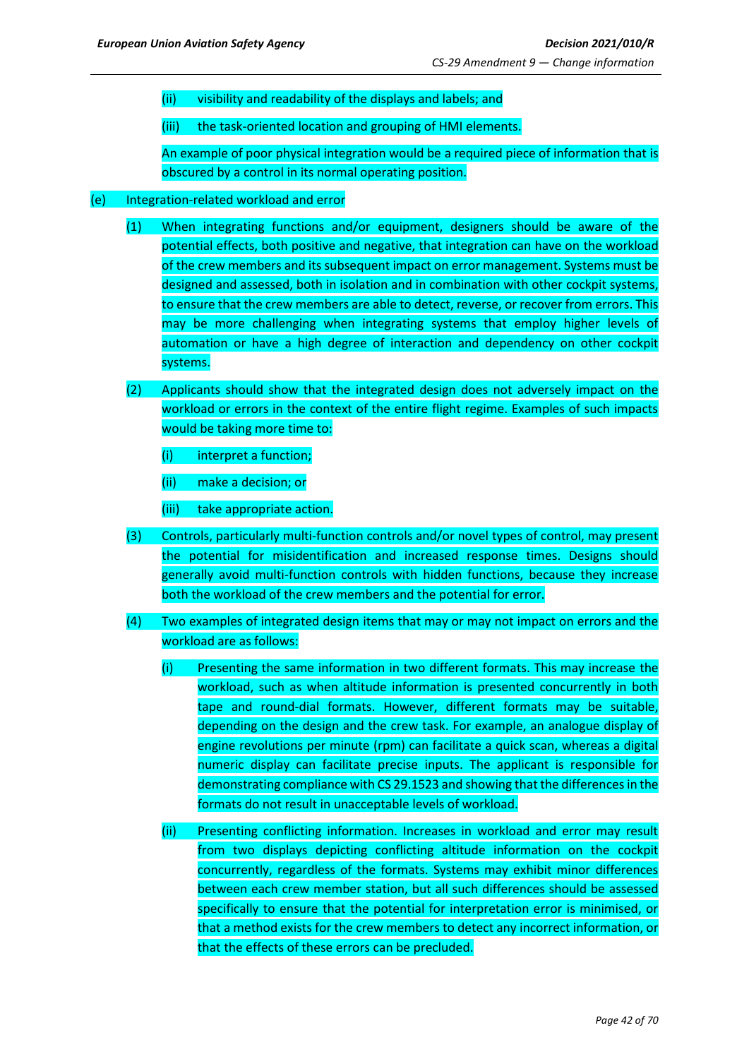(ii) visibility and readability of the displays and labels; and

(iii) the task-oriented location and grouping of HMI elements.

An example of poor physical integration would be a required piece of information that is obscured by a control in its normal operating position.

(e) Integration-related workload and error

(1) When integrating functions and/or equipment, designers should be aware of the potential effects, both positive and negative, that integration can have on the workload of the crew members and its subsequent impact on error management. Systems must be designed and assessed, both in isolation and in combination with other cockpit systems, to ensure that the crew members are able to detect, reverse, or recover from errors. This may be more challenging when integrating systems that employ higher levels of automation or have a high degree of interaction and dependency on other cockpit systems.

(2) Applicants should show that the integrated design does not adversely impact on the workload or errors in the context of the entire flight regime. Examples of such impacts would be taking more time to:

(i) interpret a function;

(ii) make a decision; or

(iii) take appropriate action.

(3) Controls, particularly multi-function controls and/or novel types of control, may present the potential for misidentification and increased response times. Designs should generally avoid multi-function controls with hidden functions, because they increase both the workload of the crew members and the potential for error.

(4) Two examples of integrated design items that may or may not impact on errors and the workload are as follows:

(i) Presenting the same information in two different formats. This may increase the workload, such as when altitude information is presented concurrently in both tape and round-dial formats. However, different formats may be suitable, depending on the design and the crew task. For example, an analogue display of engine revolutions per minute (rpm) can facilitate a quick scan, whereas a digital numeric display can facilitate precise inputs. The applicant is responsible for demonstrating compliance with CS 29.1523 and showing that the differences in the formats do not result in unacceptable levels of workload.

(ii) Presenting conflicting information. Increases in workload and error may result from two displays depicting conflicting altitude information on the cockpit concurrently, regardless of the formats. Systems may exhibit minor differences between each crew member station, but all such differences should be assessed specifically to ensure that the potential for interpretation error is minimised, or that a method exists for the crew members to detect any incorrect information, or that the effects of these errors can be precluded.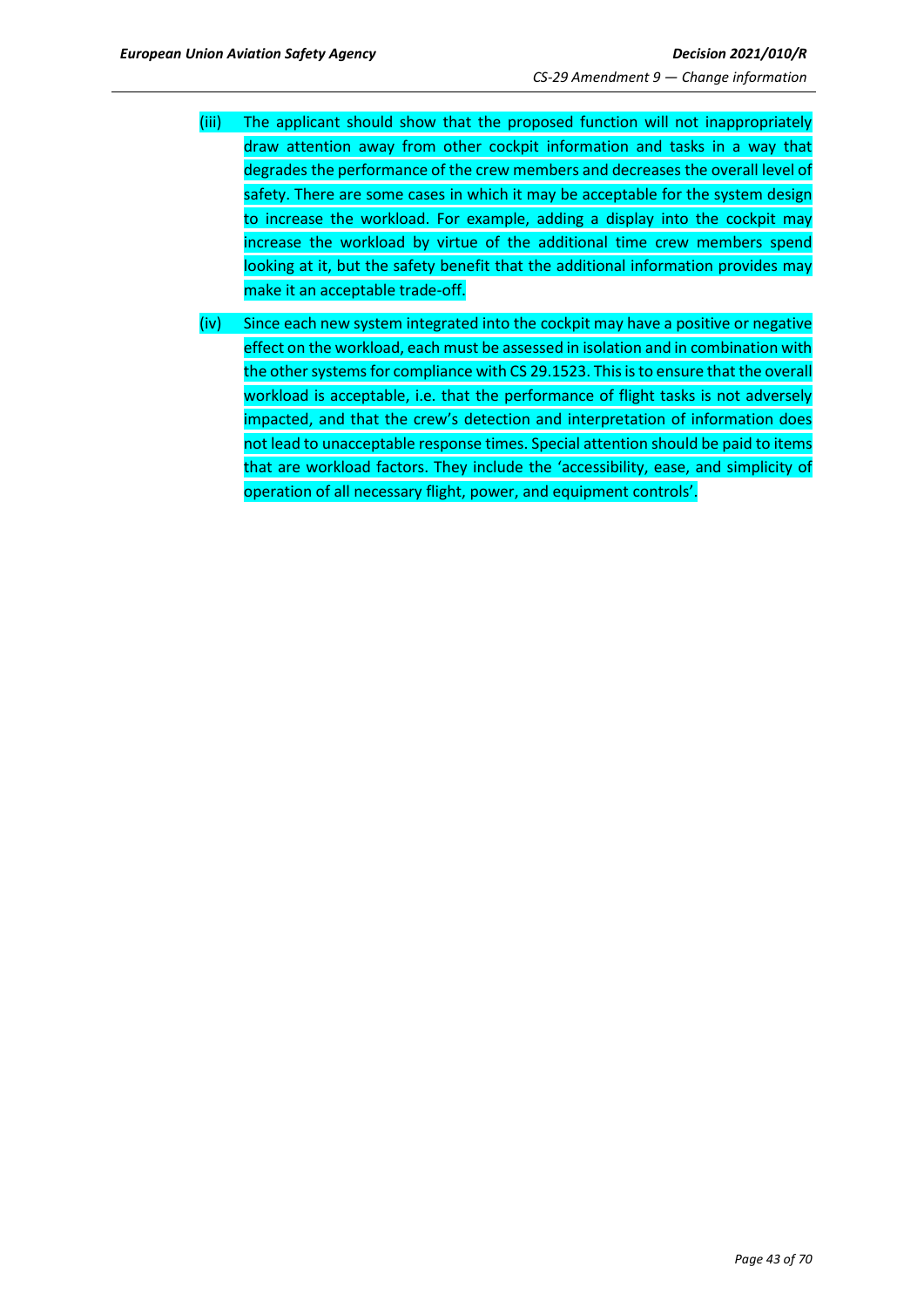(iii) The applicant should show that the proposed function will not inappropriately draw attention away from other cockpit information and tasks in a way that degrades the performance of the crew members and decreases the overall level of safety. There are some cases in which it may be acceptable for the system design to increase the workload. For example, adding a display into the cockpit may increase the workload by virtue of the additional time crew members spend looking at it, but the safety benefit that the additional information provides may make it an acceptable trade-off.

(iv) Since each new system integrated into the cockpit may have a positive or negative effect on the workload, each must be assessed in isolation and in combination with the other systems for compliance with CS 29.1523. This is to ensure that the overall workload is acceptable, i.e. that the performance of flight tasks is not adversely impacted, and that the crew's detection and interpretation of information does not lead to unacceptable response times. Special attention should be paid to items that are workload factors. They include the 'accessibility, ease, and simplicity of operation of all necessary flight, power, and equipment controls'.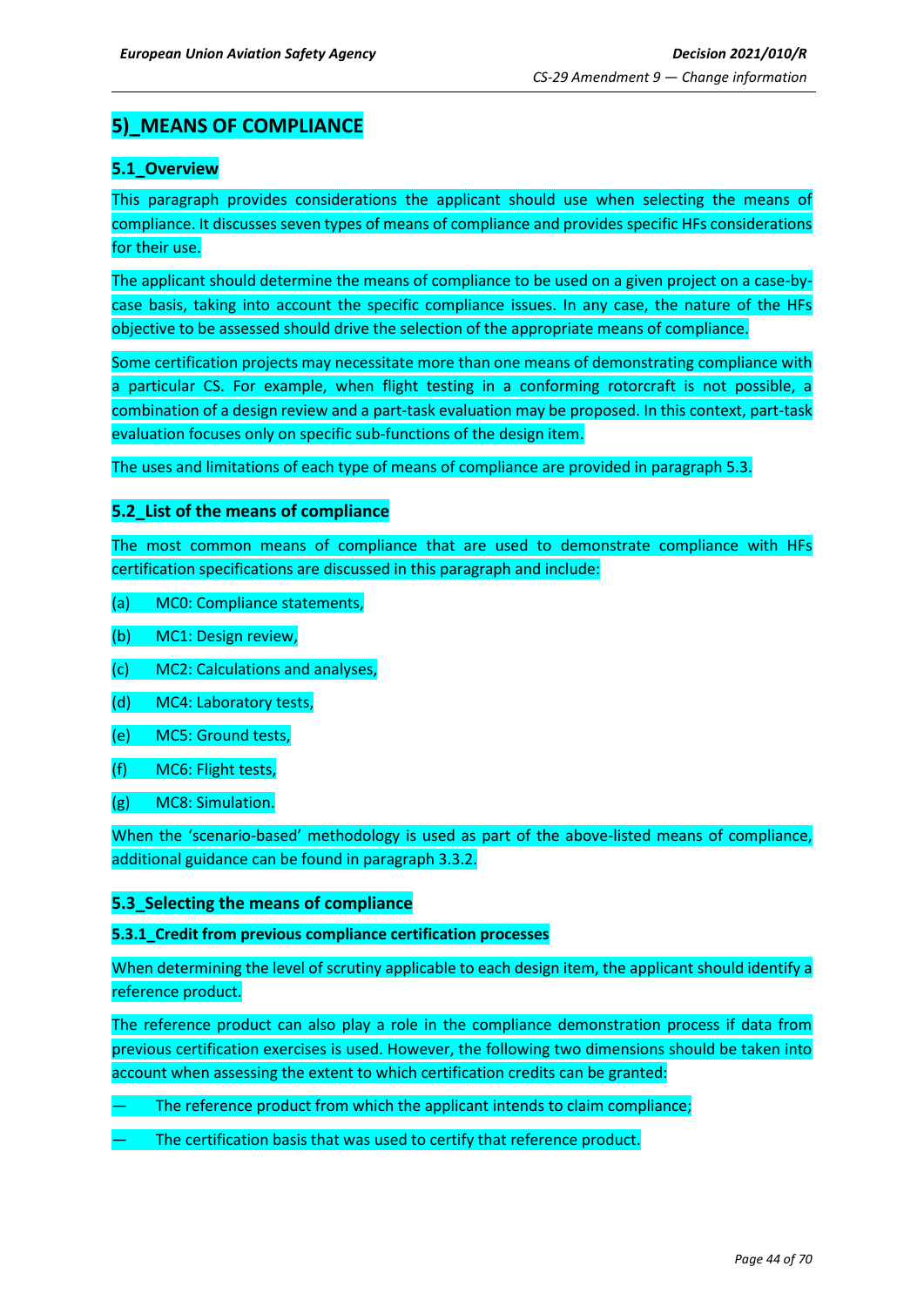## 5)_MEANS OF COMPLIANCE

### 5.1_Overview

This paragraph provides considerations the applicant should use when selecting the means of compliance. It discusses seven types of means of compliance and provides specific HFs considerations for their use.

The applicant should determine the means of compliance to be used on a given project on a case-by-case basis, taking into account the specific compliance issues. In any case, the nature of the HFs objective to be assessed should drive the selection of the appropriate means of compliance.

Some certification projects may necessitate more than one means of demonstrating compliance with a particular CS. For example, when flight testing in a conforming rotorcraft is not possible, a combination of a design review and a part-task evaluation may be proposed. In this context, part-task evaluation focuses only on specific sub-functions of the design item.

The uses and limitations of each type of means of compliance are provided in paragraph 5.3.

### 5.2_List of the means of compliance

The most common means of compliance that are used to demonstrate compliance with HFs certification specifications are discussed in this paragraph and include:

(a) MC0: Compliance statements,

(b) MC1: Design review,

(c) MC2: Calculations and analyses,

(d) MC4: Laboratory tests,

(e) MC5: Ground tests,

(f) MC6: Flight tests,

(g) MC8: Simulation.

When the 'scenario-based' methodology is used as part of the above-listed means of compliance, additional guidance can be found in paragraph 3.3.2.

### 5.3_Selecting the means of compliance

#### 5.3.1_Credit from previous compliance certification processes

When determining the level of scrutiny applicable to each design item, the applicant should identify a reference product.

The reference product can also play a role in the compliance demonstration process if data from previous certification exercises is used. However, the following two dimensions should be taken into account when assessing the extent to which certification credits can be granted:

— The reference product from which the applicant intends to claim compliance;

— The certification basis that was used to certify that reference product.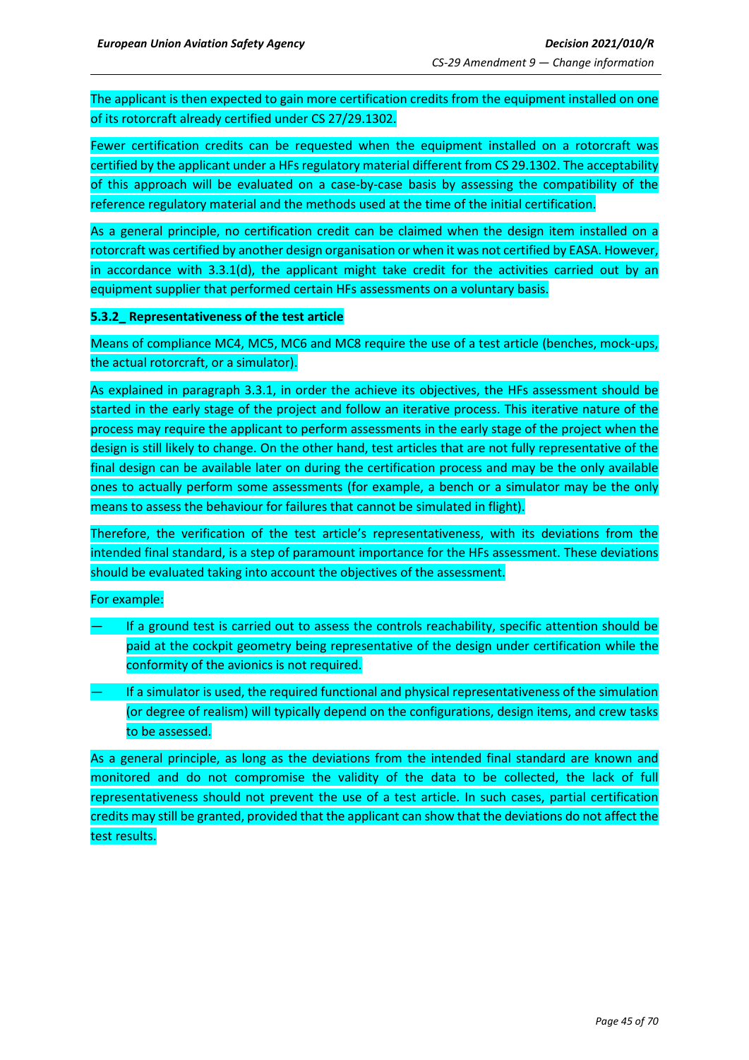The applicant is then expected to gain more certification credits from the equipment installed on one of its rotorcraft already certified under CS 27/29.1302.

Fewer certification credits can be requested when the equipment installed on a rotorcraft was certified by the applicant under a HFs regulatory material different from CS 29.1302. The acceptability of this approach will be evaluated on a case-by-case basis by assessing the compatibility of the reference regulatory material and the methods used at the time of the initial certification.

As a general principle, no certification credit can be claimed when the design item installed on a rotorcraft was certified by another design organisation or when it was not certified by EASA. However, in accordance with 3.3.1(d), the applicant might take credit for the activities carried out by an equipment supplier that performed certain HFs assessments on a voluntary basis.

**5.3.2_ Representativeness of the test article**

Means of compliance MC4, MC5, MC6 and MC8 require the use of a test article (benches, mock-ups, the actual rotorcraft, or a simulator).

As explained in paragraph 3.3.1, in order the achieve its objectives, the HFs assessment should be started in the early stage of the project and follow an iterative process. This iterative nature of the process may require the applicant to perform assessments in the early stage of the project when the design is still likely to change. On the other hand, test articles that are not fully representative of the final design can be available later on during the certification process and may be the only available ones to actually perform some assessments (for example, a bench or a simulator may be the only means to assess the behaviour for failures that cannot be simulated in flight).

Therefore, the verification of the test article's representativeness, with its deviations from the intended final standard, is a step of paramount importance for the HFs assessment. These deviations should be evaluated taking into account the objectives of the assessment.

For example:

— If a ground test is carried out to assess the controls reachability, specific attention should be paid at the cockpit geometry being representative of the design under certification while the conformity of the avionics is not required.

— If a simulator is used, the required functional and physical representativeness of the simulation (or degree of realism) will typically depend on the configurations, design items, and crew tasks to be assessed.

As a general principle, as long as the deviations from the intended final standard are known and monitored and do not compromise the validity of the data to be collected, the lack of full representativeness should not prevent the use of a test article. In such cases, partial certification credits may still be granted, provided that the applicant can show that the deviations do not affect the test results.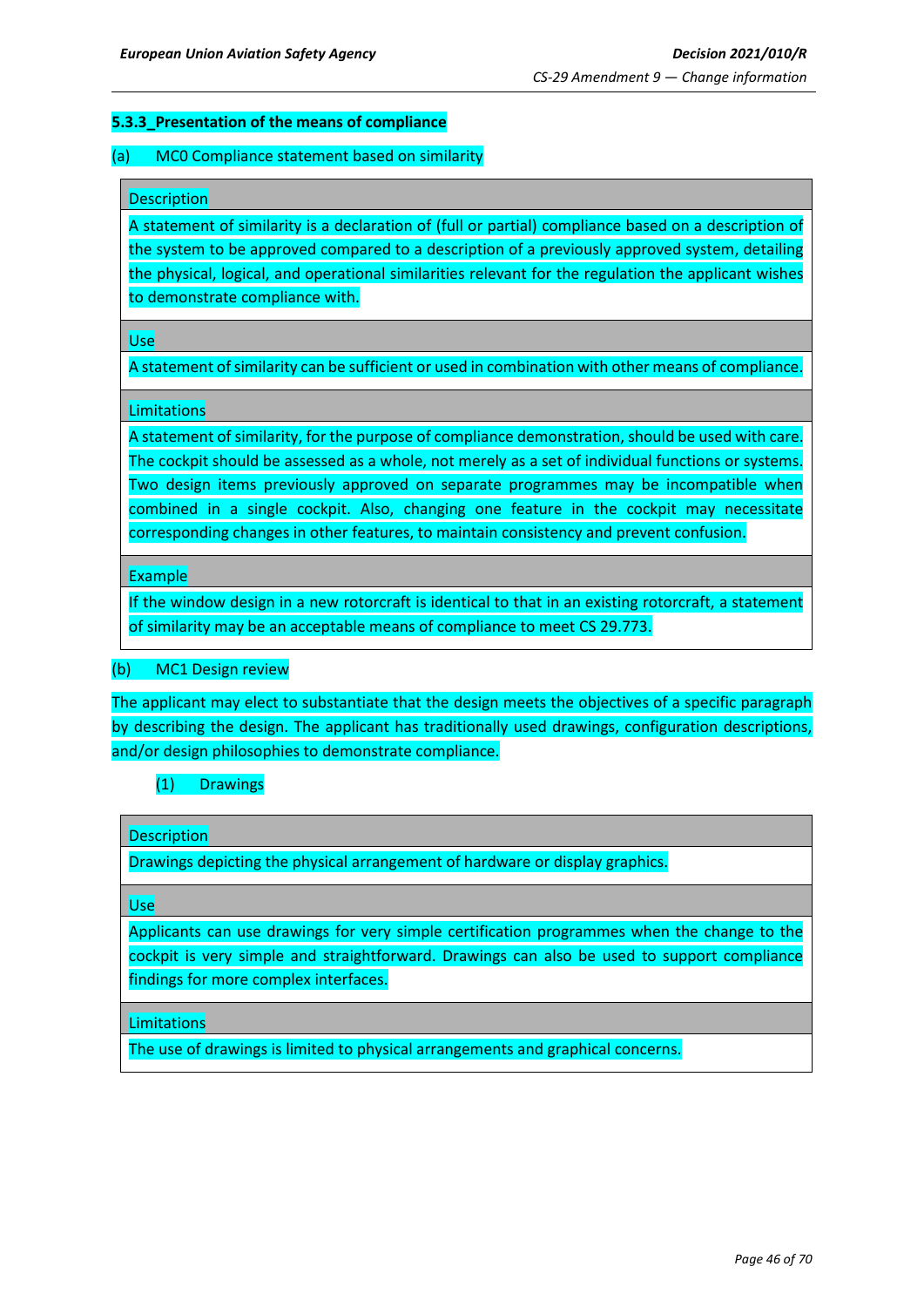### 5.3.3_Presentation of the means of compliance

(a) MC0 Compliance statement based on similarity

| Description |
| --- |
| A statement of similarity is a declaration of (full or partial) compliance based on a description of the system to be approved compared to a description of a previously approved system, detailing the physical, logical, and operational similarities relevant for the regulation the applicant wishes to demonstrate compliance with. |
| **Use** |
| A statement of similarity can be sufficient or used in combination with other means of compliance. |
| **Limitations** |
| A statement of similarity, for the purpose of compliance demonstration, should be used with care. The cockpit should be assessed as a whole, not merely as a set of individual functions or systems. Two design items previously approved on separate programmes may be incompatible when combined in a single cockpit. Also, changing one feature in the cockpit may necessitate corresponding changes in other features, to maintain consistency and prevent confusion. |
| **Example** |
| If the window design in a new rotorcraft is identical to that in an existing rotorcraft, a statement of similarity may be an acceptable means of compliance to meet CS 29.773. |

(b) MC1 Design review

The applicant may elect to substantiate that the design meets the objectives of a specific paragraph by describing the design. The applicant has traditionally used drawings, configuration descriptions, and/or design philosophies to demonstrate compliance.

(1) Drawings

| Description |
| --- |
| Drawings depicting the physical arrangement of hardware or display graphics. |
| **Use** |
| Applicants can use drawings for very simple certification programmes when the change to the cockpit is very simple and straightforward. Drawings can also be used to support compliance findings for more complex interfaces. |
| **Limitations** |
| The use of drawings is limited to physical arrangements and graphical concerns. |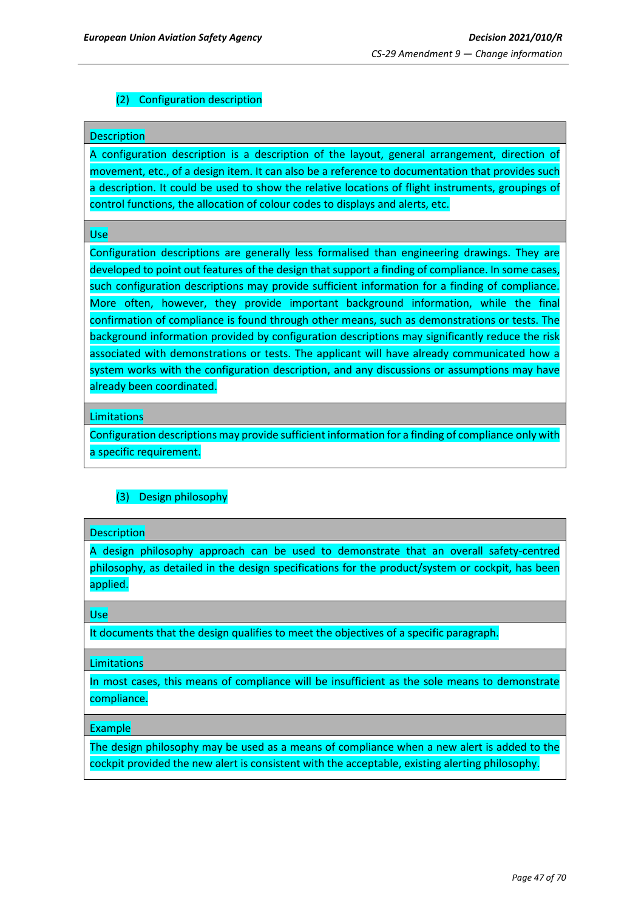(2) Configuration description

| Description |
|---|
| A configuration description is a description of the layout, general arrangement, direction of movement, etc., of a design item. It can also be a reference to documentation that provides such a description. It could be used to show the relative locations of flight instruments, groupings of control functions, the allocation of colour codes to displays and alerts, etc. |
| **Use** |
| Configuration descriptions are generally less formalised than engineering drawings. They are developed to point out features of the design that support a finding of compliance. In some cases, such configuration descriptions may provide sufficient information for a finding of compliance. More often, however, they provide important background information, while the final confirmation of compliance is found through other means, such as demonstrations or tests. The background information provided by configuration descriptions may significantly reduce the risk associated with demonstrations or tests. The applicant will have already communicated how a system works with the configuration description, and any discussions or assumptions may have already been coordinated. |
| **Limitations** |
| Configuration descriptions may provide sufficient information for a finding of compliance only with a specific requirement. |

(3) Design philosophy

| Description |
|---|
| A design philosophy approach can be used to demonstrate that an overall safety-centred philosophy, as detailed in the design specifications for the product/system or cockpit, has been applied. |
| **Use** |
| It documents that the design qualifies to meet the objectives of a specific paragraph. |
| **Limitations** |
| In most cases, this means of compliance will be insufficient as the sole means to demonstrate compliance. |
| **Example** |
| The design philosophy may be used as a means of compliance when a new alert is added to the cockpit provided the new alert is consistent with the acceptable, existing alerting philosophy. |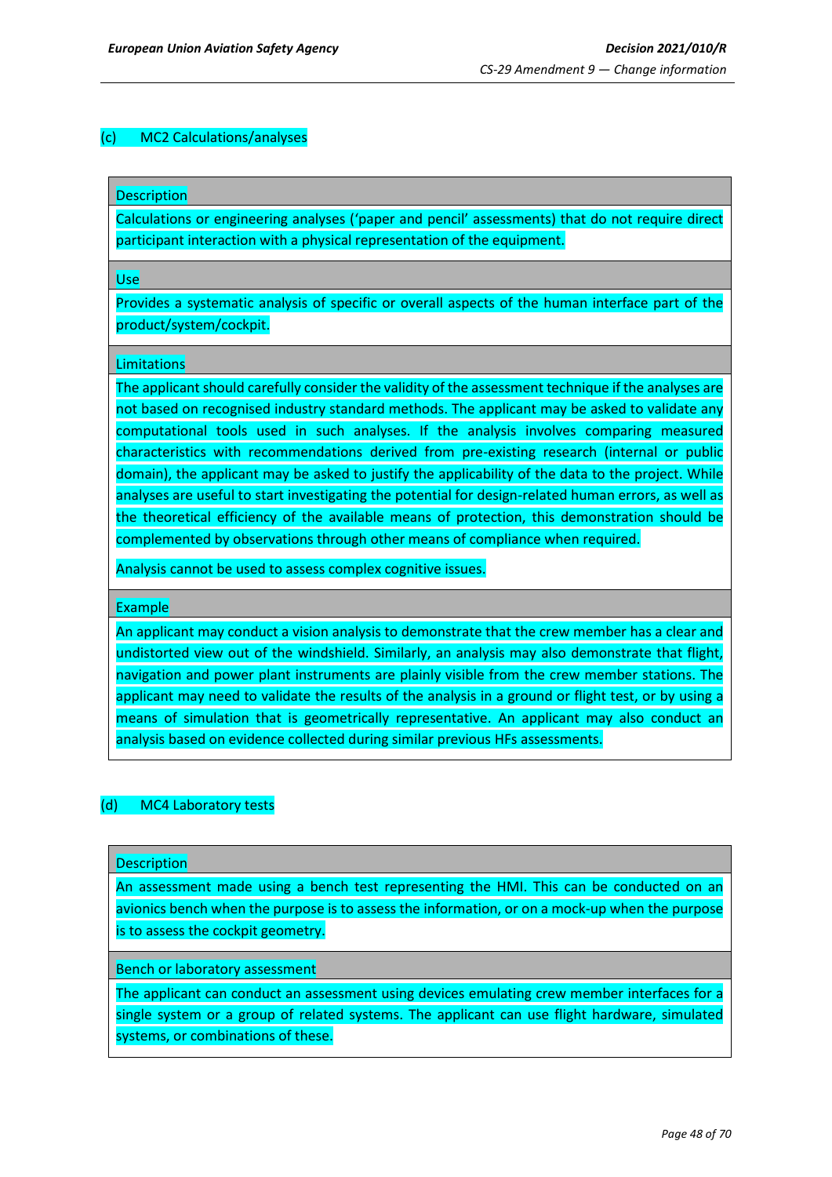(c) MC2 Calculations/analyses

| Description |
|---|
| Calculations or engineering analyses ('paper and pencil' assessments) that do not require direct participant interaction with a physical representation of the equipment. |
| **Use** |
| Provides a systematic analysis of specific or overall aspects of the human interface part of the product/system/cockpit. |
| **Limitations** |
| The applicant should carefully consider the validity of the assessment technique if the analyses are not based on recognised industry standard methods. The applicant may be asked to validate any computational tools used in such analyses. If the analysis involves comparing measured characteristics with recommendations derived from pre-existing research (internal or public domain), the applicant may be asked to justify the applicability of the data to the project. While analyses are useful to start investigating the potential for design-related human errors, as well as the theoretical efficiency of the available means of protection, this demonstration should be complemented by observations through other means of compliance when required. Analysis cannot be used to assess complex cognitive issues. |
| **Example** |
| An applicant may conduct a vision analysis to demonstrate that the crew member has a clear and undistorted view out of the windshield. Similarly, an analysis may also demonstrate that flight, navigation and power plant instruments are plainly visible from the crew member stations. The applicant may need to validate the results of the analysis in a ground or flight test, or by using a means of simulation that is geometrically representative. An applicant may also conduct an analysis based on evidence collected during similar previous HFs assessments. |

(d) MC4 Laboratory tests

| Description |
|---|
| An assessment made using a bench test representing the HMI. This can be conducted on an avionics bench when the purpose is to assess the information, or on a mock-up when the purpose is to assess the cockpit geometry. |
| **Bench or laboratory assessment** |
| The applicant can conduct an assessment using devices emulating crew member interfaces for a single system or a group of related systems. The applicant can use flight hardware, simulated systems, or combinations of these. |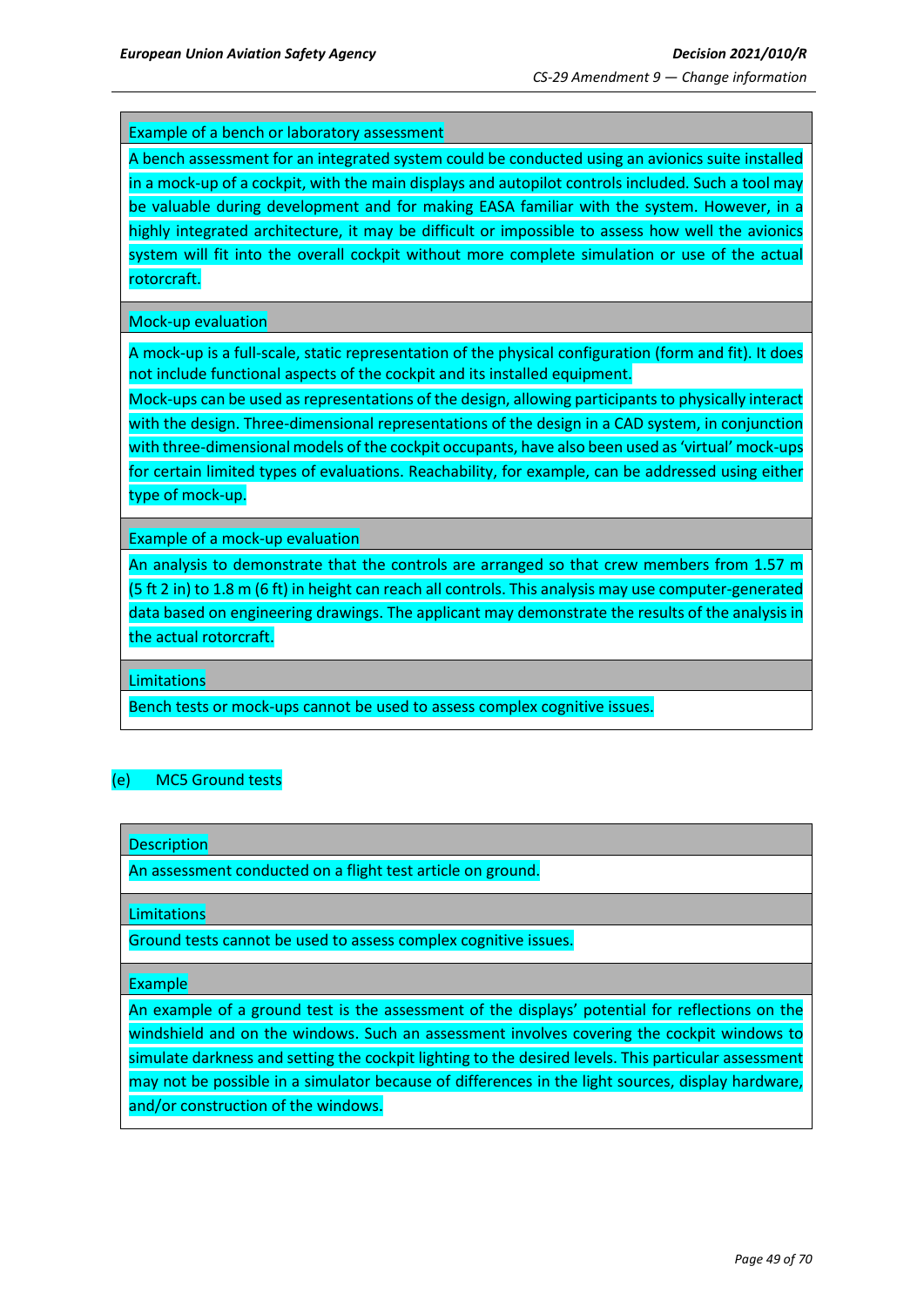| Example of a bench or laboratory assessment |
|---|
| A bench assessment for an integrated system could be conducted using an avionics suite installed in a mock-up of a cockpit, with the main displays and autopilot controls included. Such a tool may be valuable during development and for making EASA familiar with the system. However, in a highly integrated architecture, it may be difficult or impossible to assess how well the avionics system will fit into the overall cockpit without more complete simulation or use of the actual rotorcraft. |
| **Mock-up evaluation** |
| A mock-up is a full-scale, static representation of the physical configuration (form and fit). It does not include functional aspects of the cockpit and its installed equipment.<br>Mock-ups can be used as representations of the design, allowing participants to physically interact with the design. Three-dimensional representations of the design in a CAD system, in conjunction with three-dimensional models of the cockpit occupants, have also been used as 'virtual' mock-ups for certain limited types of evaluations. Reachability, for example, can be addressed using either type of mock-up. |
| **Example of a mock-up evaluation** |
| An analysis to demonstrate that the controls are arranged so that crew members from 1.57 m (5 ft 2 in) to 1.8 m (6 ft) in height can reach all controls. This analysis may use computer-generated data based on engineering drawings. The applicant may demonstrate the results of the analysis in the actual rotorcraft. |
| **Limitations** |
| Bench tests or mock-ups cannot be used to assess complex cognitive issues. |

(e) MC5 Ground tests

| Description |
|---|
| An assessment conducted on a flight test article on ground. |
| **Limitations** |
| Ground tests cannot be used to assess complex cognitive issues. |
| **Example** |
| An example of a ground test is the assessment of the displays' potential for reflections on the windshield and on the windows. Such an assessment involves covering the cockpit windows to simulate darkness and setting the cockpit lighting to the desired levels. This particular assessment may not be possible in a simulator because of differences in the light sources, display hardware, and/or construction of the windows. |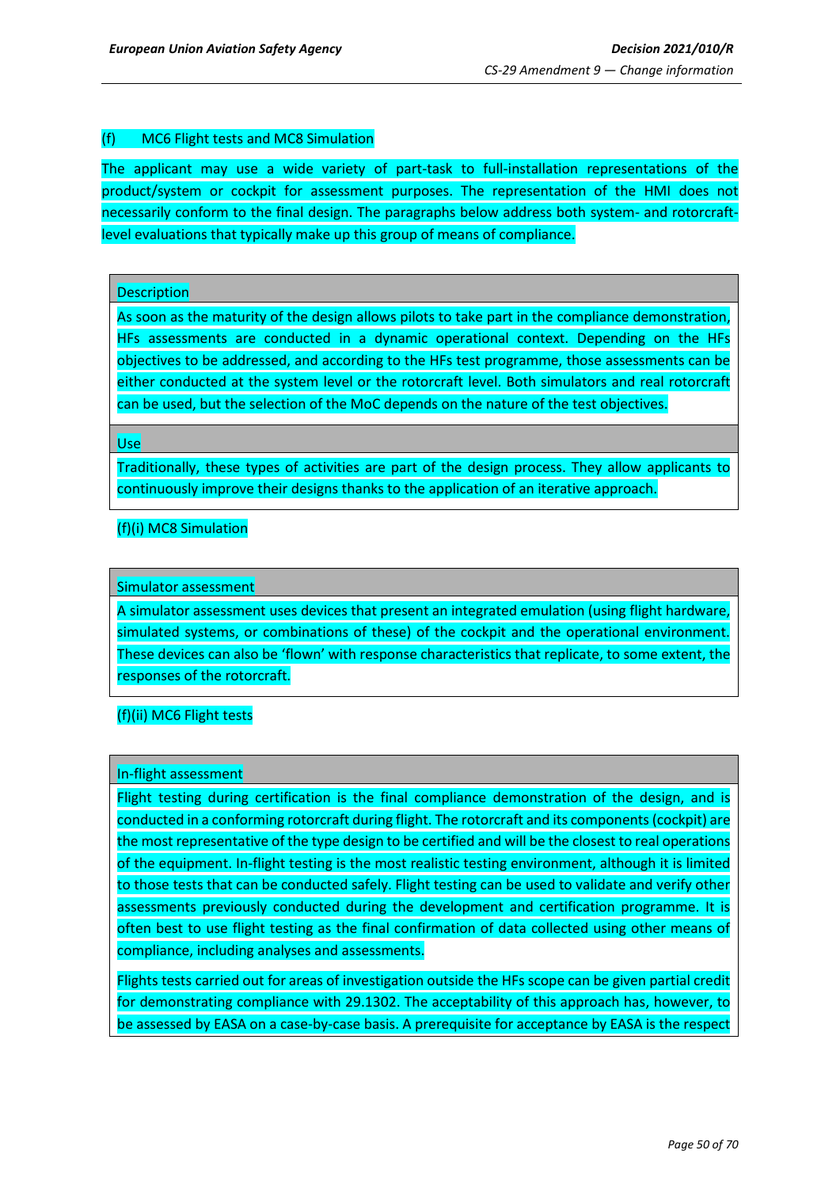(f) MC6 Flight tests and MC8 Simulation

The applicant may use a wide variety of part-task to full-installation representations of the product/system or cockpit for assessment purposes. The representation of the HMI does not necessarily conform to the final design. The paragraphs below address both system- and rotorcraft-level evaluations that typically make up this group of means of compliance.

| Description |
| --- |
| As soon as the maturity of the design allows pilots to take part in the compliance demonstration, HFs assessments are conducted in a dynamic operational context. Depending on the HFs objectives to be addressed, and according to the HFs test programme, those assessments can be either conducted at the system level or the rotorcraft level. Both simulators and real rotorcraft can be used, but the selection of the MoC depends on the nature of the test objectives. |
| **Use** |
| Traditionally, these types of activities are part of the design process. They allow applicants to continuously improve their designs thanks to the application of an iterative approach. |

(f)(i) MC8 Simulation

| Simulator assessment |
| --- |
| A simulator assessment uses devices that present an integrated emulation (using flight hardware, simulated systems, or combinations of these) of the cockpit and the operational environment. These devices can also be 'flown' with response characteristics that replicate, to some extent, the responses of the rotorcraft. |

(f)(ii) MC6 Flight tests

| In-flight assessment |
| --- |
| Flight testing during certification is the final compliance demonstration of the design, and is conducted in a conforming rotorcraft during flight. The rotorcraft and its components (cockpit) are the most representative of the type design to be certified and will be the closest to real operations of the equipment. In-flight testing is the most realistic testing environment, although it is limited to those tests that can be conducted safely. Flight testing can be used to validate and verify other assessments previously conducted during the development and certification programme. It is often best to use flight testing as the final confirmation of data collected using other means of compliance, including analyses and assessments.<br><br>Flights tests carried out for areas of investigation outside the HFs scope can be given partial credit for demonstrating compliance with 29.1302. The acceptability of this approach has, however, to be assessed by EASA on a case-by-case basis. A prerequisite for acceptance by EASA is the respect |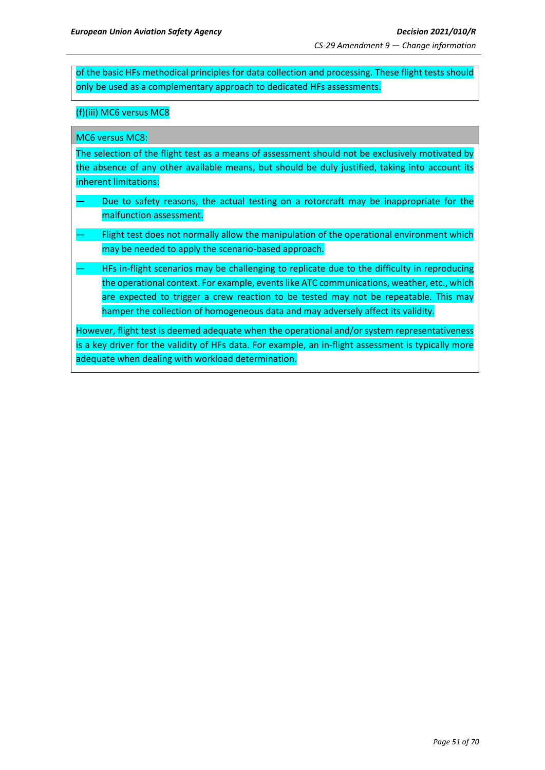of the basic HFs methodical principles for data collection and processing. These flight tests should only be used as a complementary approach to dedicated HFs assessments.

(f)(iii) MC6 versus MC8

| MC6 versus MC8: |
| --- |
| The selection of the flight test as a means of assessment should not be exclusively motivated by the absence of any other available means, but should be duly justified, taking into account its inherent limitations:<br>— Due to safety reasons, the actual testing on a rotorcraft may be inappropriate for the malfunction assessment.<br>— Flight test does not normally allow the manipulation of the operational environment which may be needed to apply the scenario-based approach.<br>— HFs in-flight scenarios may be challenging to replicate due to the difficulty in reproducing the operational context. For example, events like ATC communications, weather, etc., which are expected to trigger a crew reaction to be tested may not be repeatable. This may hamper the collection of homogeneous data and may adversely affect its validity.<br>However, flight test is deemed adequate when the operational and/or system representativeness is a key driver for the validity of HFs data. For example, an in-flight assessment is typically more adequate when dealing with workload determination. |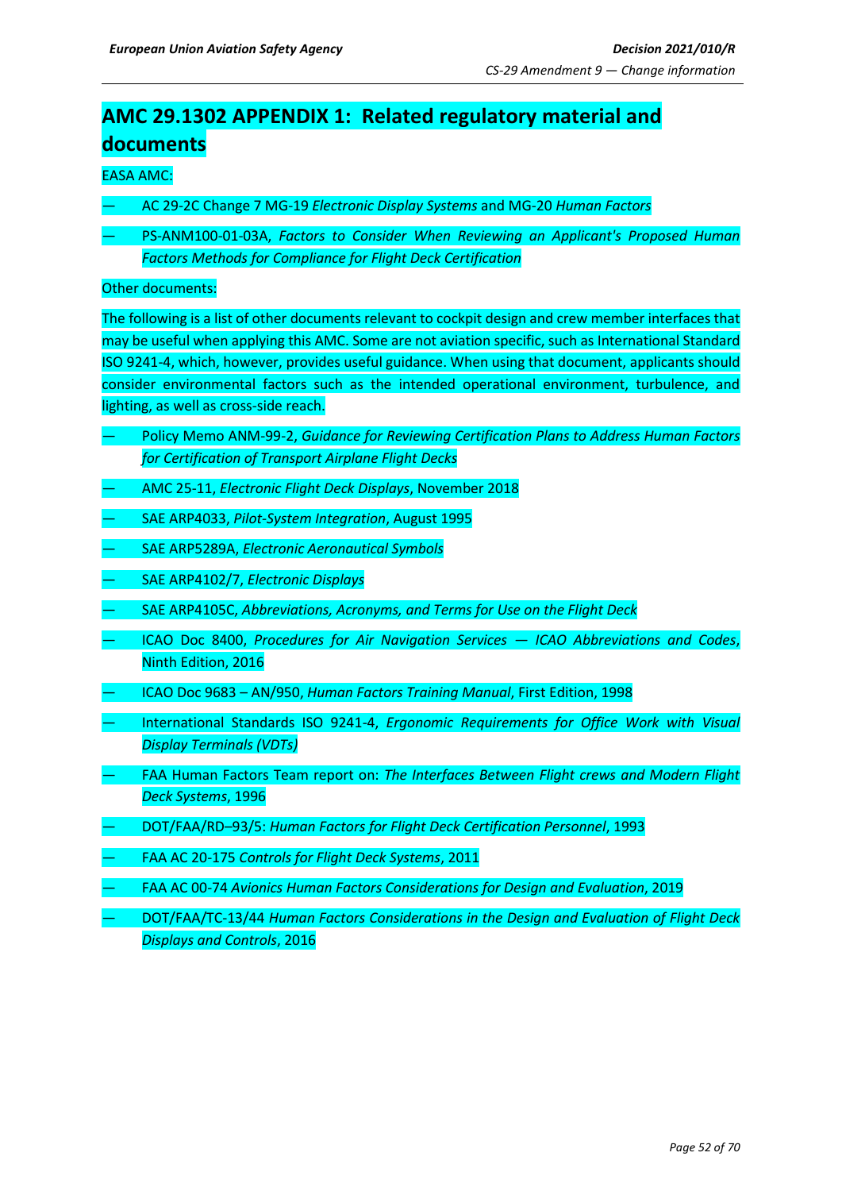# AMC 29.1302 APPENDIX 1: Related regulatory material and documents

EASA AMC:

- AC 29-2C Change 7 MG-19 *Electronic Display Systems* and MG-20 *Human Factors*
- PS-ANM100-01-03A, *Factors to Consider When Reviewing an Applicant's Proposed Human Factors Methods for Compliance for Flight Deck Certification*

Other documents:

The following is a list of other documents relevant to cockpit design and crew member interfaces that may be useful when applying this AMC. Some are not aviation specific, such as International Standard ISO 9241-4, which, however, provides useful guidance. When using that document, applicants should consider environmental factors such as the intended operational environment, turbulence, and lighting, as well as cross-side reach.

- Policy Memo ANM-99-2, *Guidance for Reviewing Certification Plans to Address Human Factors for Certification of Transport Airplane Flight Decks*
- AMC 25-11, *Electronic Flight Deck Displays*, November 2018
- SAE ARP4033, *Pilot-System Integration*, August 1995
- SAE ARP5289A, *Electronic Aeronautical Symbols*
- SAE ARP4102/7, *Electronic Displays*
- SAE ARP4105C, *Abbreviations, Acronyms, and Terms for Use on the Flight Deck*
- ICAO Doc 8400, *Procedures for Air Navigation Services — ICAO Abbreviations and Codes*, Ninth Edition, 2016
- ICAO Doc 9683 – AN/950, *Human Factors Training Manual*, First Edition, 1998
- International Standards ISO 9241-4, *Ergonomic Requirements for Office Work with Visual Display Terminals (VDTs)*
- FAA Human Factors Team report on: *The Interfaces Between Flight crews and Modern Flight Deck Systems*, 1996
- DOT/FAA/RD–93/5: *Human Factors for Flight Deck Certification Personnel*, 1993
- FAA AC 20-175 *Controls for Flight Deck Systems*, 2011
- FAA AC 00-74 *Avionics Human Factors Considerations for Design and Evaluation*, 2019
- DOT/FAA/TC-13/44 *Human Factors Considerations in the Design and Evaluation of Flight Deck Displays and Controls*, 2016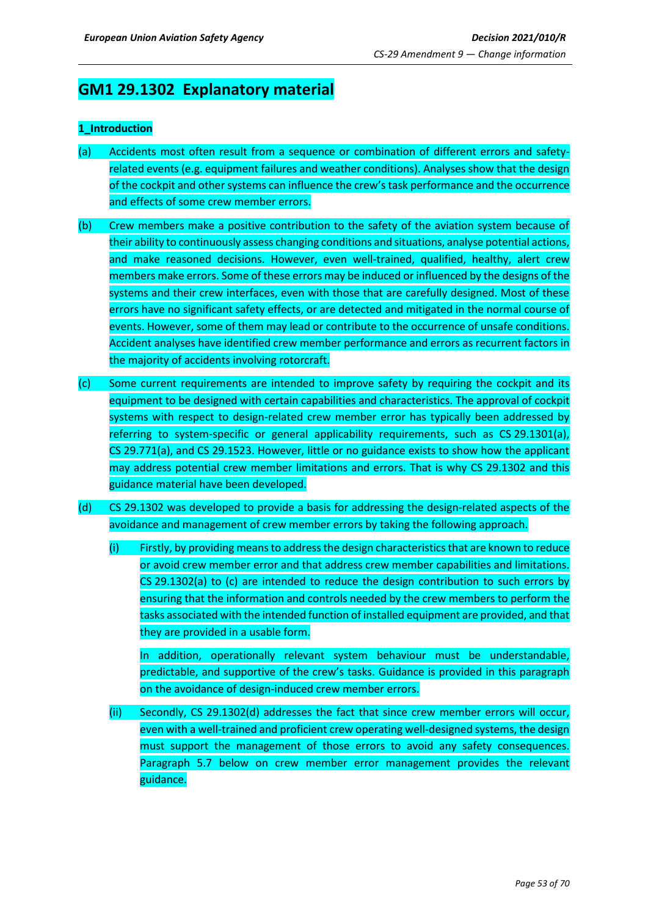# GM1 29.1302 Explanatory material

**1_Introduction**

(a) Accidents most often result from a sequence or combination of different errors and safety-related events (e.g. equipment failures and weather conditions). Analyses show that the design of the cockpit and other systems can influence the crew's task performance and the occurrence and effects of some crew member errors.

(b) Crew members make a positive contribution to the safety of the aviation system because of their ability to continuously assess changing conditions and situations, analyse potential actions, and make reasoned decisions. However, even well-trained, qualified, healthy, alert crew members make errors. Some of these errors may be induced or influenced by the designs of the systems and their crew interfaces, even with those that are carefully designed. Most of these errors have no significant safety effects, or are detected and mitigated in the normal course of events. However, some of them may lead or contribute to the occurrence of unsafe conditions. Accident analyses have identified crew member performance and errors as recurrent factors in the majority of accidents involving rotorcraft.

(c) Some current requirements are intended to improve safety by requiring the cockpit and its equipment to be designed with certain capabilities and characteristics. The approval of cockpit systems with respect to design-related crew member error has typically been addressed by referring to system-specific or general applicability requirements, such as CS 29.1301(a), CS 29.771(a), and CS 29.1523. However, little or no guidance exists to show how the applicant may address potential crew member limitations and errors. That is why CS 29.1302 and this guidance material have been developed.

(d) CS 29.1302 was developed to provide a basis for addressing the design-related aspects of the avoidance and management of crew member errors by taking the following approach.

  (i) Firstly, by providing means to address the design characteristics that are known to reduce or avoid crew member error and that address crew member capabilities and limitations. CS 29.1302(a) to (c) are intended to reduce the design contribution to such errors by ensuring that the information and controls needed by the crew members to perform the tasks associated with the intended function of installed equipment are provided, and that they are provided in a usable form.

  In addition, operationally relevant system behaviour must be understandable, predictable, and supportive of the crew's tasks. Guidance is provided in this paragraph on the avoidance of design-induced crew member errors.

  (ii) Secondly, CS 29.1302(d) addresses the fact that since crew member errors will occur, even with a well-trained and proficient crew operating well-designed systems, the design must support the management of those errors to avoid any safety consequences. Paragraph 5.7 below on crew member error management provides the relevant guidance.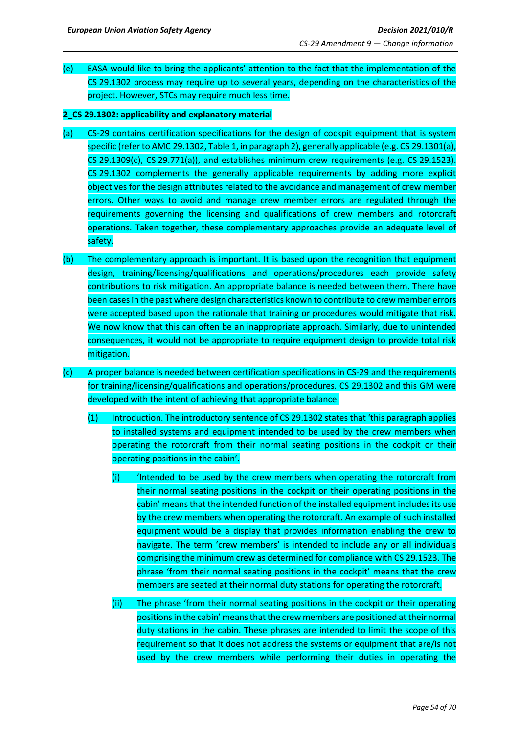(e) EASA would like to bring the applicants' attention to the fact that the implementation of the CS 29.1302 process may require up to several years, depending on the characteristics of the project. However, STCs may require much less time.

**2_CS 29.1302: applicability and explanatory material**

(a) CS-29 contains certification specifications for the design of cockpit equipment that is system specific (refer to AMC 29.1302, Table 1, in paragraph 2), generally applicable (e.g. CS 29.1301(a), CS 29.1309(c), CS 29.771(a)), and establishes minimum crew requirements (e.g. CS 29.1523). CS 29.1302 complements the generally applicable requirements by adding more explicit objectives for the design attributes related to the avoidance and management of crew member errors. Other ways to avoid and manage crew member errors are regulated through the requirements governing the licensing and qualifications of crew members and rotorcraft operations. Taken together, these complementary approaches provide an adequate level of safety.

(b) The complementary approach is important. It is based upon the recognition that equipment design, training/licensing/qualifications and operations/procedures each provide safety contributions to risk mitigation. An appropriate balance is needed between them. There have been cases in the past where design characteristics known to contribute to crew member errors were accepted based upon the rationale that training or procedures would mitigate that risk. We now know that this can often be an inappropriate approach. Similarly, due to unintended consequences, it would not be appropriate to require equipment design to provide total risk mitigation.

(c) A proper balance is needed between certification specifications in CS-29 and the requirements for training/licensing/qualifications and operations/procedures. CS 29.1302 and this GM were developed with the intent of achieving that appropriate balance.

(1) Introduction. The introductory sentence of CS 29.1302 states that 'this paragraph applies to installed systems and equipment intended to be used by the crew members when operating the rotorcraft from their normal seating positions in the cockpit or their operating positions in the cabin'.

(i) 'Intended to be used by the crew members when operating the rotorcraft from their normal seating positions in the cockpit or their operating positions in the cabin' means that the intended function of the installed equipment includes its use by the crew members when operating the rotorcraft. An example of such installed equipment would be a display that provides information enabling the crew to navigate. The term 'crew members' is intended to include any or all individuals comprising the minimum crew as determined for compliance with CS 29.1523. The phrase 'from their normal seating positions in the cockpit' means that the crew members are seated at their normal duty stations for operating the rotorcraft.

(ii) The phrase 'from their normal seating positions in the cockpit or their operating positions in the cabin' means that the crew members are positioned at their normal duty stations in the cabin. These phrases are intended to limit the scope of this requirement so that it does not address the systems or equipment that are/is not used by the crew members while performing their duties in operating the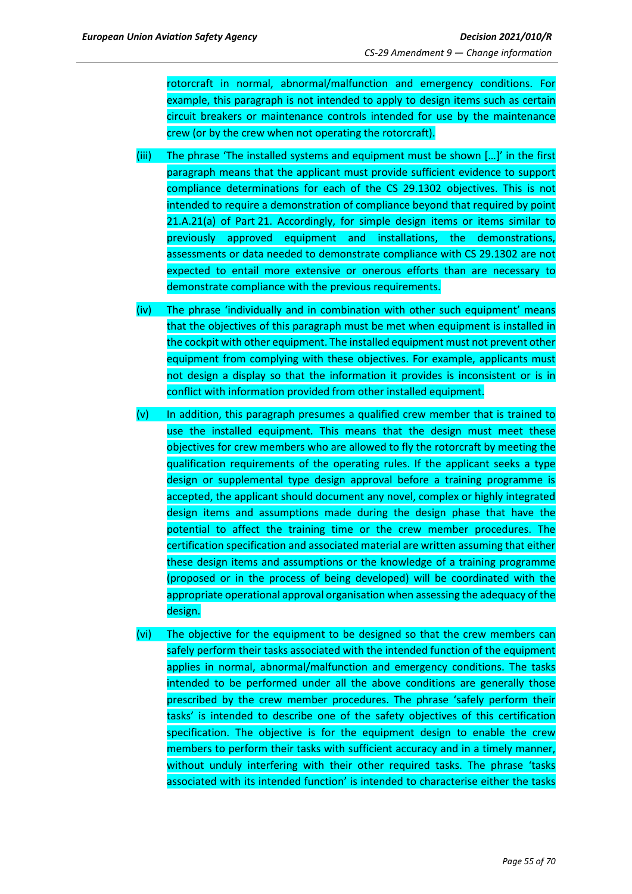rotorcraft in normal, abnormal/malfunction and emergency conditions. For example, this paragraph is not intended to apply to design items such as certain circuit breakers or maintenance controls intended for use by the maintenance crew (or by the crew when not operating the rotorcraft).

(iii) The phrase 'The installed systems and equipment must be shown […]' in the first paragraph means that the applicant must provide sufficient evidence to support compliance determinations for each of the CS 29.1302 objectives. This is not intended to require a demonstration of compliance beyond that required by point 21.A.21(a) of Part 21. Accordingly, for simple design items or items similar to previously approved equipment and installations, the demonstrations, assessments or data needed to demonstrate compliance with CS 29.1302 are not expected to entail more extensive or onerous efforts than are necessary to demonstrate compliance with the previous requirements.

(iv) The phrase 'individually and in combination with other such equipment' means that the objectives of this paragraph must be met when equipment is installed in the cockpit with other equipment. The installed equipment must not prevent other equipment from complying with these objectives. For example, applicants must not design a display so that the information it provides is inconsistent or is in conflict with information provided from other installed equipment.

(v) In addition, this paragraph presumes a qualified crew member that is trained to use the installed equipment. This means that the design must meet these objectives for crew members who are allowed to fly the rotorcraft by meeting the qualification requirements of the operating rules. If the applicant seeks a type design or supplemental type design approval before a training programme is accepted, the applicant should document any novel, complex or highly integrated design items and assumptions made during the design phase that have the potential to affect the training time or the crew member procedures. The certification specification and associated material are written assuming that either these design items and assumptions or the knowledge of a training programme (proposed or in the process of being developed) will be coordinated with the appropriate operational approval organisation when assessing the adequacy of the design.

(vi) The objective for the equipment to be designed so that the crew members can safely perform their tasks associated with the intended function of the equipment applies in normal, abnormal/malfunction and emergency conditions. The tasks intended to be performed under all the above conditions are generally those prescribed by the crew member procedures. The phrase 'safely perform their tasks' is intended to describe one of the safety objectives of this certification specification. The objective is for the equipment design to enable the crew members to perform their tasks with sufficient accuracy and in a timely manner, without unduly interfering with their other required tasks. The phrase 'tasks associated with its intended function' is intended to characterise either the tasks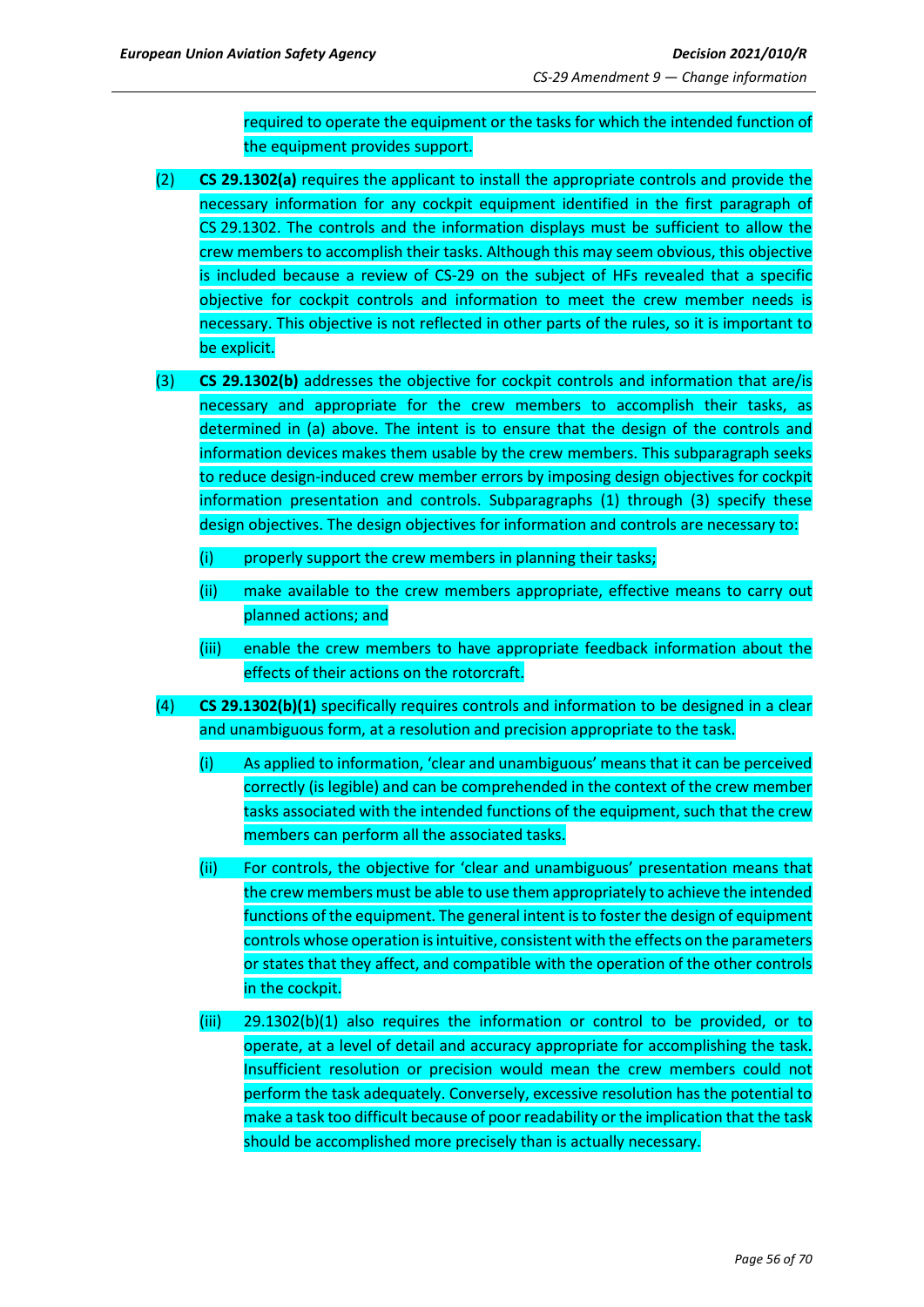required to operate the equipment or the tasks for which the intended function of the equipment provides support.

(2) **CS 29.1302(a)** requires the applicant to install the appropriate controls and provide the necessary information for any cockpit equipment identified in the first paragraph of CS 29.1302. The controls and the information displays must be sufficient to allow the crew members to accomplish their tasks. Although this may seem obvious, this objective is included because a review of CS-29 on the subject of HFs revealed that a specific objective for cockpit controls and information to meet the crew member needs is necessary. This objective is not reflected in other parts of the rules, so it is important to be explicit.

(3) **CS 29.1302(b)** addresses the objective for cockpit controls and information that are/is necessary and appropriate for the crew members to accomplish their tasks, as determined in (a) above. The intent is to ensure that the design of the controls and information devices makes them usable by the crew members. This subparagraph seeks to reduce design-induced crew member errors by imposing design objectives for cockpit information presentation and controls. Subparagraphs (1) through (3) specify these design objectives. The design objectives for information and controls are necessary to:

(i) properly support the crew members in planning their tasks;

(ii) make available to the crew members appropriate, effective means to carry out planned actions; and

(iii) enable the crew members to have appropriate feedback information about the effects of their actions on the rotorcraft.

(4) **CS 29.1302(b)(1)** specifically requires controls and information to be designed in a clear and unambiguous form, at a resolution and precision appropriate to the task.

(i) As applied to information, 'clear and unambiguous' means that it can be perceived correctly (is legible) and can be comprehended in the context of the crew member tasks associated with the intended functions of the equipment, such that the crew members can perform all the associated tasks.

(ii) For controls, the objective for 'clear and unambiguous' presentation means that the crew members must be able to use them appropriately to achieve the intended functions of the equipment. The general intent is to foster the design of equipment controls whose operation is intuitive, consistent with the effects on the parameters or states that they affect, and compatible with the operation of the other controls in the cockpit.

(iii) 29.1302(b)(1) also requires the information or control to be provided, or to operate, at a level of detail and accuracy appropriate for accomplishing the task. Insufficient resolution or precision would mean the crew members could not perform the task adequately. Conversely, excessive resolution has the potential to make a task too difficult because of poor readability or the implication that the task should be accomplished more precisely than is actually necessary.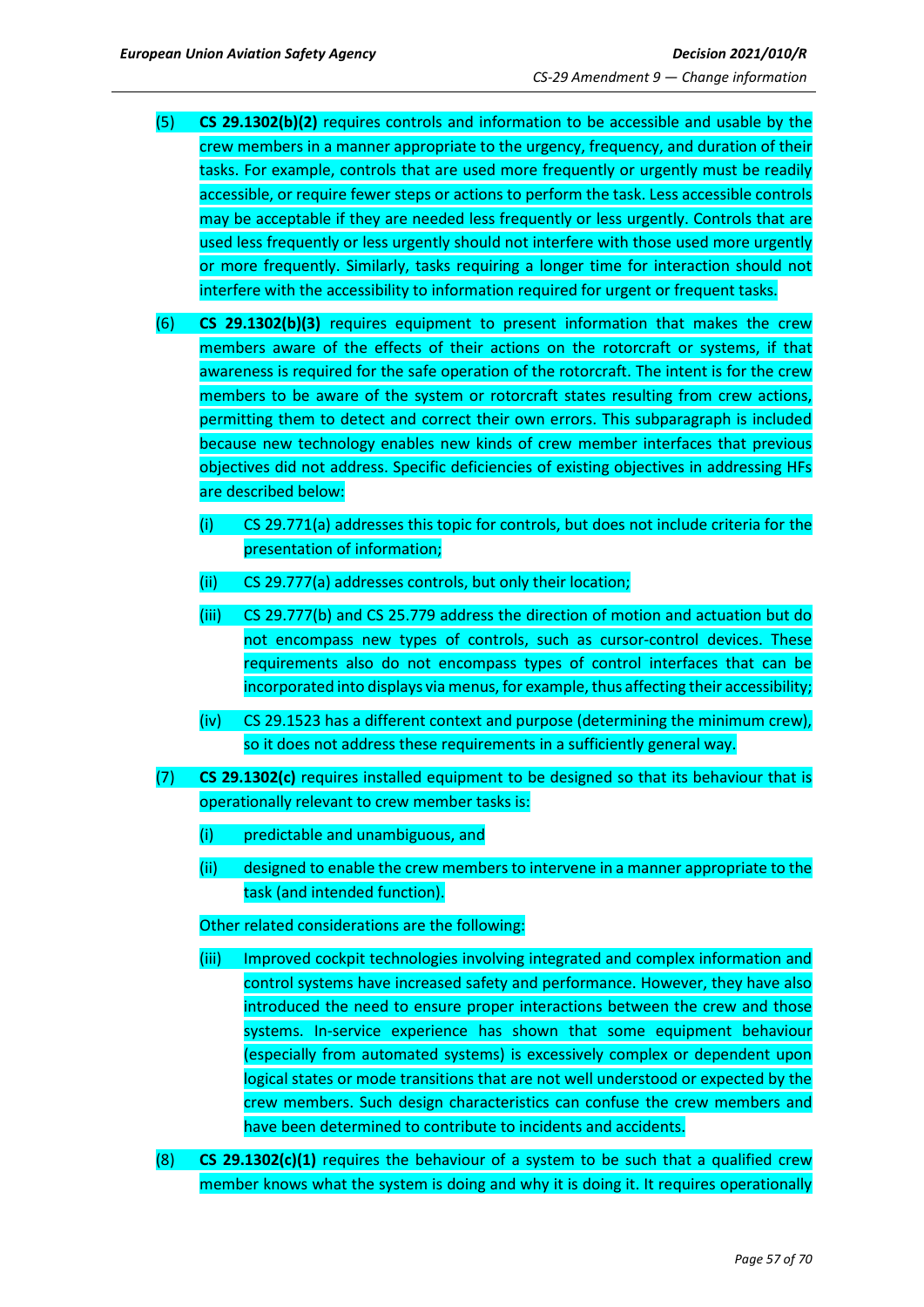(5) **CS 29.1302(b)(2)** requires controls and information to be accessible and usable by the crew members in a manner appropriate to the urgency, frequency, and duration of their tasks. For example, controls that are used more frequently or urgently must be readily accessible, or require fewer steps or actions to perform the task. Less accessible controls may be acceptable if they are needed less frequently or less urgently. Controls that are used less frequently or less urgently should not interfere with those used more urgently or more frequently. Similarly, tasks requiring a longer time for interaction should not interfere with the accessibility to information required for urgent or frequent tasks.

(6) **CS 29.1302(b)(3)** requires equipment to present information that makes the crew members aware of the effects of their actions on the rotorcraft or systems, if that awareness is required for the safe operation of the rotorcraft. The intent is for the crew members to be aware of the system or rotorcraft states resulting from crew actions, permitting them to detect and correct their own errors. This subparagraph is included because new technology enables new kinds of crew member interfaces that previous objectives did not address. Specific deficiencies of existing objectives in addressing HFs are described below:

   (i) CS 29.771(a) addresses this topic for controls, but does not include criteria for the presentation of information;

   (ii) CS 29.777(a) addresses controls, but only their location;

   (iii) CS 29.777(b) and CS 25.779 address the direction of motion and actuation but do not encompass new types of controls, such as cursor-control devices. These requirements also do not encompass types of control interfaces that can be incorporated into displays via menus, for example, thus affecting their accessibility;

   (iv) CS 29.1523 has a different context and purpose (determining the minimum crew), so it does not address these requirements in a sufficiently general way.

(7) **CS 29.1302(c)** requires installed equipment to be designed so that its behaviour that is operationally relevant to crew member tasks is:

   (i) predictable and unambiguous, and

   (ii) designed to enable the crew members to intervene in a manner appropriate to the task (and intended function).

   Other related considerations are the following:

   (iii) Improved cockpit technologies involving integrated and complex information and control systems have increased safety and performance. However, they have also introduced the need to ensure proper interactions between the crew and those systems. In-service experience has shown that some equipment behaviour (especially from automated systems) is excessively complex or dependent upon logical states or mode transitions that are not well understood or expected by the crew members. Such design characteristics can confuse the crew members and have been determined to contribute to incidents and accidents.

(8) **CS 29.1302(c)(1)** requires the behaviour of a system to be such that a qualified crew member knows what the system is doing and why it is doing it. It requires operationally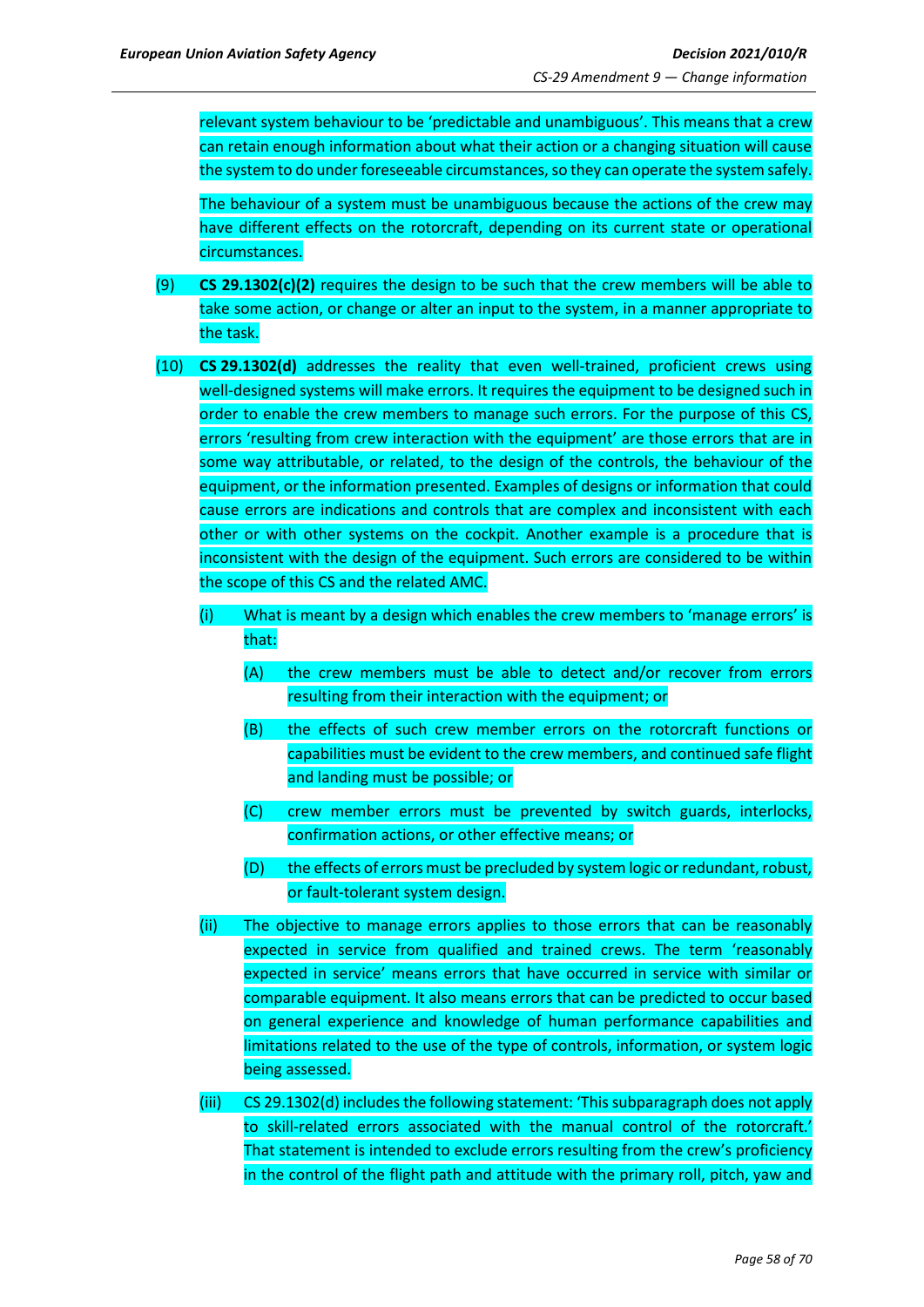relevant system behaviour to be 'predictable and unambiguous'. This means that a crew can retain enough information about what their action or a changing situation will cause the system to do under foreseeable circumstances, so they can operate the system safely.

The behaviour of a system must be unambiguous because the actions of the crew may have different effects on the rotorcraft, depending on its current state or operational circumstances.

(9) **CS 29.1302(c)(2)** requires the design to be such that the crew members will be able to take some action, or change or alter an input to the system, in a manner appropriate to the task.

(10) **CS 29.1302(d)** addresses the reality that even well-trained, proficient crews using well-designed systems will make errors. It requires the equipment to be designed such in order to enable the crew members to manage such errors. For the purpose of this CS, errors 'resulting from crew interaction with the equipment' are those errors that are in some way attributable, or related, to the design of the controls, the behaviour of the equipment, or the information presented. Examples of designs or information that could cause errors are indications and controls that are complex and inconsistent with each other or with other systems on the cockpit. Another example is a procedure that is inconsistent with the design of the equipment. Such errors are considered to be within the scope of this CS and the related AMC.

   (i) What is meant by a design which enables the crew members to 'manage errors' is that:

      (A) the crew members must be able to detect and/or recover from errors resulting from their interaction with the equipment; or

      (B) the effects of such crew member errors on the rotorcraft functions or capabilities must be evident to the crew members, and continued safe flight and landing must be possible; or

      (C) crew member errors must be prevented by switch guards, interlocks, confirmation actions, or other effective means; or

      (D) the effects of errors must be precluded by system logic or redundant, robust, or fault-tolerant system design.

   (ii) The objective to manage errors applies to those errors that can be reasonably expected in service from qualified and trained crews. The term 'reasonably expected in service' means errors that have occurred in service with similar or comparable equipment. It also means errors that can be predicted to occur based on general experience and knowledge of human performance capabilities and limitations related to the use of the type of controls, information, or system logic being assessed.

   (iii) CS 29.1302(d) includes the following statement: 'This subparagraph does not apply to skill-related errors associated with the manual control of the rotorcraft.' That statement is intended to exclude errors resulting from the crew's proficiency in the control of the flight path and attitude with the primary roll, pitch, yaw and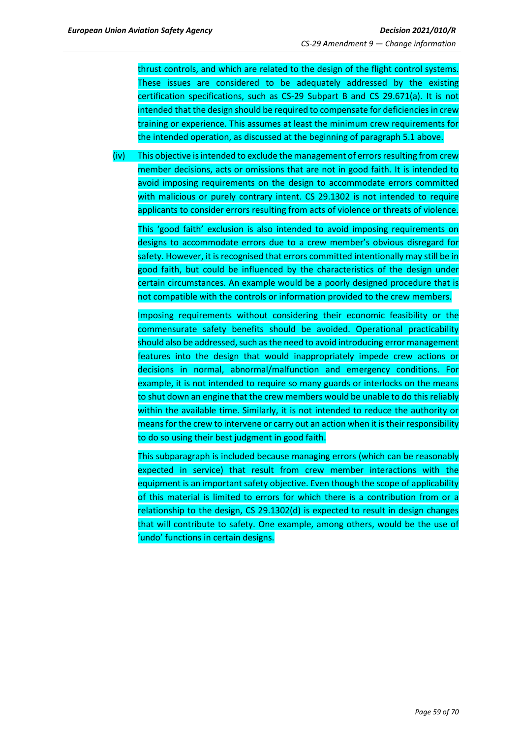thrust controls, and which are related to the design of the flight control systems. These issues are considered to be adequately addressed by the existing certification specifications, such as CS-29 Subpart B and CS 29.671(a). It is not intended that the design should be required to compensate for deficiencies in crew training or experience. This assumes at least the minimum crew requirements for the intended operation, as discussed at the beginning of paragraph 5.1 above.

(iv) This objective is intended to exclude the management of errors resulting from crew member decisions, acts or omissions that are not in good faith. It is intended to avoid imposing requirements on the design to accommodate errors committed with malicious or purely contrary intent. CS 29.1302 is not intended to require applicants to consider errors resulting from acts of violence or threats of violence.

This 'good faith' exclusion is also intended to avoid imposing requirements on designs to accommodate errors due to a crew member's obvious disregard for safety. However, it is recognised that errors committed intentionally may still be in good faith, but could be influenced by the characteristics of the design under certain circumstances. An example would be a poorly designed procedure that is not compatible with the controls or information provided to the crew members.

Imposing requirements without considering their economic feasibility or the commensurate safety benefits should be avoided. Operational practicability should also be addressed, such as the need to avoid introducing error management features into the design that would inappropriately impede crew actions or decisions in normal, abnormal/malfunction and emergency conditions. For example, it is not intended to require so many guards or interlocks on the means to shut down an engine that the crew members would be unable to do this reliably within the available time. Similarly, it is not intended to reduce the authority or means for the crew to intervene or carry out an action when it is their responsibility to do so using their best judgment in good faith.

This subparagraph is included because managing errors (which can be reasonably expected in service) that result from crew member interactions with the equipment is an important safety objective. Even though the scope of applicability of this material is limited to errors for which there is a contribution from or a relationship to the design, CS 29.1302(d) is expected to result in design changes that will contribute to safety. One example, among others, would be the use of 'undo' functions in certain designs.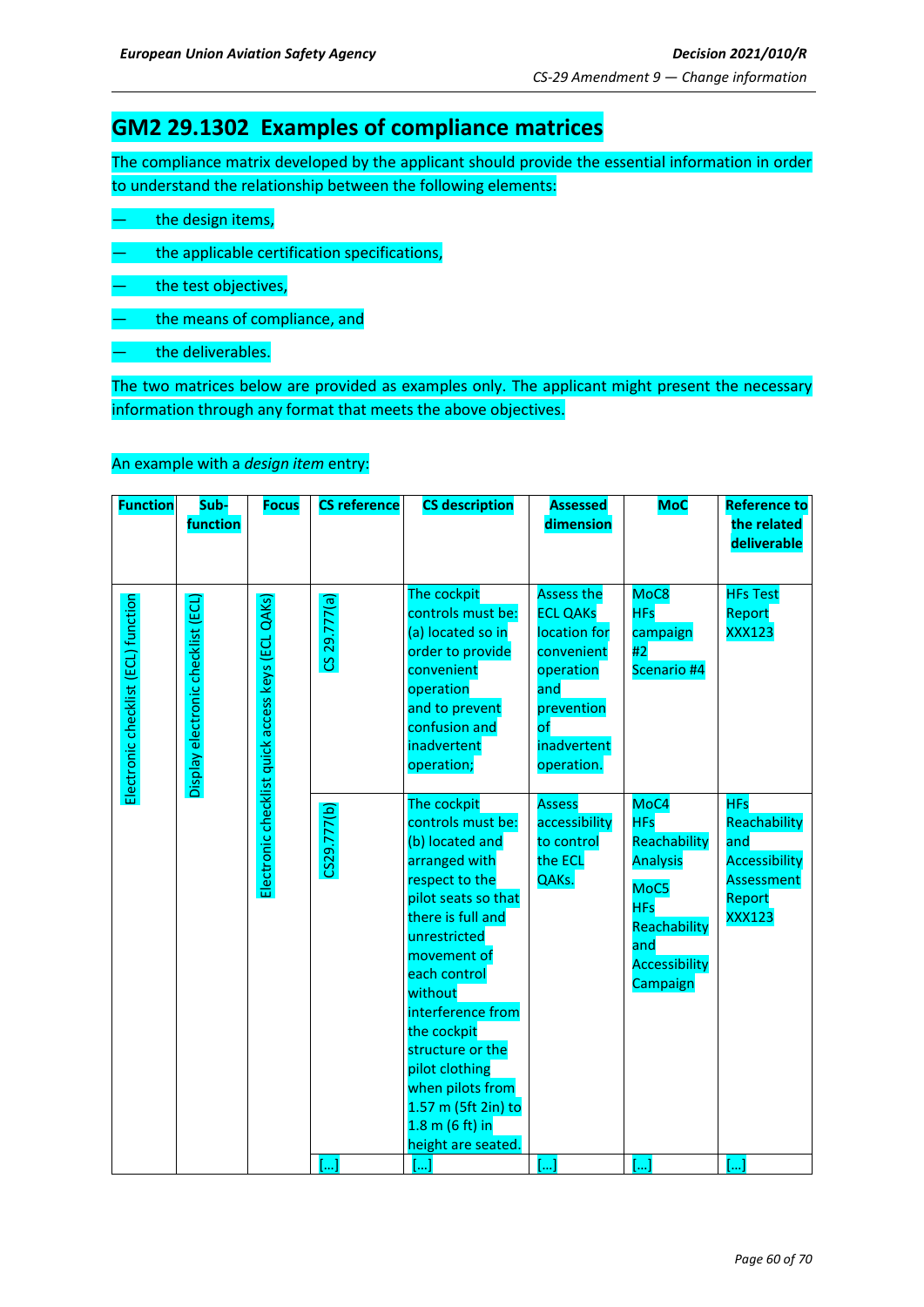## GM2 29.1302 Examples of compliance matrices

The compliance matrix developed by the applicant should provide the essential information in order to understand the relationship between the following elements:

— the design items,

— the applicable certification specifications,

— the test objectives,

— the means of compliance, and

— the deliverables.

The two matrices below are provided as examples only. The applicant might present the necessary information through any format that meets the above objectives.

An example with a *design item* entry:

| Function | Sub-function | Focus | CS reference | CS description | Assessed dimension | MoC | Reference to the related deliverable |
|---|---|---|---|---|---|---|---|
| Electronic checklist (ECL) function | Display electronic checklist (ECL) | Electronic checklist quick access keys (ECL QAKs) | CS 29.777(a) | The cockpit controls must be: (a) located so in order to provide convenient operation and to prevent confusion and inadvertent operation; | Assess the ECL QAKs location for convenient operation and prevention of inadvertent operation. | MoC8 HFs campaign #2 Scenario #4 | HFs Test Report XXX123 |
| | | | CS29.777(b) | The cockpit controls must be: (b) located and arranged with respect to the pilot seats so that there is full and unrestricted movement of each control without interference from the cockpit structure or the pilot clothing when pilots from 1.57 m (5ft 2in) to 1.8 m (6 ft) in height are seated. | Assess accessibility to control the ECL QAKs. | MoC4 HFs Reachability Analysis<br>MoC5 HFs Reachability and Accessibility Campaign | HFs Reachability and Accessibility Assessment Report XXX123 |
| | | | […] | […] | […] | […] | […] |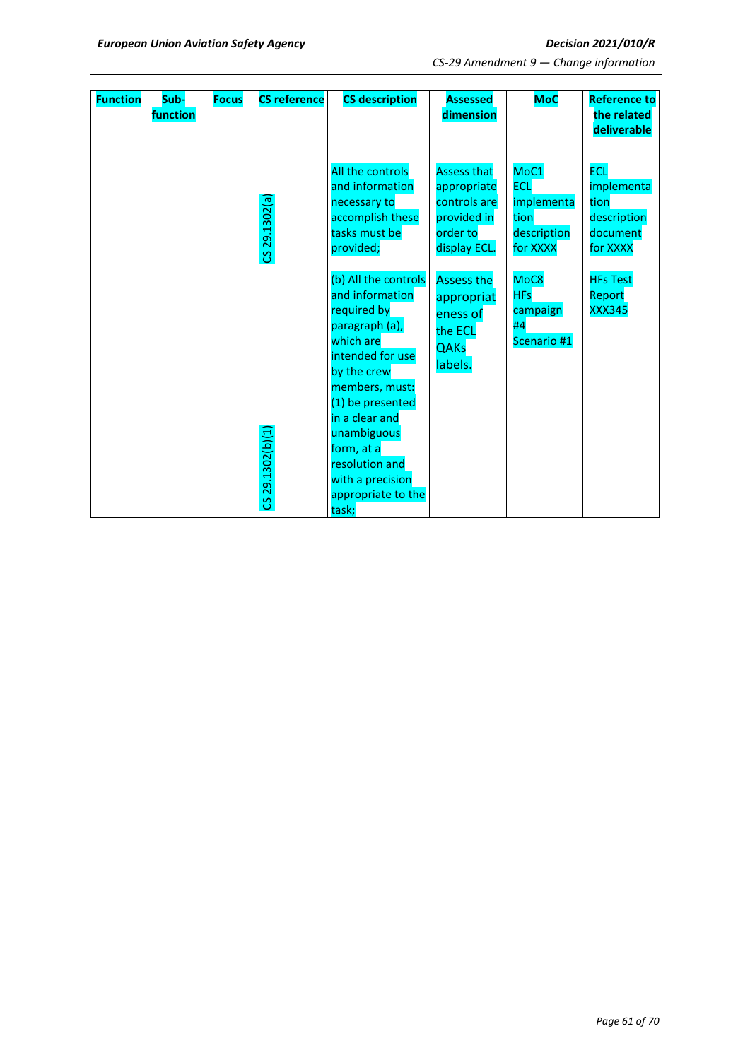| Function | Sub-function | Focus | CS reference | CS description | Assessed dimension | MoC | Reference to the related deliverable |
|---|---|---|---|---|---|---|---|
| | | | CS 29.1302(a) | All the controls and information necessary to accomplish these tasks must be provided; | Assess that appropriate controls are provided in order to display ECL. | MoC1 ECL implementation description for XXXX | ECL implementation description document for XXXX |
| | | | CS 29.1302(b)(1) | (b) All the controls and information required by paragraph (a), which are intended for use by the crew members, must: (1) be presented in a clear and unambiguous form, at a resolution and with a precision appropriate to the task; | Assess the appropriateness of the ECL QAKs labels. | MoC8 HFs campaign #4 Scenario #1 | HFs Test Report XXX345 |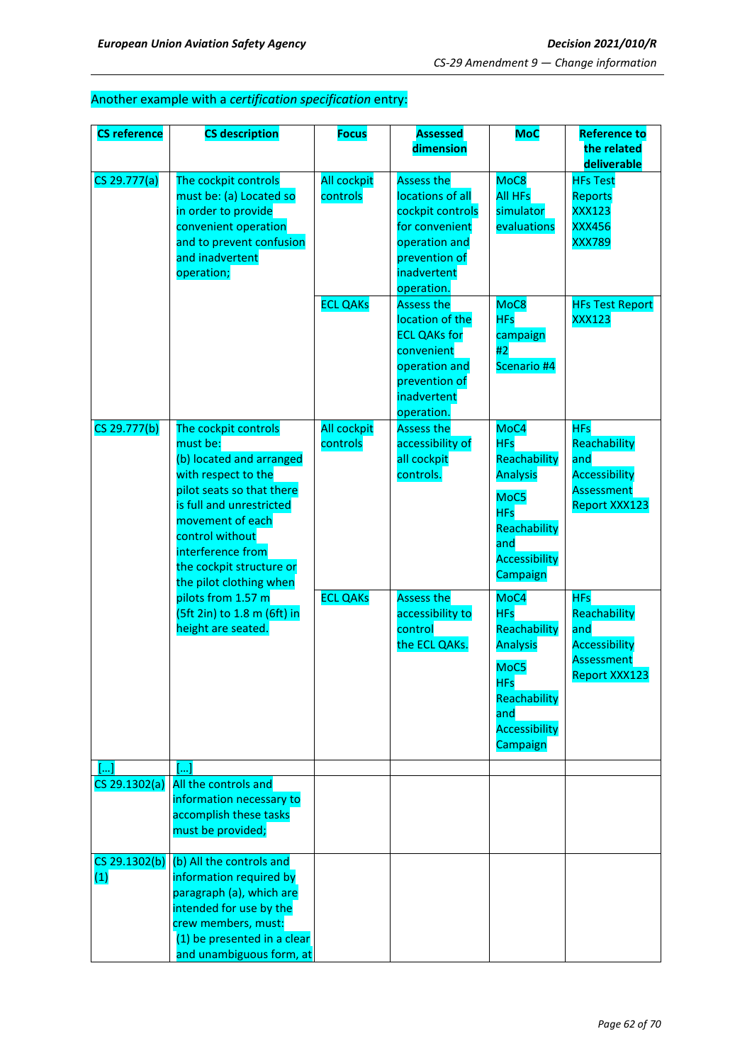Another example with a *certification specification* entry:

| CS reference | CS description | Focus | Assessed dimension | MoC | Reference to the related deliverable |
|---|---|---|---|---|---|
| CS 29.777(a) | The cockpit controls must be: (a) Located so in order to provide convenient operation and to prevent confusion and inadvertent operation; | All cockpit controls | Assess the locations of all cockpit controls for convenient operation and prevention of inadvertent operation. | MoC8 All HFs simulator evaluations | HFs Test Reports XXX123 XXX456 XXX789 |
| | | ECL QAKs | Assess the location of the ECL QAKs for convenient operation and prevention of inadvertent operation. | MoC8 HFs campaign #2 Scenario #4 | HFs Test Report XXX123 |
| CS 29.777(b) | The cockpit controls must be: (b) located and arranged with respect to the pilot seats so that there is full and unrestricted movement of each control without interference from the cockpit structure or the pilot clothing when pilots from 1.57 m (5ft 2in) to 1.8 m (6ft) in height are seated. | All cockpit controls | Assess the accessibility of all cockpit controls. | MoC4 HFs Reachability Analysis MoC5 HFs Reachability and Accessibility Campaign | HFs Reachability and Accessibility Assessment Report XXX123 |
| | | ECL QAKs | Assess the accessibility to control the ECL QAKs. | MoC4 HFs Reachability Analysis MoC5 HFs Reachability and Accessibility Campaign | HFs Reachability and Accessibility Assessment Report XXX123 |
| […] | […] | | | | |
| CS 29.1302(a) | All the controls and information necessary to accomplish these tasks must be provided; | | | | |
| CS 29.1302(b)(1) | (b) All the controls and information required by paragraph (a), which are intended for use by the crew members, must: (1) be presented in a clear and unambiguous form, at | | | | |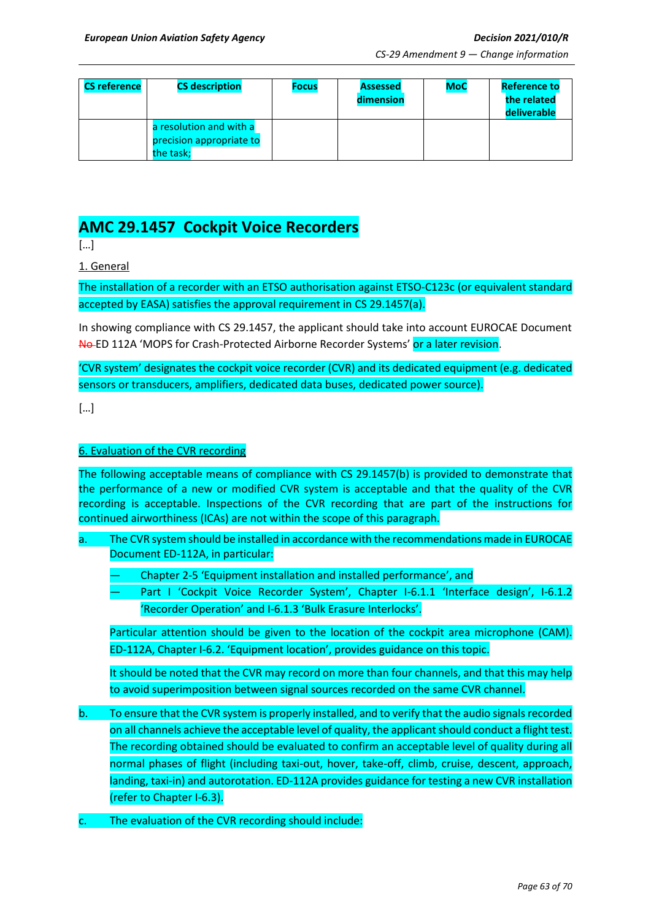| CS reference | CS description | Focus | Assessed dimension | MoC | Reference to the related deliverable |
|---|---|---|---|---|---|
| | a resolution and with a precision appropriate to the task; | | | | |

# AMC 29.1457 Cockpit Voice Recorders

[…]

1. General

The installation of a recorder with an ETSO authorisation against ETSO-C123c (or equivalent standard accepted by EASA) satisfies the approval requirement in CS 29.1457(a).

In showing compliance with CS 29.1457, the applicant should take into account EUROCAE Document ~~No~~ ED 112A 'MOPS for Crash-Protected Airborne Recorder Systems' or a later revision.

'CVR system' designates the cockpit voice recorder (CVR) and its dedicated equipment (e.g. dedicated sensors or transducers, amplifiers, dedicated data buses, dedicated power source).

[…]

6. Evaluation of the CVR recording

The following acceptable means of compliance with CS 29.1457(b) is provided to demonstrate that the performance of a new or modified CVR system is acceptable and that the quality of the CVR recording is acceptable. Inspections of the CVR recording that are part of the instructions for continued airworthiness (ICAs) are not within the scope of this paragraph.

a. The CVR system should be installed in accordance with the recommendations made in EUROCAE Document ED-112A, in particular:

   — Chapter 2-5 'Equipment installation and installed performance', and
   
   — Part I 'Cockpit Voice Recorder System', Chapter I-6.1.1 'Interface design', I-6.1.2 'Recorder Operation' and I-6.1.3 'Bulk Erasure Interlocks'.

   Particular attention should be given to the location of the cockpit area microphone (CAM). ED-112A, Chapter I-6.2. 'Equipment location', provides guidance on this topic.

   It should be noted that the CVR may record on more than four channels, and that this may help to avoid superimposition between signal sources recorded on the same CVR channel.

b. To ensure that the CVR system is properly installed, and to verify that the audio signals recorded on all channels achieve the acceptable level of quality, the applicant should conduct a flight test. The recording obtained should be evaluated to confirm an acceptable level of quality during all normal phases of flight (including taxi-out, hover, take-off, climb, cruise, descent, approach, landing, taxi-in) and autorotation. ED-112A provides guidance for testing a new CVR installation (refer to Chapter I-6.3).

c. The evaluation of the CVR recording should include: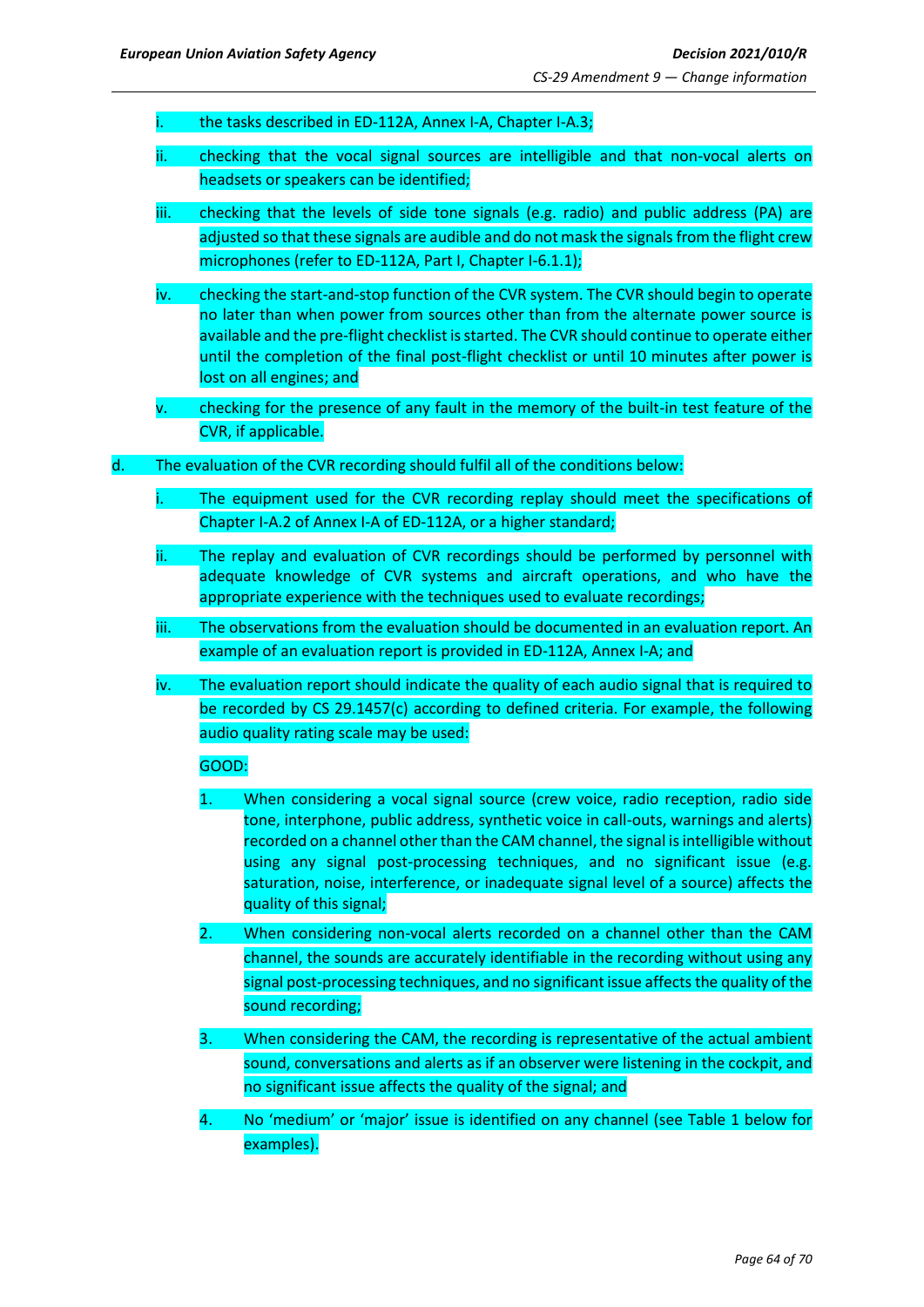i. the tasks described in ED-112A, Annex I-A, Chapter I-A.3;

ii. checking that the vocal signal sources are intelligible and that non-vocal alerts on headsets or speakers can be identified;

iii. checking that the levels of side tone signals (e.g. radio) and public address (PA) are adjusted so that these signals are audible and do not mask the signals from the flight crew microphones (refer to ED-112A, Part I, Chapter I-6.1.1);

iv. checking the start-and-stop function of the CVR system. The CVR should begin to operate no later than when power from sources other than from the alternate power source is available and the pre-flight checklist is started. The CVR should continue to operate either until the completion of the final post-flight checklist or until 10 minutes after power is lost on all engines; and

v. checking for the presence of any fault in the memory of the built-in test feature of the CVR, if applicable.

d. The evaluation of the CVR recording should fulfil all of the conditions below:

i. The equipment used for the CVR recording replay should meet the specifications of Chapter I-A.2 of Annex I-A of ED-112A, or a higher standard;

ii. The replay and evaluation of CVR recordings should be performed by personnel with adequate knowledge of CVR systems and aircraft operations, and who have the appropriate experience with the techniques used to evaluate recordings;

iii. The observations from the evaluation should be documented in an evaluation report. An example of an evaluation report is provided in ED-112A, Annex I-A; and

iv. The evaluation report should indicate the quality of each audio signal that is required to be recorded by CS 29.1457(c) according to defined criteria. For example, the following audio quality rating scale may be used:

GOOD:

1. When considering a vocal signal source (crew voice, radio reception, radio side tone, interphone, public address, synthetic voice in call-outs, warnings and alerts) recorded on a channel other than the CAM channel, the signal is intelligible without using any signal post-processing techniques, and no significant issue (e.g. saturation, noise, interference, or inadequate signal level of a source) affects the quality of this signal;

2. When considering non-vocal alerts recorded on a channel other than the CAM channel, the sounds are accurately identifiable in the recording without using any signal post-processing techniques, and no significant issue affects the quality of the sound recording;

3. When considering the CAM, the recording is representative of the actual ambient sound, conversations and alerts as if an observer were listening in the cockpit, and no significant issue affects the quality of the signal; and

4. No 'medium' or 'major' issue is identified on any channel (see Table 1 below for examples).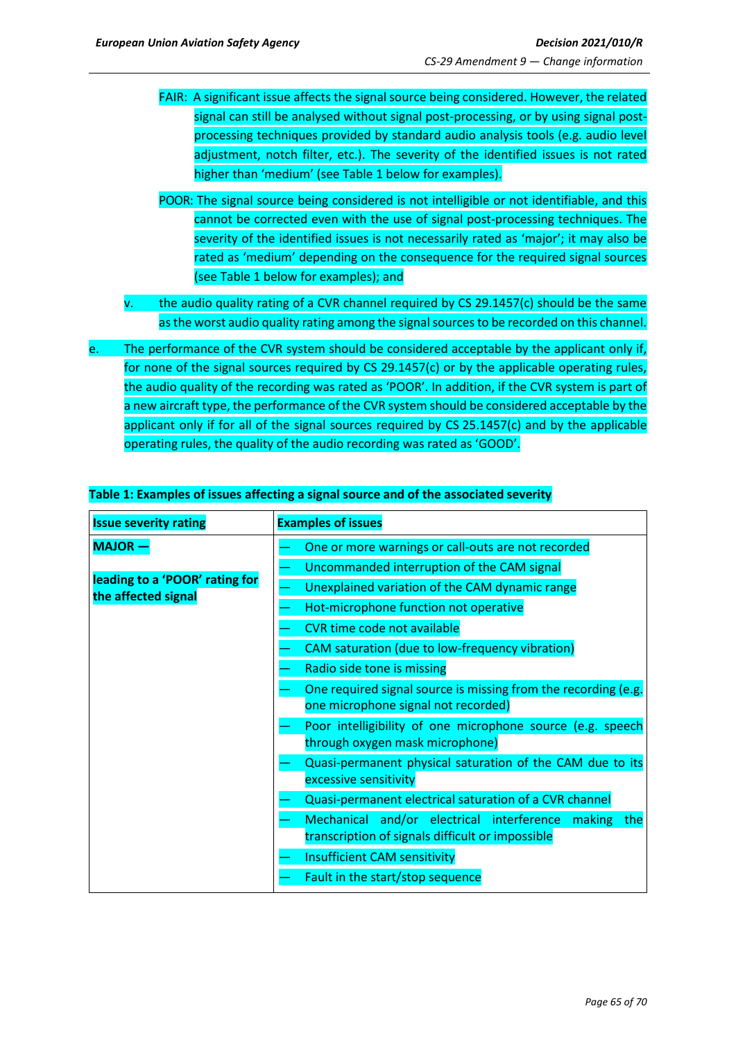FAIR: A significant issue affects the signal source being considered. However, the related signal can still be analysed without signal post-processing, or by using signal post-processing techniques provided by standard audio analysis tools (e.g. audio level adjustment, notch filter, etc.). The severity of the identified issues is not rated higher than 'medium' (see Table 1 below for examples).

POOR: The signal source being considered is not intelligible or not identifiable, and this cannot be corrected even with the use of signal post-processing techniques. The severity of the identified issues is not necessarily rated as 'major'; it may also be rated as 'medium' depending on the consequence for the required signal sources (see Table 1 below for examples); and

v. the audio quality rating of a CVR channel required by CS 29.1457(c) should be the same as the worst audio quality rating among the signal sources to be recorded on this channel.

e. The performance of the CVR system should be considered acceptable by the applicant only if, for none of the signal sources required by CS 29.1457(c) or by the applicable operating rules, the audio quality of the recording was rated as 'POOR'. In addition, if the CVR system is part of a new aircraft type, the performance of the CVR system should be considered acceptable by the applicant only if for all of the signal sources required by CS 25.1457(c) and by the applicable operating rules, the quality of the audio recording was rated as 'GOOD'.

**Table 1: Examples of issues affecting a signal source and of the associated severity**

| **Issue severity rating** | **Examples of issues** |
| --- | --- |
| **MAJOR —**<br><br>**leading to a 'POOR' rating for the affected signal** | — One or more warnings or call-outs are not recorded<br>— Uncommanded interruption of the CAM signal<br>— Unexplained variation of the CAM dynamic range<br>— Hot-microphone function not operative<br>— CVR time code not available<br>— CAM saturation (due to low-frequency vibration)<br>— Radio side tone is missing<br>— One required signal source is missing from the recording (e.g. one microphone signal not recorded)<br>— Poor intelligibility of one microphone source (e.g. speech through oxygen mask microphone)<br>— Quasi-permanent physical saturation of the CAM due to its excessive sensitivity<br>— Quasi-permanent electrical saturation of a CVR channel<br>— Mechanical and/or electrical interference making the transcription of signals difficult or impossible<br>— Insufficient CAM sensitivity<br>— Fault in the start/stop sequence |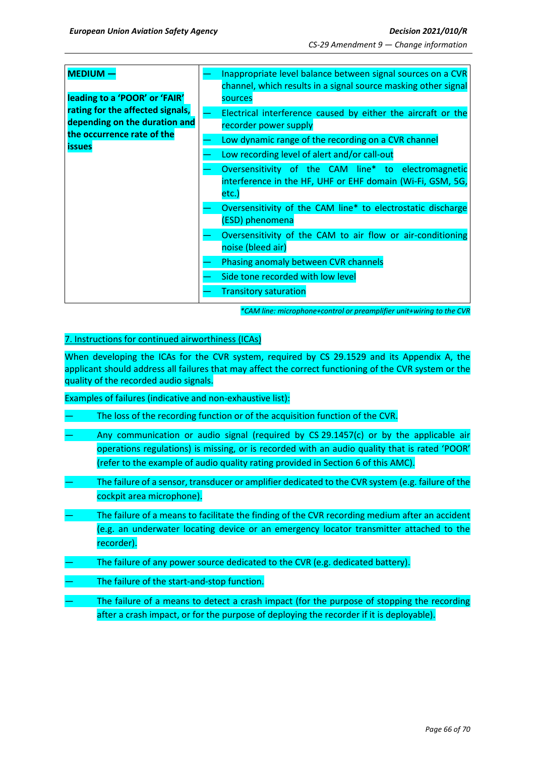| **MEDIUM —** **leading to a 'POOR' or 'FAIR' rating for the affected signals, depending on the duration and the occurrence rate of the issues** | — Inappropriate level balance between signal sources on a CVR channel, which results in a signal source masking other signal sources<br>— Electrical interference caused by either the aircraft or the recorder power supply<br>— Low dynamic range of the recording on a CVR channel<br>— Low recording level of alert and/or call-out<br>— Oversensitivity of the CAM line* to electromagnetic interference in the HF, UHF or EHF domain (Wi-Fi, GSM, 5G, etc.)<br>— Oversensitivity of the CAM line* to electrostatic discharge (ESD) phenomena<br>— Oversensitivity of the CAM to air flow or air-conditioning noise (bleed air)<br>— Phasing anomaly between CVR channels<br>— Side tone recorded with low level<br>— Transitory saturation |
|---|---|

*\*CAM line: microphone+control or preamplifier unit+wiring to the CVR*

7. Instructions for continued airworthiness (ICAs)

When developing the ICAs for the CVR system, required by CS 29.1529 and its Appendix A, the applicant should address all failures that may affect the correct functioning of the CVR system or the quality of the recorded audio signals.

Examples of failures (indicative and non-exhaustive list):

— The loss of the recording function or of the acquisition function of the CVR.

— Any communication or audio signal (required by CS 29.1457(c) or by the applicable air operations regulations) is missing, or is recorded with an audio quality that is rated 'POOR' (refer to the example of audio quality rating provided in Section 6 of this AMC).

— The failure of a sensor, transducer or amplifier dedicated to the CVR system (e.g. failure of the cockpit area microphone).

— The failure of a means to facilitate the finding of the CVR recording medium after an accident (e.g. an underwater locating device or an emergency locator transmitter attached to the recorder).

— The failure of any power source dedicated to the CVR (e.g. dedicated battery).

— The failure of the start-and-stop function.

— The failure of a means to detect a crash impact (for the purpose of stopping the recording after a crash impact, or for the purpose of deploying the recorder if it is deployable).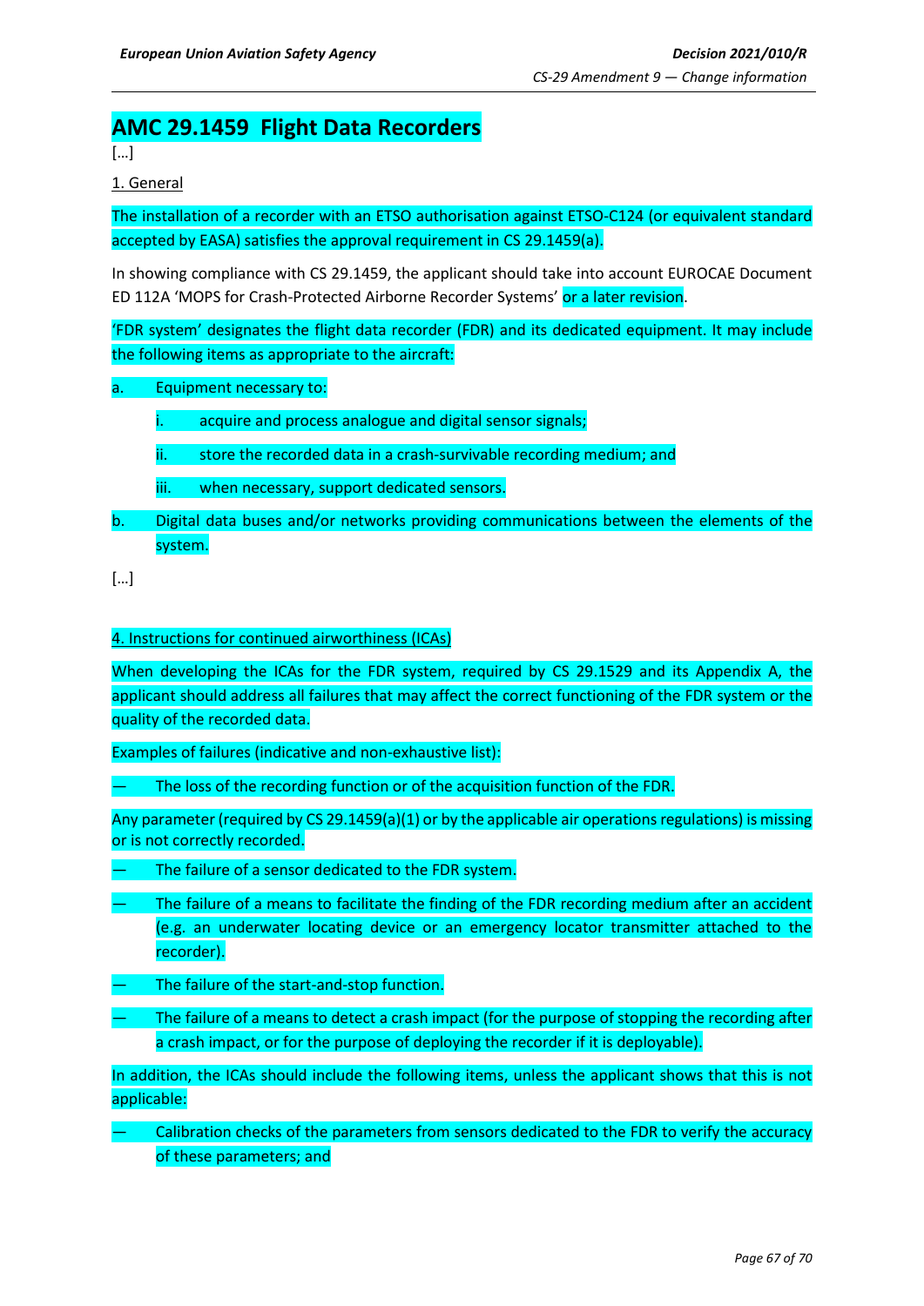# AMC 29.1459 Flight Data Recorders

[…]

1. General

The installation of a recorder with an ETSO authorisation against ETSO-C124 (or equivalent standard accepted by EASA) satisfies the approval requirement in CS 29.1459(a).

In showing compliance with CS 29.1459, the applicant should take into account EUROCAE Document ED 112A 'MOPS for Crash-Protected Airborne Recorder Systems' or a later revision.

'FDR system' designates the flight data recorder (FDR) and its dedicated equipment. It may include the following items as appropriate to the aircraft:

a. Equipment necessary to:

   i. acquire and process analogue and digital sensor signals;

   ii. store the recorded data in a crash-survivable recording medium; and

   iii. when necessary, support dedicated sensors.

b. Digital data buses and/or networks providing communications between the elements of the system.

[…]

4. Instructions for continued airworthiness (ICAs)

When developing the ICAs for the FDR system, required by CS 29.1529 and its Appendix A, the applicant should address all failures that may affect the correct functioning of the FDR system or the quality of the recorded data.

Examples of failures (indicative and non-exhaustive list):

— The loss of the recording function or of the acquisition function of the FDR.

Any parameter (required by CS 29.1459(a)(1) or by the applicable air operations regulations) is missing or is not correctly recorded.

— The failure of a sensor dedicated to the FDR system.

— The failure of a means to facilitate the finding of the FDR recording medium after an accident (e.g. an underwater locating device or an emergency locator transmitter attached to the recorder).

— The failure of the start-and-stop function.

— The failure of a means to detect a crash impact (for the purpose of stopping the recording after a crash impact, or for the purpose of deploying the recorder if it is deployable).

In addition, the ICAs should include the following items, unless the applicant shows that this is not applicable:

— Calibration checks of the parameters from sensors dedicated to the FDR to verify the accuracy of these parameters; and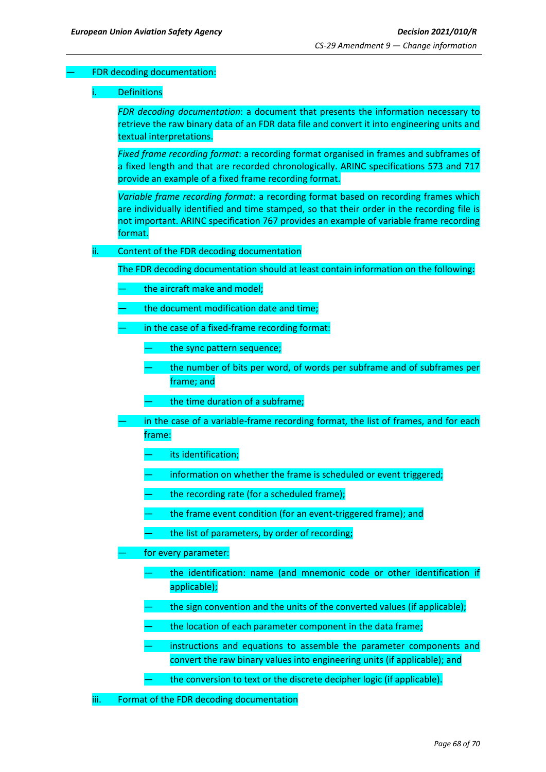— FDR decoding documentation:

i. Definitions

*FDR decoding documentation*: a document that presents the information necessary to retrieve the raw binary data of an FDR data file and convert it into engineering units and textual interpretations.

*Fixed frame recording format*: a recording format organised in frames and subframes of a fixed length and that are recorded chronologically. ARINC specifications 573 and 717 provide an example of a fixed frame recording format.

*Variable frame recording format*: a recording format based on recording frames which are individually identified and time stamped, so that their order in the recording file is not important. ARINC specification 767 provides an example of variable frame recording format.

ii. Content of the FDR decoding documentation

The FDR decoding documentation should at least contain information on the following:

- the aircraft make and model;
- the document modification date and time;
- in the case of a fixed-frame recording format:
  - the sync pattern sequence;
  - the number of bits per word, of words per subframe and of subframes per frame; and
  - the time duration of a subframe;
- in the case of a variable-frame recording format, the list of frames, and for each frame:
  - its identification;
  - information on whether the frame is scheduled or event triggered;
  - the recording rate (for a scheduled frame);
  - the frame event condition (for an event-triggered frame); and
  - the list of parameters, by order of recording;
- for every parameter:
  - the identification: name (and mnemonic code or other identification if applicable);
  - the sign convention and the units of the converted values (if applicable);
  - the location of each parameter component in the data frame;
  - instructions and equations to assemble the parameter components and convert the raw binary values into engineering units (if applicable); and
  - the conversion to text or the discrete decipher logic (if applicable).

iii. Format of the FDR decoding documentation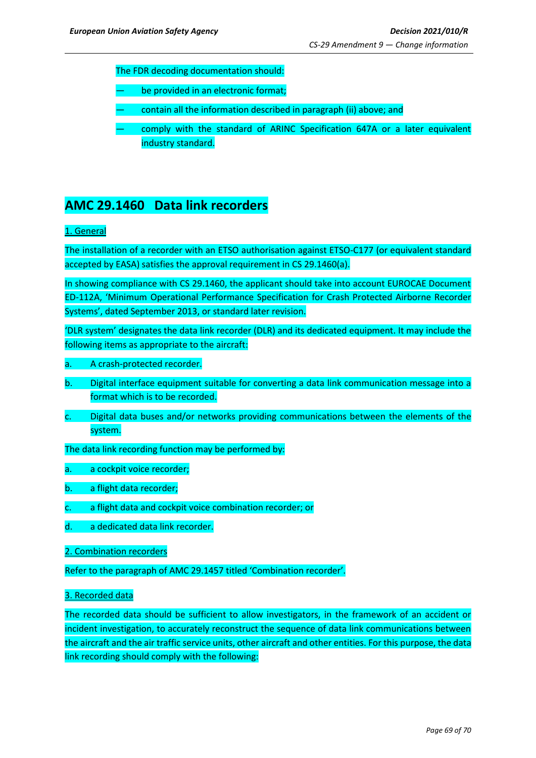The FDR decoding documentation should:

— be provided in an electronic format;

— contain all the information described in paragraph (ii) above; and

— comply with the standard of ARINC Specification 647A or a later equivalent industry standard.

## AMC 29.1460 Data link recorders

1. General

The installation of a recorder with an ETSO authorisation against ETSO-C177 (or equivalent standard accepted by EASA) satisfies the approval requirement in CS 29.1460(a).

In showing compliance with CS 29.1460, the applicant should take into account EUROCAE Document ED-112A, 'Minimum Operational Performance Specification for Crash Protected Airborne Recorder Systems', dated September 2013, or standard later revision.

'DLR system' designates the data link recorder (DLR) and its dedicated equipment. It may include the following items as appropriate to the aircraft:

a. A crash-protected recorder.

b. Digital interface equipment suitable for converting a data link communication message into a format which is to be recorded.

c. Digital data buses and/or networks providing communications between the elements of the system.

The data link recording function may be performed by:

a. a cockpit voice recorder;

b. a flight data recorder;

c. a flight data and cockpit voice combination recorder; or

d. a dedicated data link recorder.

2. Combination recorders

Refer to the paragraph of AMC 29.1457 titled 'Combination recorder'.

3. Recorded data

The recorded data should be sufficient to allow investigators, in the framework of an accident or incident investigation, to accurately reconstruct the sequence of data link communications between the aircraft and the air traffic service units, other aircraft and other entities. For this purpose, the data link recording should comply with the following: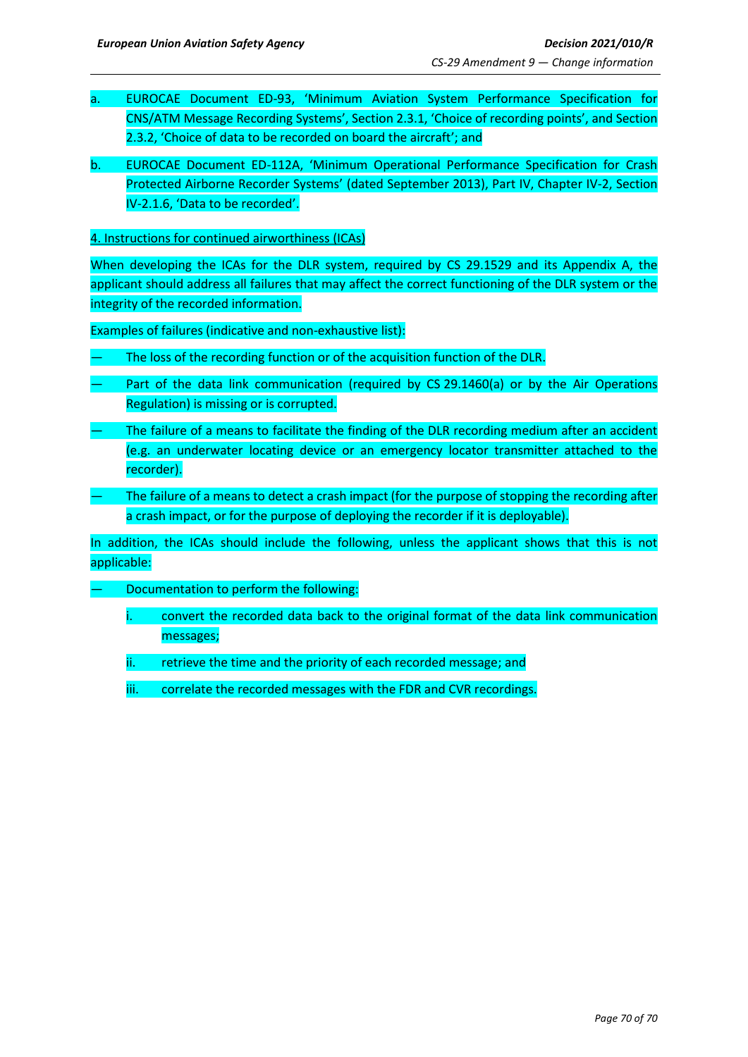a. EUROCAE Document ED-93, 'Minimum Aviation System Performance Specification for CNS/ATM Message Recording Systems', Section 2.3.1, 'Choice of recording points', and Section 2.3.2, 'Choice of data to be recorded on board the aircraft'; and

b. EUROCAE Document ED-112A, 'Minimum Operational Performance Specification for Crash Protected Airborne Recorder Systems' (dated September 2013), Part IV, Chapter IV-2, Section IV-2.1.6, 'Data to be recorded'.

4. Instructions for continued airworthiness (ICAs)

When developing the ICAs for the DLR system, required by CS 29.1529 and its Appendix A, the applicant should address all failures that may affect the correct functioning of the DLR system or the integrity of the recorded information.

Examples of failures (indicative and non-exhaustive list):

— The loss of the recording function or of the acquisition function of the DLR.

— Part of the data link communication (required by CS 29.1460(a) or by the Air Operations Regulation) is missing or is corrupted.

— The failure of a means to facilitate the finding of the DLR recording medium after an accident (e.g. an underwater locating device or an emergency locator transmitter attached to the recorder).

— The failure of a means to detect a crash impact (for the purpose of stopping the recording after a crash impact, or for the purpose of deploying the recorder if it is deployable).

In addition, the ICAs should include the following, unless the applicant shows that this is not applicable:

— Documentation to perform the following:

  i. convert the recorded data back to the original format of the data link communication messages;

  ii. retrieve the time and the priority of each recorded message; and

  iii. correlate the recorded messages with the FDR and CVR recordings.